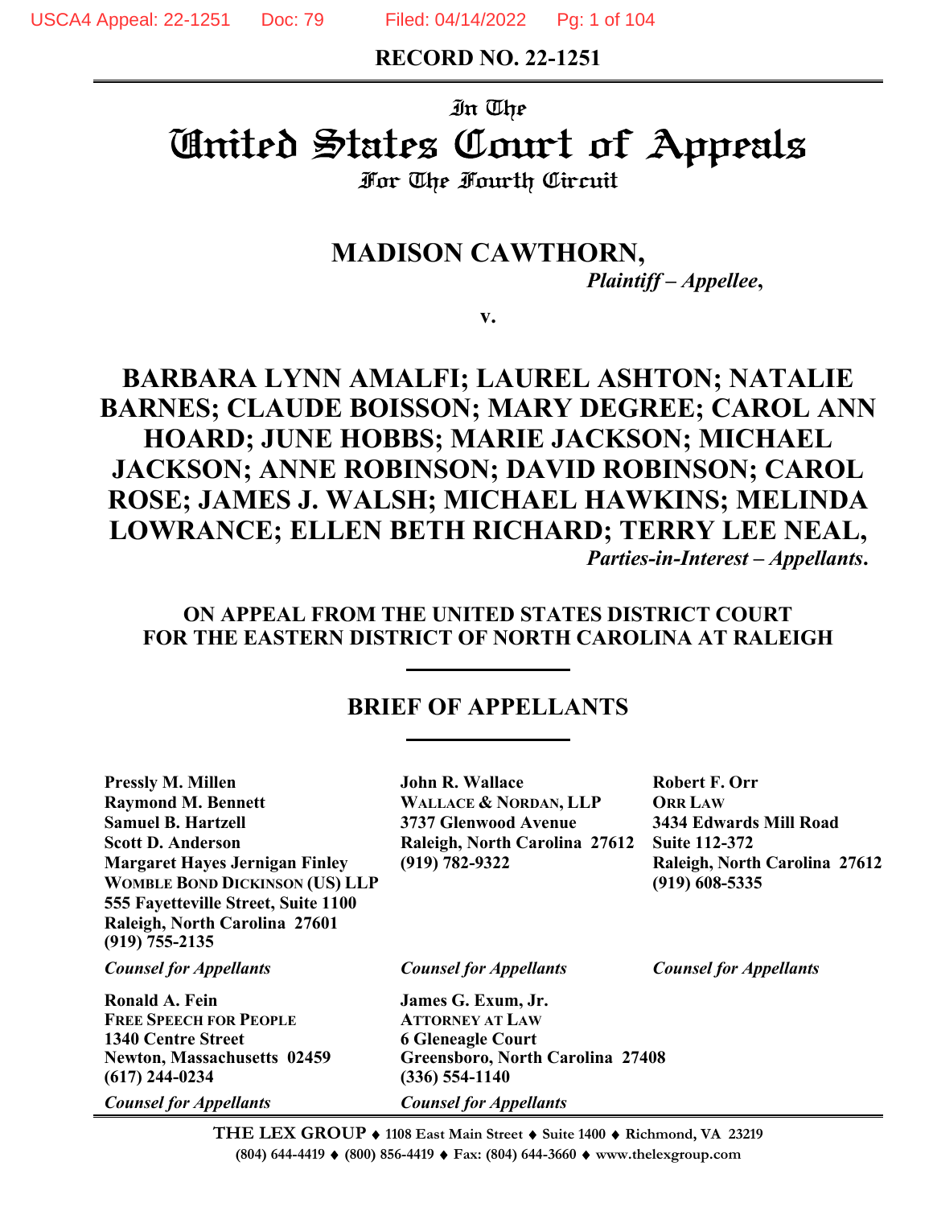**RECORD NO. 22-1251**

In The

# United States Court of Appeals

For The Fourth Circuit

## MADISON CAWTHORN,

*Plaintiff – Appellee*,

v.

## BARBARA LYNN AMALFI; LAUREL ASHTON; NATALIE BARNES; CLAUDE BOISSON; MARY DEGREE; CAROL ANN HOARD; JUNE HOBBS; MARIE JACKSON; MICHAEL JACKSON; ANNE ROBINSON; DAVID ROBINSON; CAROL ROSE; JAMES J. WALSH; MICHAEL HAWKINS; MELINDA LOWRANCE; ELLEN BETH RICHARD; TERRY LEE NEAL,

*Parties-in-Interest – Appellants*.

**ON APPEAL FROM THE UNITED STATES DISTRICT COURT FOR THE EASTERN DISTRICT OF NORTH CAROLINA AT RALEIGH**

## BRIEF OF APPELLANTS

**Pressly M. Millen**
**Raymond M. Bennett**
**Samuel B. Hartzell**
**Scott D. Anderson**
**Margaret Hayes Jernigan Finley**
**WOMBLE BOND DICKINSON (US) LLP**
**555 Fayetteville Street, Suite 1100**
**Raleigh, North Carolina 27601**
**(919) 755-2135**

*Counsel for Appellants*

**John R. Wallace**
**WALLACE & NORDAN, LLP**
**3737 Glenwood Avenue**
**Raleigh, North Carolina 27612**
**(919) 782-9322**

*Counsel for Appellants*

**Robert F. Orr**
**ORR LAW**
**3434 Edwards Mill Road**
**Suite 112-372**
**Raleigh, North Carolina 27612**
**(919) 608-5335**

*Counsel for Appellants*

**Ronald A. Fein**
**FREE SPEECH FOR PEOPLE**
**1340 Centre Street**
**Newton, Massachusetts 02459**
**(617) 244-0234**

*Counsel for Appellants*

**James G. Exum, Jr.**
**ATTORNEY AT LAW**
**6 Gleneagle Court**
**Greensboro, North Carolina 27408**
**(336) 554-1140**

*Counsel for Appellants*

**THE LEX GROUP** ♦ **1108 East Main Street** ♦ **Suite 1400** ♦ **Richmond, VA 23219**
**(804) 644-4419** ♦ **(800) 856-4419** ♦ **Fax: (804) 644-3660** ♦ **www.thelexgroup.com**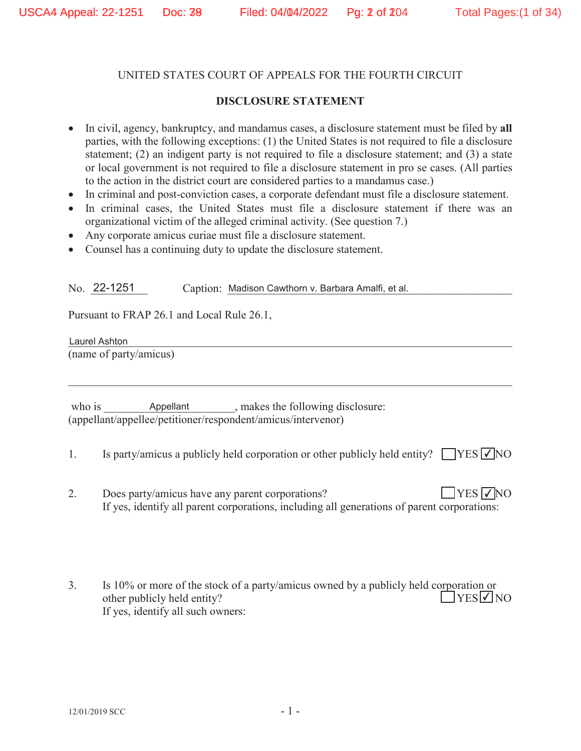UNITED STATES COURT OF APPEALS FOR THE FOURTH CIRCUIT

**DISCLOSURE STATEMENT**

- In civil, agency, bankruptcy, and mandamus cases, a disclosure statement must be filed by **all** parties, with the following exceptions: (1) the United States is not required to file a disclosure statement; (2) an indigent party is not required to file a disclosure statement; and (3) a state or local government is not required to file a disclosure statement in pro se cases. (All parties to the action in the district court are considered parties to a mandamus case.)
- In criminal and post-conviction cases, a corporate defendant must file a disclosure statement.
- In criminal cases, the United States must file a disclosure statement if there was an organizational victim of the alleged criminal activity. (See question 7.)
- Any corporate amicus curiae must file a disclosure statement.
- Counsel has a continuing duty to update the disclosure statement.

No. 22-1251 Caption: Madison Cawthorn v. Barbara Amalfi, et al.

Pursuant to FRAP 26.1 and Local Rule 26.1,

Laurel Ashton
(name of party/amicus)

who is Appellant, makes the following disclosure:
(appellant/appellee/petitioner/respondent/amicus/intervenor)

1. Is party/amicus a publicly held corporation or other publicly held entity? ☐YES ☑NO

2. Does party/amicus have any parent corporations? ☐YES ☑NO
   If yes, identify all parent corporations, including all generations of parent corporations:

3. Is 10% or more of the stock of a party/amicus owned by a publicly held corporation or other publicly held entity? ☐YES ☑NO
   If yes, identify all such owners:

12/01/2019 SCC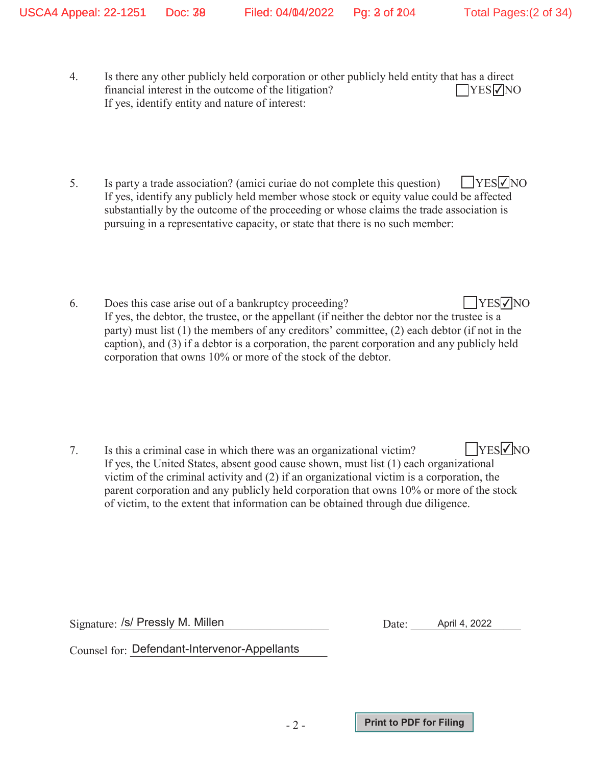4. Is there any other publicly held corporation or other publicly held entity that has a direct financial interest in the outcome of the litigation? ☐YES ☑NO
   If yes, identify entity and nature of interest:

5. Is party a trade association? (amici curiae do not complete this question) ☐YES ☑NO
   If yes, identify any publicly held member whose stock or equity value could be affected substantially by the outcome of the proceeding or whose claims the trade association is pursuing in a representative capacity, or state that there is no such member:

6. Does this case arise out of a bankruptcy proceeding? ☐YES ☑NO
   If yes, the debtor, the trustee, or the appellant (if neither the debtor nor the trustee is a party) must list (1) the members of any creditors' committee, (2) each debtor (if not in the caption), and (3) if a debtor is a corporation, the parent corporation and any publicly held corporation that owns 10% or more of the stock of the debtor.

7. Is this a criminal case in which there was an organizational victim? ☐YES ☑NO
   If yes, the United States, absent good cause shown, must list (1) each organizational victim of the criminal activity and (2) if an organizational victim is a corporation, the parent corporation and any publicly held corporation that owns 10% or more of the stock of victim, to the extent that information can be obtained through due diligence.

Signature: /s/ Pressly M. Millen  Date: April 4, 2022

Counsel for: Defendant-Intervenor-Appellants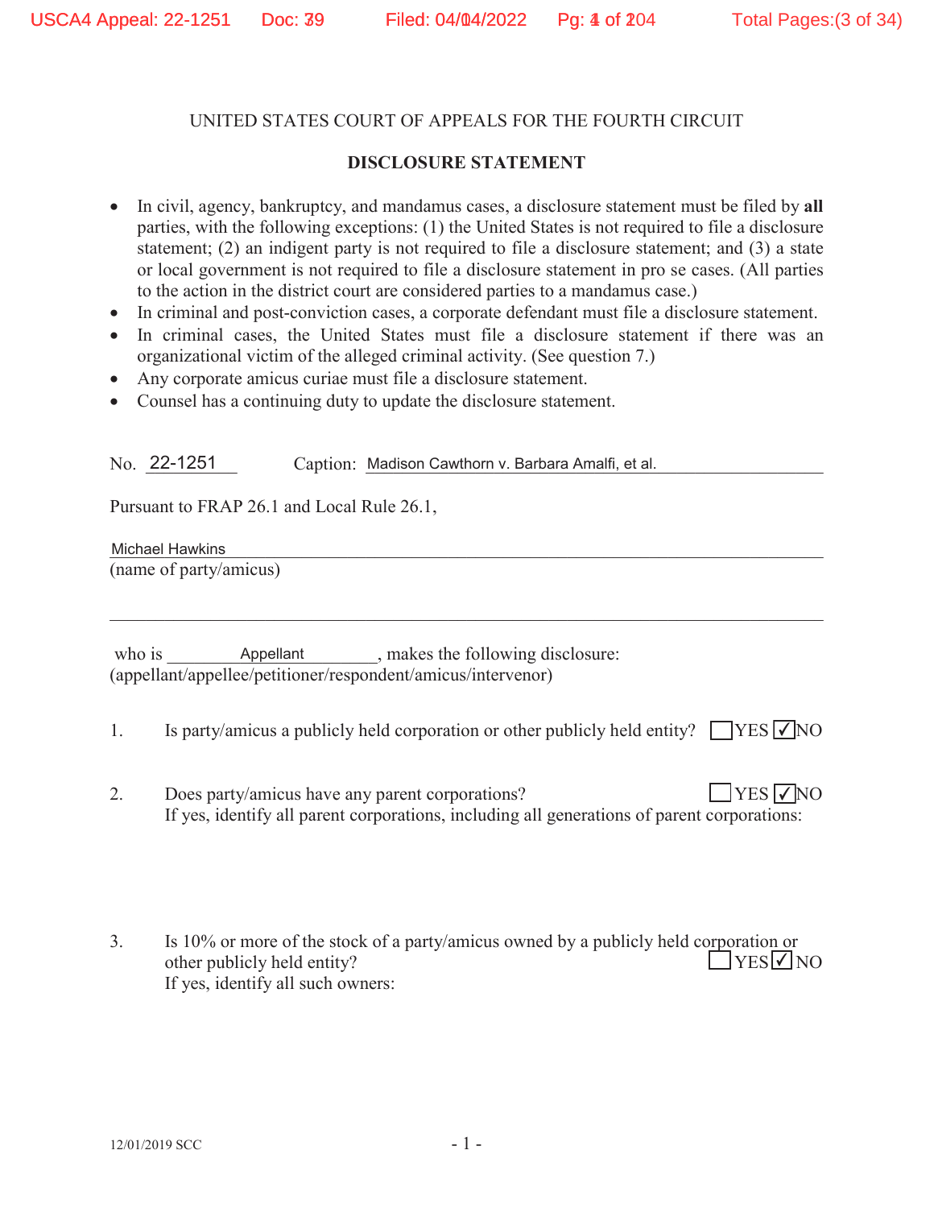UNITED STATES COURT OF APPEALS FOR THE FOURTH CIRCUIT

**DISCLOSURE STATEMENT**

- In civil, agency, bankruptcy, and mandamus cases, a disclosure statement must be filed by **all** parties, with the following exceptions: (1) the United States is not required to file a disclosure statement; (2) an indigent party is not required to file a disclosure statement; and (3) a state or local government is not required to file a disclosure statement in pro se cases. (All parties to the action in the district court are considered parties to a mandamus case.)
- In criminal and post-conviction cases, a corporate defendant must file a disclosure statement.
- In criminal cases, the United States must file a disclosure statement if there was an organizational victim of the alleged criminal activity. (See question 7.)
- Any corporate amicus curiae must file a disclosure statement.
- Counsel has a continuing duty to update the disclosure statement.

No. 22-1251 Caption: Madison Cawthorn v. Barbara Amalfi, et al.

Pursuant to FRAP 26.1 and Local Rule 26.1,

Michael Hawkins
(name of party/amicus)

who is Appellant, makes the following disclosure:
(appellant/appellee/petitioner/respondent/amicus/intervenor)

1. Is party/amicus a publicly held corporation or other publicly held entity? ☐ YES ☑ NO

2. Does party/amicus have any parent corporations? ☐ YES ☑ NO
If yes, identify all parent corporations, including all generations of parent corporations:

3. Is 10% or more of the stock of a party/amicus owned by a publicly held corporation or other publicly held entity? ☐ YES ☑ NO
If yes, identify all such owners:

12/01/2019 SCC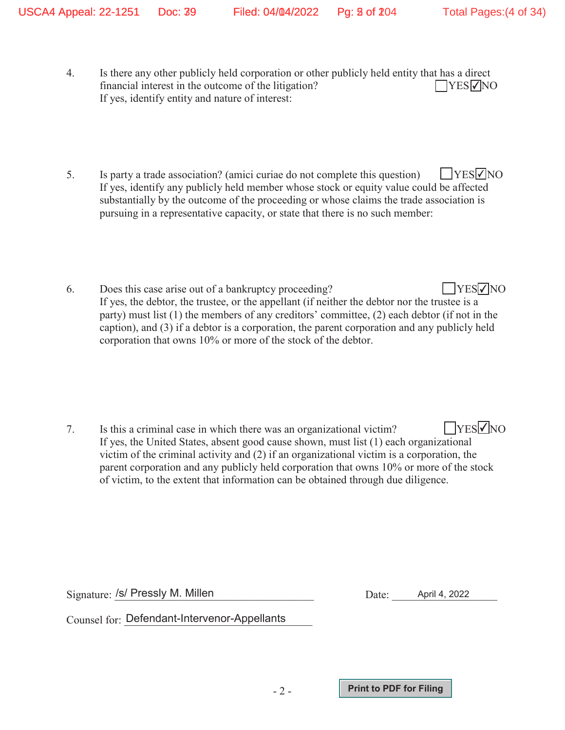4. Is there any other publicly held corporation or other publicly held entity that has a direct financial interest in the outcome of the litigation? ☐YES ☑NO
   If yes, identify entity and nature of interest:

5. Is party a trade association? (amici curiae do not complete this question) ☐YES ☑NO
   If yes, identify any publicly held member whose stock or equity value could be affected substantially by the outcome of the proceeding or whose claims the trade association is pursuing in a representative capacity, or state that there is no such member:

6. Does this case arise out of a bankruptcy proceeding? ☐YES ☑NO
   If yes, the debtor, the trustee, or the appellant (if neither the debtor nor the trustee is a party) must list (1) the members of any creditors' committee, (2) each debtor (if not in the caption), and (3) if a debtor is a corporation, the parent corporation and any publicly held corporation that owns 10% or more of the stock of the debtor.

7. Is this a criminal case in which there was an organizational victim? ☐YES ☑NO
   If yes, the United States, absent good cause shown, must list (1) each organizational victim of the criminal activity and (2) if an organizational victim is a corporation, the parent corporation and any publicly held corporation that owns 10% or more of the stock of victim, to the extent that information can be obtained through due diligence.

Signature: /s/ Pressly M. Millen          Date: April 4, 2022

Counsel for: Defendant-Intervenor-Appellants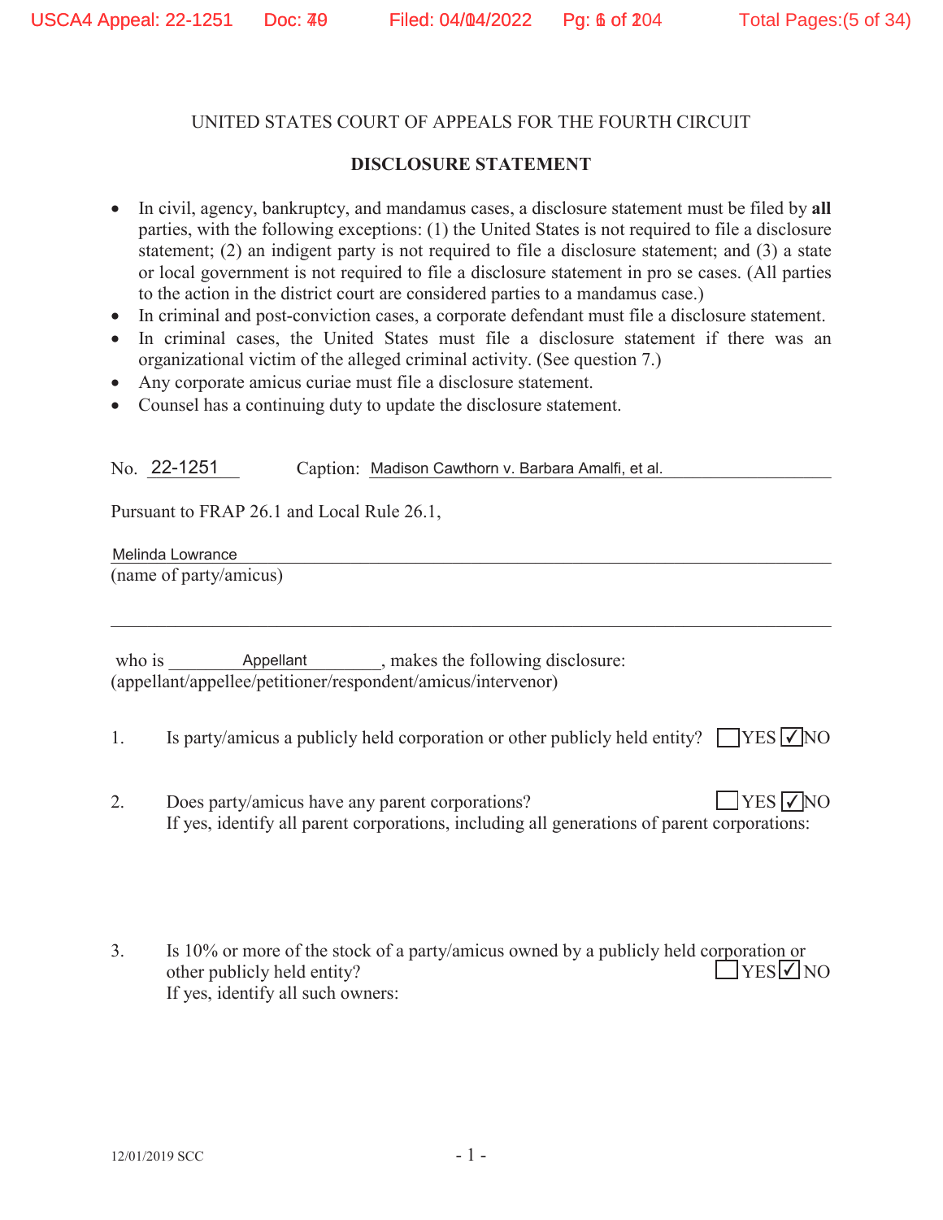UNITED STATES COURT OF APPEALS FOR THE FOURTH CIRCUIT

**DISCLOSURE STATEMENT**

- In civil, agency, bankruptcy, and mandamus cases, a disclosure statement must be filed by **all** parties, with the following exceptions: (1) the United States is not required to file a disclosure statement; (2) an indigent party is not required to file a disclosure statement; and (3) a state or local government is not required to file a disclosure statement in pro se cases. (All parties to the action in the district court are considered parties to a mandamus case.)
- In criminal and post-conviction cases, a corporate defendant must file a disclosure statement.
- In criminal cases, the United States must file a disclosure statement if there was an organizational victim of the alleged criminal activity. (See question 7.)
- Any corporate amicus curiae must file a disclosure statement.
- Counsel has a continuing duty to update the disclosure statement.

No. 22-1251 Caption: Madison Cawthorn v. Barbara Amalfi, et al.

Pursuant to FRAP 26.1 and Local Rule 26.1,

Melinda Lowrance
(name of party/amicus)

who is Appellant, makes the following disclosure:
(appellant/appellee/petitioner/respondent/amicus/intervenor)

1. Is party/amicus a publicly held corporation or other publicly held entity? ☐ YES ☑ NO

2. Does party/amicus have any parent corporations? ☐ YES ☑ NO
   If yes, identify all parent corporations, including all generations of parent corporations:

3. Is 10% or more of the stock of a party/amicus owned by a publicly held corporation or other publicly held entity? ☐ YES ☑ NO
   If yes, identify all such owners:

12/01/2019 SCC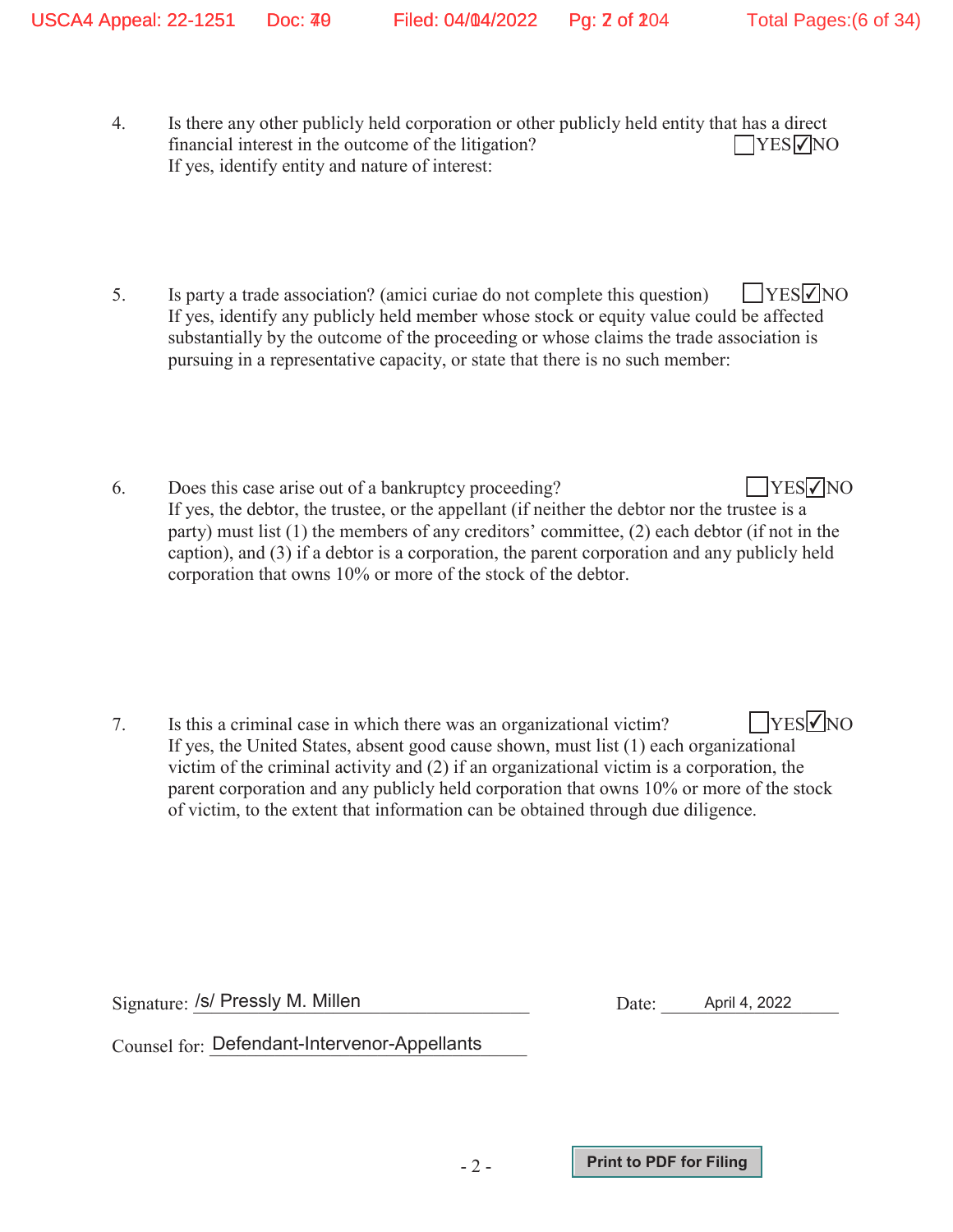4. Is there any other publicly held corporation or other publicly held entity that has a direct financial interest in the outcome of the litigation? ☐ YES ☑ NO
   If yes, identify entity and nature of interest:

5. Is party a trade association? (amici curiae do not complete this question) ☐ YES ☑ NO
   If yes, identify any publicly held member whose stock or equity value could be affected substantially by the outcome of the proceeding or whose claims the trade association is pursuing in a representative capacity, or state that there is no such member:

6. Does this case arise out of a bankruptcy proceeding? ☐ YES ☑ NO
   If yes, the debtor, the trustee, or the appellant (if neither the debtor nor the trustee is a party) must list (1) the members of any creditors' committee, (2) each debtor (if not in the caption), and (3) if a debtor is a corporation, the parent corporation and any publicly held corporation that owns 10% or more of the stock of the debtor.

7. Is this a criminal case in which there was an organizational victim? ☐ YES ☑ NO
   If yes, the United States, absent good cause shown, must list (1) each organizational victim of the criminal activity and (2) if an organizational victim is a corporation, the parent corporation and any publicly held corporation that owns 10% or more of the stock of victim, to the extent that information can be obtained through due diligence.

Signature: /s/ Pressly M. Millen

Date: April 4, 2022

Counsel for: Defendant-Intervenor-Appellants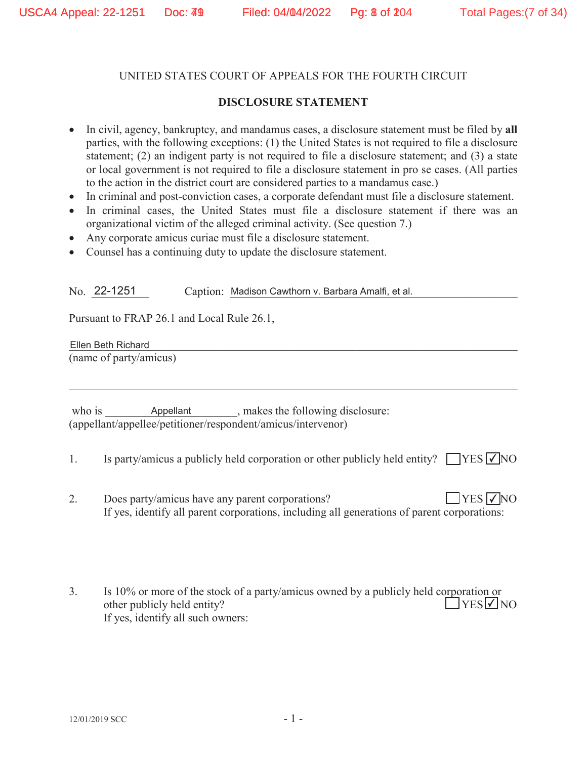UNITED STATES COURT OF APPEALS FOR THE FOURTH CIRCUIT

**DISCLOSURE STATEMENT**

- In civil, agency, bankruptcy, and mandamus cases, a disclosure statement must be filed by **all** parties, with the following exceptions: (1) the United States is not required to file a disclosure statement; (2) an indigent party is not required to file a disclosure statement; and (3) a state or local government is not required to file a disclosure statement in pro se cases. (All parties to the action in the district court are considered parties to a mandamus case.)
- In criminal and post-conviction cases, a corporate defendant must file a disclosure statement.
- In criminal cases, the United States must file a disclosure statement if there was an organizational victim of the alleged criminal activity. (See question 7.)
- Any corporate amicus curiae must file a disclosure statement.
- Counsel has a continuing duty to update the disclosure statement.

No. 22-1251 Caption: Madison Cawthorn v. Barbara Amalfi, et al.

Pursuant to FRAP 26.1 and Local Rule 26.1,

Ellen Beth Richard
(name of party/amicus)

who is Appellant, makes the following disclosure:
(appellant/appellee/petitioner/respondent/amicus/intervenor)

1. Is party/amicus a publicly held corporation or other publicly held entity? ☐ YES ☑ NO

2. Does party/amicus have any parent corporations? ☐ YES ☑ NO
   If yes, identify all parent corporations, including all generations of parent corporations:

3. Is 10% or more of the stock of a party/amicus owned by a publicly held corporation or other publicly held entity? ☐ YES ☑ NO
   If yes, identify all such owners:

12/01/2019 SCC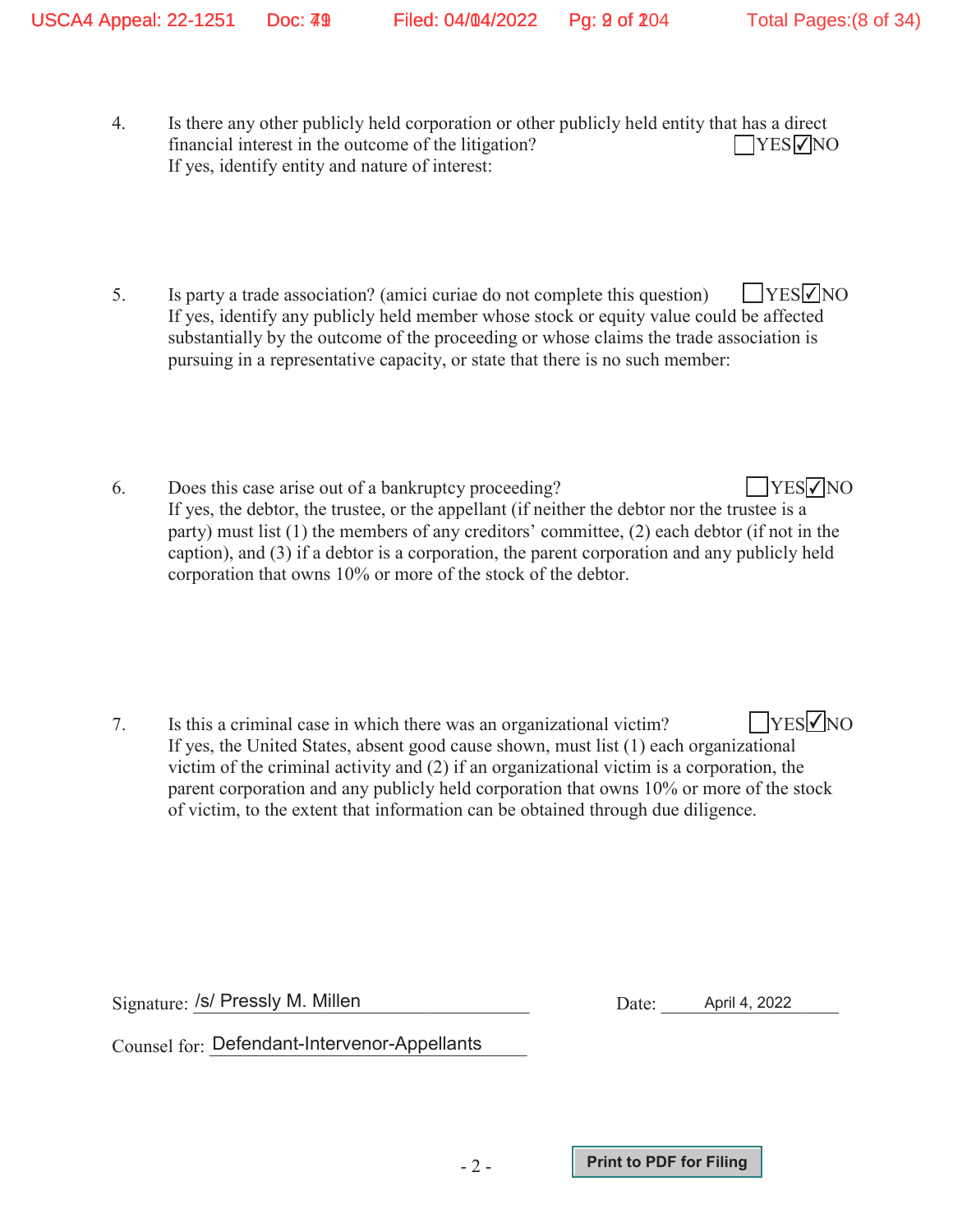4. Is there any other publicly held corporation or other publicly held entity that has a direct financial interest in the outcome of the litigation? ☐YES ☑NO
   If yes, identify entity and nature of interest:

5. Is party a trade association? (amici curiae do not complete this question) ☐YES ☑NO
   If yes, identify any publicly held member whose stock or equity value could be affected substantially by the outcome of the proceeding or whose claims the trade association is pursuing in a representative capacity, or state that there is no such member:

6. Does this case arise out of a bankruptcy proceeding? ☐YES ☑NO
   If yes, the debtor, the trustee, or the appellant (if neither the debtor nor the trustee is a party) must list (1) the members of any creditors' committee, (2) each debtor (if not in the caption), and (3) if a debtor is a corporation, the parent corporation and any publicly held corporation that owns 10% or more of the stock of the debtor.

7. Is this a criminal case in which there was an organizational victim? ☐YES ☑NO
   If yes, the United States, absent good cause shown, must list (1) each organizational victim of the criminal activity and (2) if an organizational victim is a corporation, the parent corporation and any publicly held corporation that owns 10% or more of the stock of victim, to the extent that information can be obtained through due diligence.

Signature: /s/ Pressly M. Millen    Date: April 4, 2022

Counsel for: Defendant-Intervenor-Appellants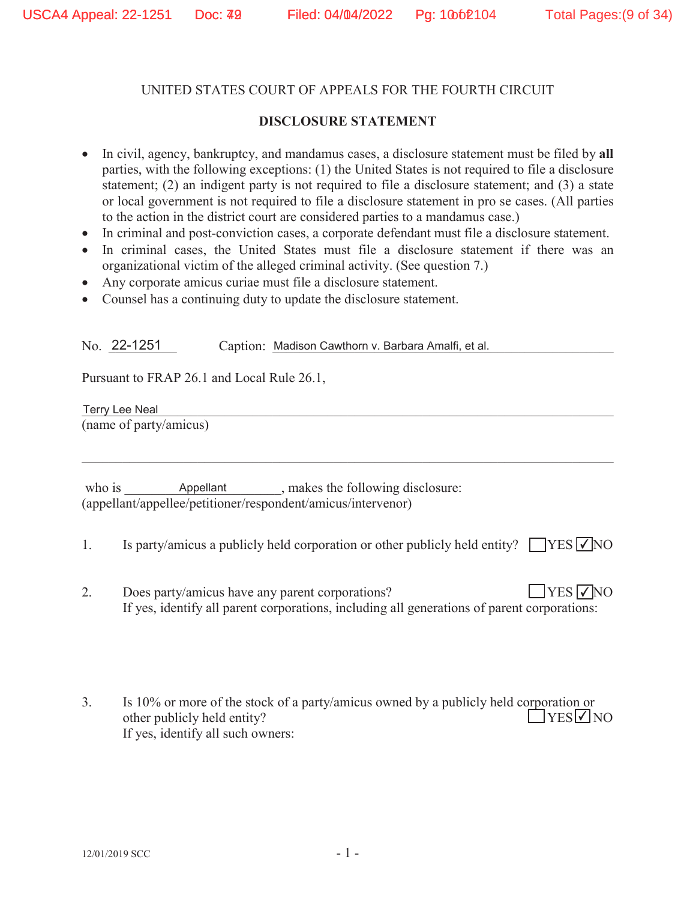UNITED STATES COURT OF APPEALS FOR THE FOURTH CIRCUIT

**DISCLOSURE STATEMENT**

- In civil, agency, bankruptcy, and mandamus cases, a disclosure statement must be filed by **all** parties, with the following exceptions: (1) the United States is not required to file a disclosure statement; (2) an indigent party is not required to file a disclosure statement; and (3) a state or local government is not required to file a disclosure statement in pro se cases. (All parties to the action in the district court are considered parties to a mandamus case.)
- In criminal and post-conviction cases, a corporate defendant must file a disclosure statement.
- In criminal cases, the United States must file a disclosure statement if there was an organizational victim of the alleged criminal activity. (See question 7.)
- Any corporate amicus curiae must file a disclosure statement.
- Counsel has a continuing duty to update the disclosure statement.

No. 22-1251 Caption: Madison Cawthorn v. Barbara Amalfi, et al.

Pursuant to FRAP 26.1 and Local Rule 26.1,

Terry Lee Neal
(name of party/amicus)

who is Appellant, makes the following disclosure:
(appellant/appellee/petitioner/respondent/amicus/intervenor)

1. Is party/amicus a publicly held corporation or other publicly held entity? ☐ YES ☑ NO

2. Does party/amicus have any parent corporations? ☐ YES ☑ NO
If yes, identify all parent corporations, including all generations of parent corporations:

3. Is 10% or more of the stock of a party/amicus owned by a publicly held corporation or other publicly held entity? ☐ YES ☑ NO
If yes, identify all such owners:

12/01/2019 SCC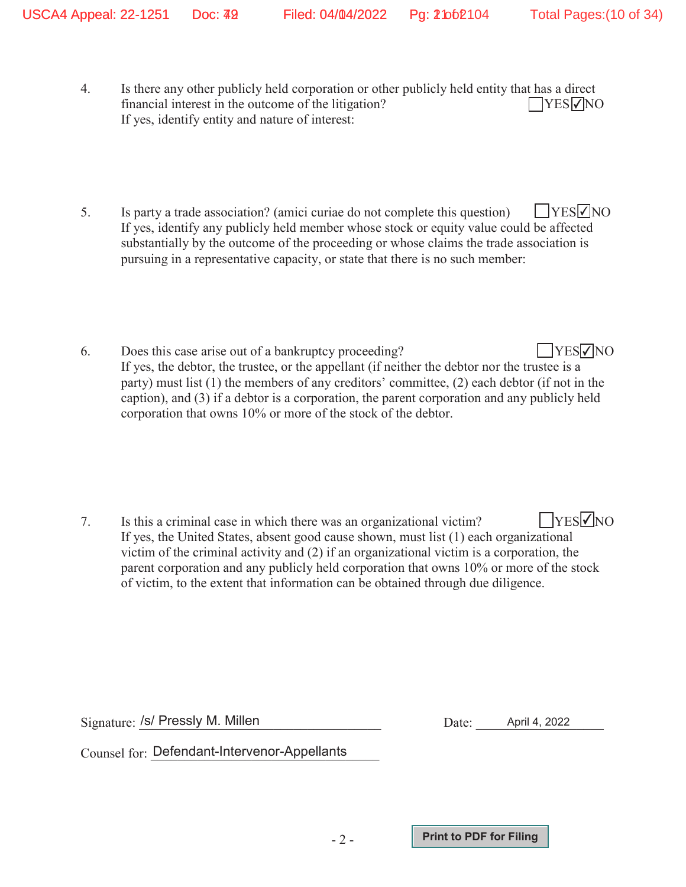4. Is there any other publicly held corporation or other publicly held entity that has a direct financial interest in the outcome of the litigation? ☐ YES ☑ NO
   If yes, identify entity and nature of interest:

5. Is party a trade association? (amici curiae do not complete this question) ☐ YES ☑ NO
   If yes, identify any publicly held member whose stock or equity value could be affected substantially by the outcome of the proceeding or whose claims the trade association is pursuing in a representative capacity, or state that there is no such member:

6. Does this case arise out of a bankruptcy proceeding? ☐ YES ☑ NO
   If yes, the debtor, the trustee, or the appellant (if neither the debtor nor the trustee is a party) must list (1) the members of any creditors' committee, (2) each debtor (if not in the caption), and (3) if a debtor is a corporation, the parent corporation and any publicly held corporation that owns 10% or more of the stock of the debtor.

7. Is this a criminal case in which there was an organizational victim? ☐ YES ☑ NO
   If yes, the United States, absent good cause shown, must list (1) each organizational victim of the criminal activity and (2) if an organizational victim is a corporation, the parent corporation and any publicly held corporation that owns 10% or more of the stock of victim, to the extent that information can be obtained through due diligence.

Signature: /s/ Pressly M. Millen                Date: April 4, 2022

Counsel for: Defendant-Intervenor-Appellants

Print to PDF for Filing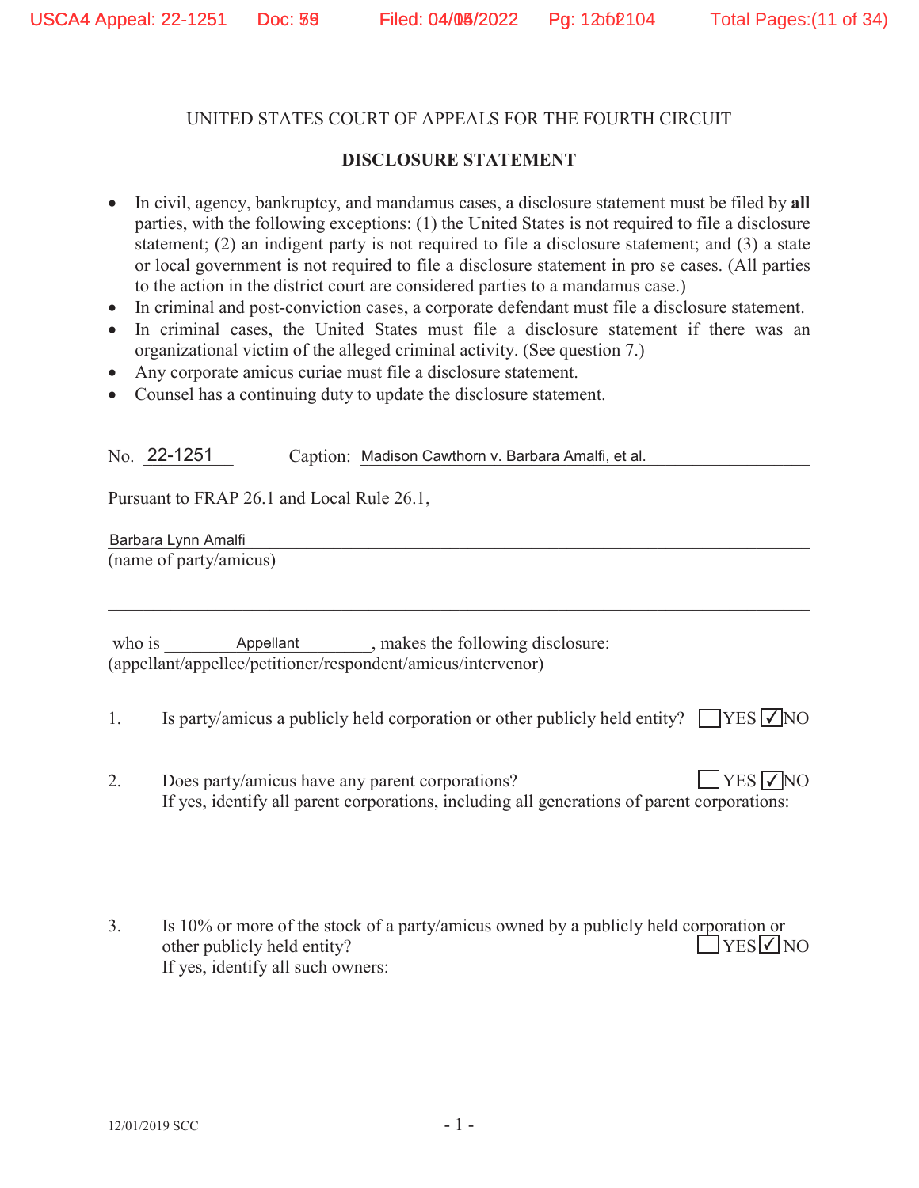UNITED STATES COURT OF APPEALS FOR THE FOURTH CIRCUIT

**DISCLOSURE STATEMENT**

- In civil, agency, bankruptcy, and mandamus cases, a disclosure statement must be filed by **all** parties, with the following exceptions: (1) the United States is not required to file a disclosure statement; (2) an indigent party is not required to file a disclosure statement; and (3) a state or local government is not required to file a disclosure statement in pro se cases. (All parties to the action in the district court are considered parties to a mandamus case.)
- In criminal and post-conviction cases, a corporate defendant must file a disclosure statement.
- In criminal cases, the United States must file a disclosure statement if there was an organizational victim of the alleged criminal activity. (See question 7.)
- Any corporate amicus curiae must file a disclosure statement.
- Counsel has a continuing duty to update the disclosure statement.

No. 22-1251 Caption: Madison Cawthorn v. Barbara Amalfi, et al.

Pursuant to FRAP 26.1 and Local Rule 26.1,

Barbara Lynn Amalfi
(name of party/amicus)

who is Appellant, makes the following disclosure:
(appellant/appellee/petitioner/respondent/amicus/intervenor)

1. Is party/amicus a publicly held corporation or other publicly held entity? ☐ YES ☑ NO

2. Does party/amicus have any parent corporations? ☐ YES ☑ NO
   If yes, identify all parent corporations, including all generations of parent corporations:

3. Is 10% or more of the stock of a party/amicus owned by a publicly held corporation or other publicly held entity? ☐ YES ☑ NO
   If yes, identify all such owners:

12/01/2019 SCC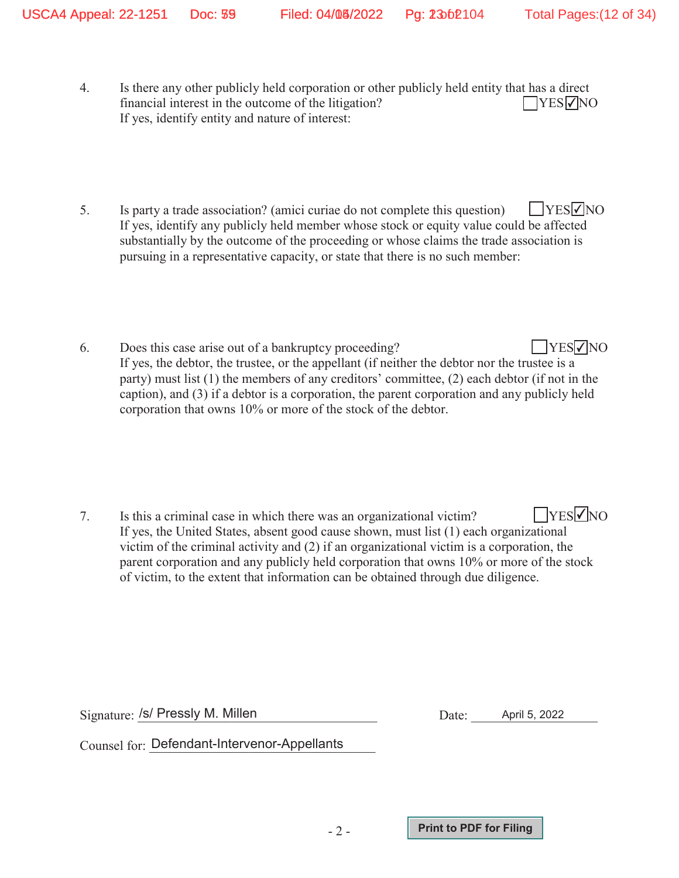4. Is there any other publicly held corporation or other publicly held entity that has a direct financial interest in the outcome of the litigation? ☐ YES ☑ NO
If yes, identify entity and nature of interest:

5. Is party a trade association? (amici curiae do not complete this question) ☐ YES ☑ NO
If yes, identify any publicly held member whose stock or equity value could be affected substantially by the outcome of the proceeding or whose claims the trade association is pursuing in a representative capacity, or state that there is no such member:

6. Does this case arise out of a bankruptcy proceeding? ☐ YES ☑ NO
If yes, the debtor, the trustee, or the appellant (if neither the debtor nor the trustee is a party) must list (1) the members of any creditors' committee, (2) each debtor (if not in the caption), and (3) if a debtor is a corporation, the parent corporation and any publicly held corporation that owns 10% or more of the stock of the debtor.

7. Is this a criminal case in which there was an organizational victim? ☐ YES ☑ NO
If yes, the United States, absent good cause shown, must list (1) each organizational victim of the criminal activity and (2) if an organizational victim is a corporation, the parent corporation and any publicly held corporation that owns 10% or more of the stock of victim, to the extent that information can be obtained through due diligence.

Signature: /s/ Pressly M. Millen Date: April 5, 2022

Counsel for: Defendant-Intervenor-Appellants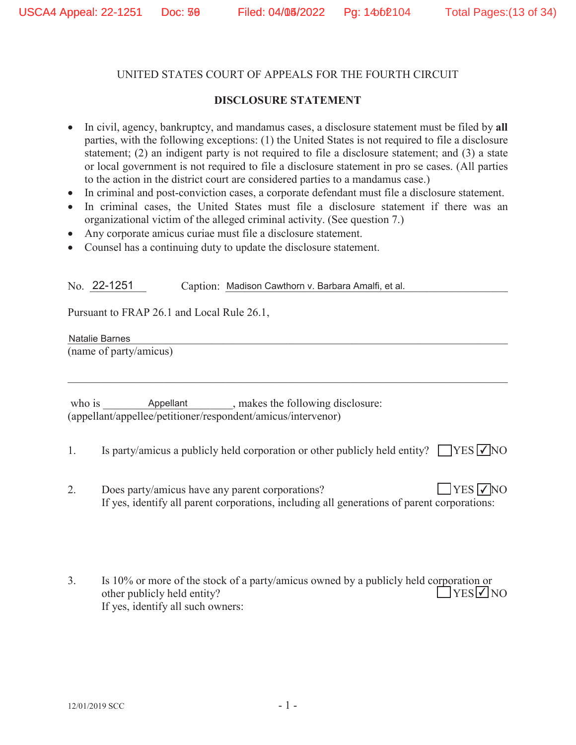UNITED STATES COURT OF APPEALS FOR THE FOURTH CIRCUIT

**DISCLOSURE STATEMENT**

- In civil, agency, bankruptcy, and mandamus cases, a disclosure statement must be filed by **all** parties, with the following exceptions: (1) the United States is not required to file a disclosure statement; (2) an indigent party is not required to file a disclosure statement; and (3) a state or local government is not required to file a disclosure statement in pro se cases. (All parties to the action in the district court are considered parties to a mandamus case.)
- In criminal and post-conviction cases, a corporate defendant must file a disclosure statement.
- In criminal cases, the United States must file a disclosure statement if there was an organizational victim of the alleged criminal activity. (See question 7.)
- Any corporate amicus curiae must file a disclosure statement.
- Counsel has a continuing duty to update the disclosure statement.

No. 22-1251 Caption: Madison Cawthorn v. Barbara Amalfi, et al.

Pursuant to FRAP 26.1 and Local Rule 26.1,

Natalie Barnes
(name of party/amicus)

who is Appellant, makes the following disclosure:
(appellant/appellee/petitioner/respondent/amicus/intervenor)

1. Is party/amicus a publicly held corporation or other publicly held entity? ☐ YES ☑ NO

2. Does party/amicus have any parent corporations? ☐ YES ☑ NO
   If yes, identify all parent corporations, including all generations of parent corporations:

3. Is 10% or more of the stock of a party/amicus owned by a publicly held corporation or other publicly held entity? ☐ YES ☑ NO
   If yes, identify all such owners:

12/01/2019 SCC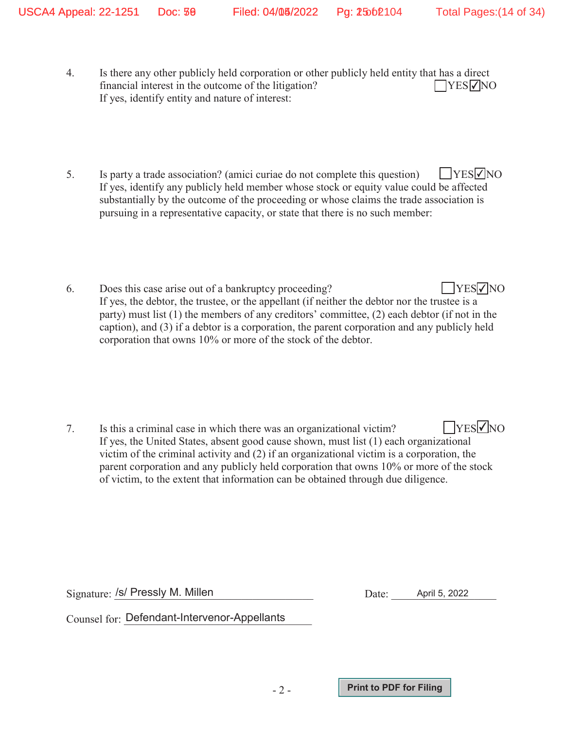4. Is there any other publicly held corporation or other publicly held entity that has a direct financial interest in the outcome of the litigation? ☐YES ☑NO
   If yes, identify entity and nature of interest:

5. Is party a trade association? (amici curiae do not complete this question) ☐YES ☑NO
   If yes, identify any publicly held member whose stock or equity value could be affected substantially by the outcome of the proceeding or whose claims the trade association is pursuing in a representative capacity, or state that there is no such member:

6. Does this case arise out of a bankruptcy proceeding? ☐YES ☑NO
   If yes, the debtor, the trustee, or the appellant (if neither the debtor nor the trustee is a party) must list (1) the members of any creditors' committee, (2) each debtor (if not in the caption), and (3) if a debtor is a corporation, the parent corporation and any publicly held corporation that owns 10% or more of the stock of the debtor.

7. Is this a criminal case in which there was an organizational victim? ☐YES ☑NO
   If yes, the United States, absent good cause shown, must list (1) each organizational victim of the criminal activity and (2) if an organizational victim is a corporation, the parent corporation and any publicly held corporation that owns 10% or more of the stock of victim, to the extent that information can be obtained through due diligence.

Signature: /s/ Pressly M. Millen  Date: April 5, 2022

Counsel for: Defendant-Intervenor-Appellants

Print to PDF for Filing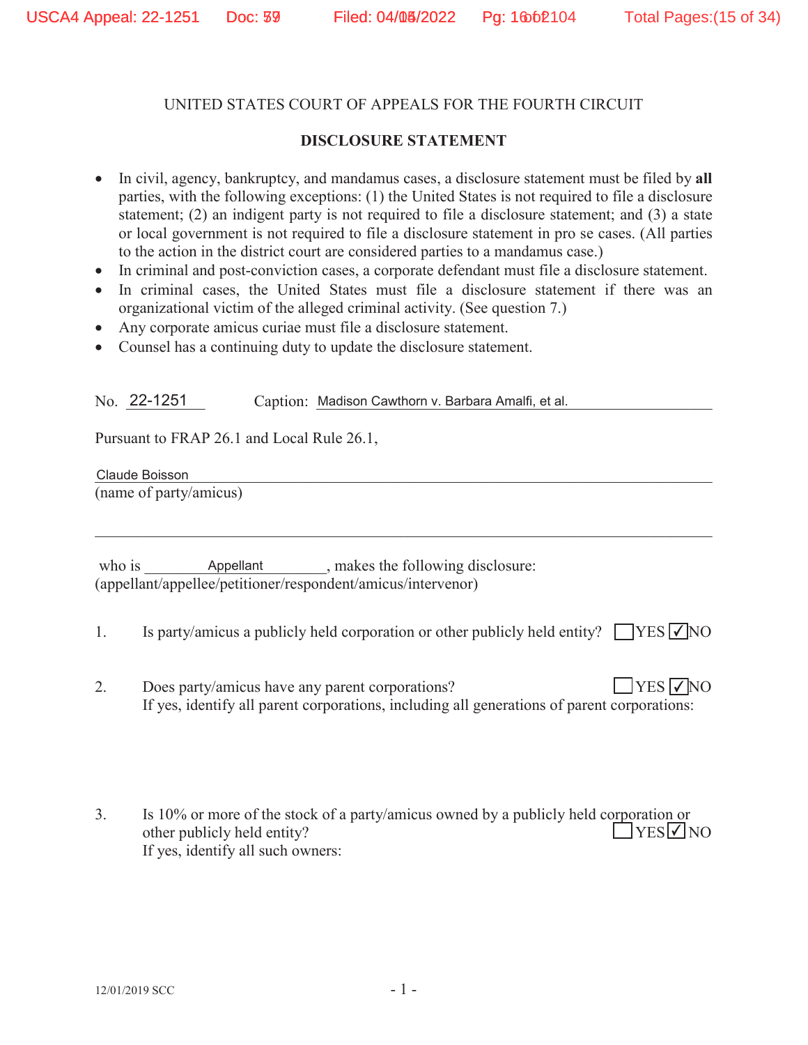UNITED STATES COURT OF APPEALS FOR THE FOURTH CIRCUIT

**DISCLOSURE STATEMENT**

- In civil, agency, bankruptcy, and mandamus cases, a disclosure statement must be filed by **all** parties, with the following exceptions: (1) the United States is not required to file a disclosure statement; (2) an indigent party is not required to file a disclosure statement; and (3) a state or local government is not required to file a disclosure statement in pro se cases. (All parties to the action in the district court are considered parties to a mandamus case.)
- In criminal and post-conviction cases, a corporate defendant must file a disclosure statement.
- In criminal cases, the United States must file a disclosure statement if there was an organizational victim of the alleged criminal activity. (See question 7.)
- Any corporate amicus curiae must file a disclosure statement.
- Counsel has a continuing duty to update the disclosure statement.

No. 22-1251 Caption: Madison Cawthorn v. Barbara Amalfi, et al.

Pursuant to FRAP 26.1 and Local Rule 26.1,

Claude Boisson
(name of party/amicus)

who is Appellant, makes the following disclosure:
(appellant/appellee/petitioner/respondent/amicus/intervenor)

1. Is party/amicus a publicly held corporation or other publicly held entity? ☐ YES ☑ NO

2. Does party/amicus have any parent corporations? ☐ YES ☑ NO
   If yes, identify all parent corporations, including all generations of parent corporations:

3. Is 10% or more of the stock of a party/amicus owned by a publicly held corporation or other publicly held entity? ☐ YES ☑ NO
   If yes, identify all such owners:

12/01/2019 SCC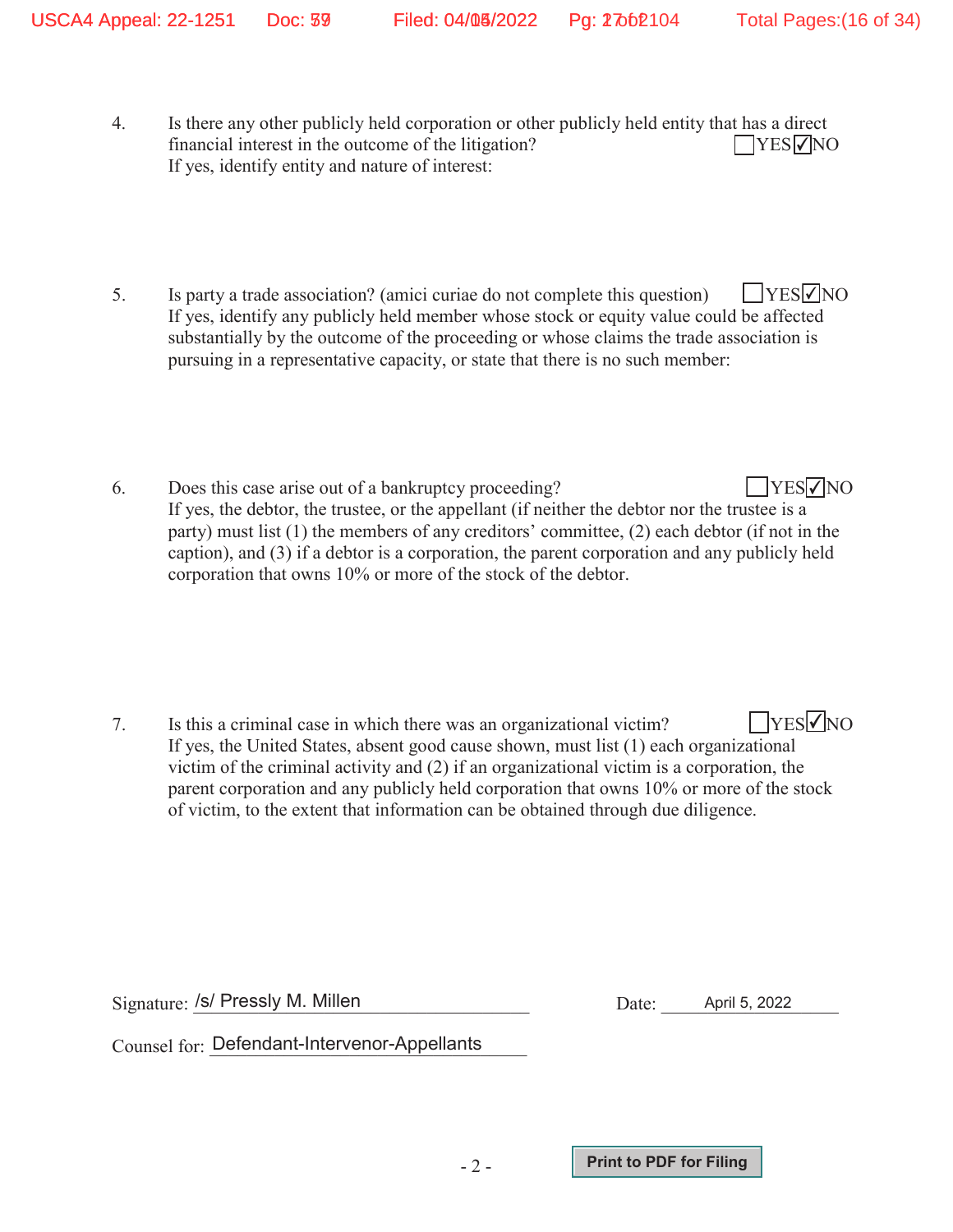4. Is there any other publicly held corporation or other publicly held entity that has a direct financial interest in the outcome of the litigation? ☐YES ☑NO
   If yes, identify entity and nature of interest:

5. Is party a trade association? (amici curiae do not complete this question) ☐YES ☑NO
   If yes, identify any publicly held member whose stock or equity value could be affected substantially by the outcome of the proceeding or whose claims the trade association is pursuing in a representative capacity, or state that there is no such member:

6. Does this case arise out of a bankruptcy proceeding? ☐YES ☑NO
   If yes, the debtor, the trustee, or the appellant (if neither the debtor nor the trustee is a party) must list (1) the members of any creditors' committee, (2) each debtor (if not in the caption), and (3) if a debtor is a corporation, the parent corporation and any publicly held corporation that owns 10% or more of the stock of the debtor.

7. Is this a criminal case in which there was an organizational victim? ☐YES ☑NO
   If yes, the United States, absent good cause shown, must list (1) each organizational victim of the criminal activity and (2) if an organizational victim is a corporation, the parent corporation and any publicly held corporation that owns 10% or more of the stock of victim, to the extent that information can be obtained through due diligence.

Signature: /s/ Pressly M. Millen

Date: April 5, 2022

Counsel for: Defendant-Intervenor-Appellants

Print to PDF for Filing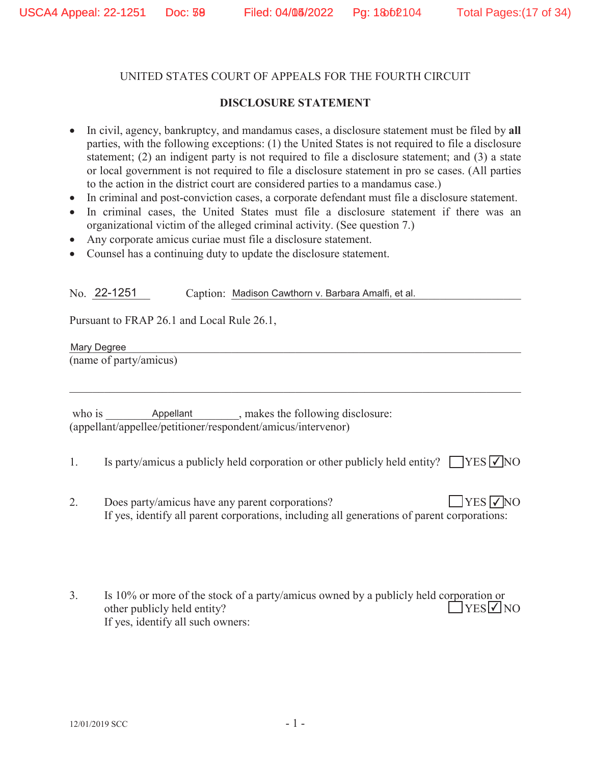UNITED STATES COURT OF APPEALS FOR THE FOURTH CIRCUIT

**DISCLOSURE STATEMENT**

- In civil, agency, bankruptcy, and mandamus cases, a disclosure statement must be filed by **all** parties, with the following exceptions: (1) the United States is not required to file a disclosure statement; (2) an indigent party is not required to file a disclosure statement; and (3) a state or local government is not required to file a disclosure statement in pro se cases. (All parties to the action in the district court are considered parties to a mandamus case.)
- In criminal and post-conviction cases, a corporate defendant must file a disclosure statement.
- In criminal cases, the United States must file a disclosure statement if there was an organizational victim of the alleged criminal activity. (See question 7.)
- Any corporate amicus curiae must file a disclosure statement.
- Counsel has a continuing duty to update the disclosure statement.

No. 22-1251 Caption: Madison Cawthorn v. Barbara Amalfi, et al.

Pursuant to FRAP 26.1 and Local Rule 26.1,

Mary Degree
(name of party/amicus)

who is Appellant, makes the following disclosure:
(appellant/appellee/petitioner/respondent/amicus/intervenor)

1. Is party/amicus a publicly held corporation or other publicly held entity? ☐YES ☑NO

2. Does party/amicus have any parent corporations? ☐YES ☑NO
   If yes, identify all parent corporations, including all generations of parent corporations:

3. Is 10% or more of the stock of a party/amicus owned by a publicly held corporation or other publicly held entity? ☐YES ☑NO
   If yes, identify all such owners:

12/01/2019 SCC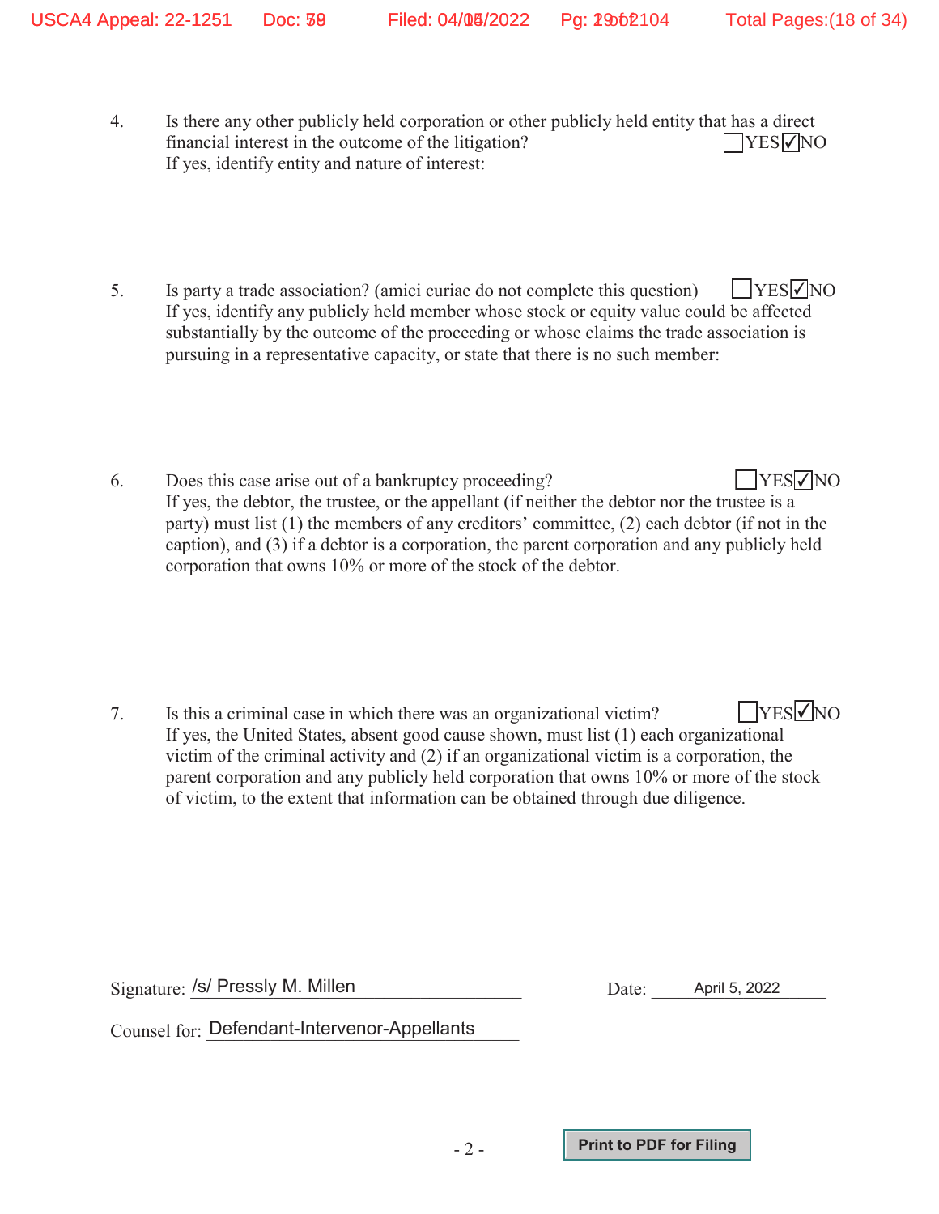4. Is there any other publicly held corporation or other publicly held entity that has a direct financial interest in the outcome of the litigation? ☐YES ☑NO
If yes, identify entity and nature of interest:

5. Is party a trade association? (amici curiae do not complete this question) ☐YES ☑NO
If yes, identify any publicly held member whose stock or equity value could be affected substantially by the outcome of the proceeding or whose claims the trade association is pursuing in a representative capacity, or state that there is no such member:

6. Does this case arise out of a bankruptcy proceeding? ☐YES ☑NO
If yes, the debtor, the trustee, or the appellant (if neither the debtor nor the trustee is a party) must list (1) the members of any creditors' committee, (2) each debtor (if not in the caption), and (3) if a debtor is a corporation, the parent corporation and any publicly held corporation that owns 10% or more of the stock of the debtor.

7. Is this a criminal case in which there was an organizational victim? ☐YES ☑NO
If yes, the United States, absent good cause shown, must list (1) each organizational victim of the criminal activity and (2) if an organizational victim is a corporation, the parent corporation and any publicly held corporation that owns 10% or more of the stock of victim, to the extent that information can be obtained through due diligence.

Signature: /s/ Pressly M. Millen Date: April 5, 2022

Counsel for: Defendant-Intervenor-Appellants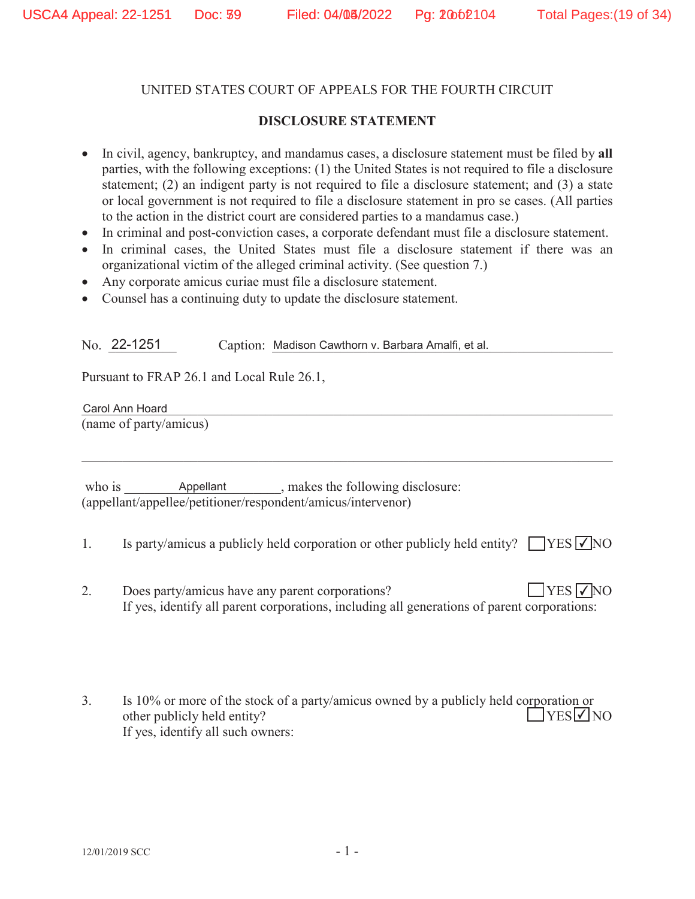UNITED STATES COURT OF APPEALS FOR THE FOURTH CIRCUIT

**DISCLOSURE STATEMENT**

- In civil, agency, bankruptcy, and mandamus cases, a disclosure statement must be filed by **all** parties, with the following exceptions: (1) the United States is not required to file a disclosure statement; (2) an indigent party is not required to file a disclosure statement; and (3) a state or local government is not required to file a disclosure statement in pro se cases. (All parties to the action in the district court are considered parties to a mandamus case.)
- In criminal and post-conviction cases, a corporate defendant must file a disclosure statement.
- In criminal cases, the United States must file a disclosure statement if there was an organizational victim of the alleged criminal activity. (See question 7.)
- Any corporate amicus curiae must file a disclosure statement.
- Counsel has a continuing duty to update the disclosure statement.

No. 22-1251 Caption: Madison Cawthorn v. Barbara Amalfi, et al.

Pursuant to FRAP 26.1 and Local Rule 26.1,

Carol Ann Hoard
(name of party/amicus)

who is Appellant, makes the following disclosure:
(appellant/appellee/petitioner/respondent/amicus/intervenor)

1. Is party/amicus a publicly held corporation or other publicly held entity? ☐ YES ☑ NO

2. Does party/amicus have any parent corporations? ☐ YES ☑ NO
   If yes, identify all parent corporations, including all generations of parent corporations:

3. Is 10% or more of the stock of a party/amicus owned by a publicly held corporation or other publicly held entity? ☐ YES ☑ NO
   If yes, identify all such owners:

12/01/2019 SCC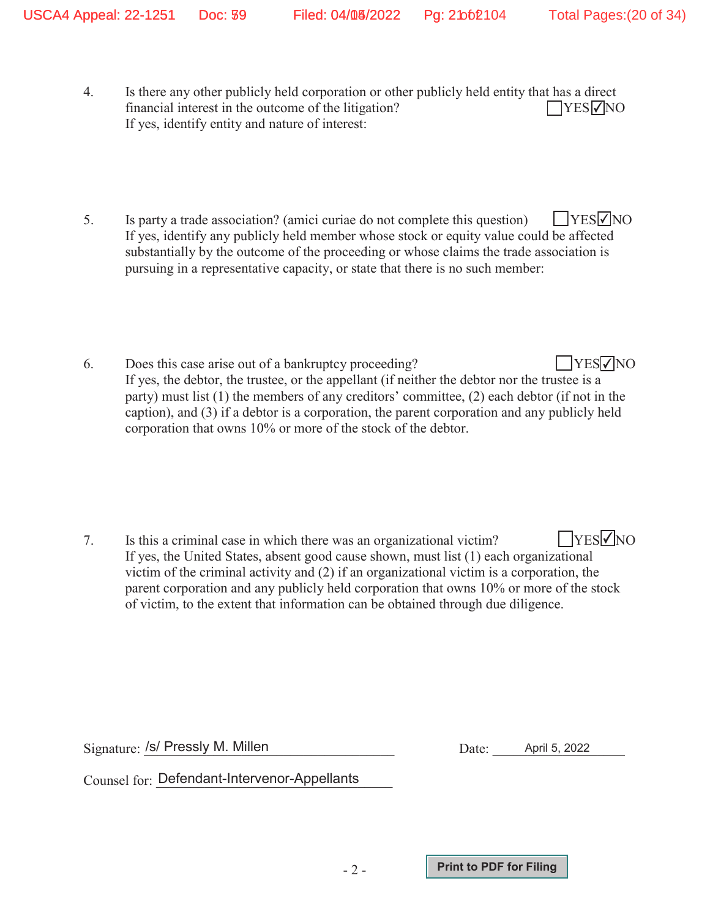4. Is there any other publicly held corporation or other publicly held entity that has a direct financial interest in the outcome of the litigation? ☐YES ☑NO
   If yes, identify entity and nature of interest:

5. Is party a trade association? (amici curiae do not complete this question) ☐YES ☑NO
   If yes, identify any publicly held member whose stock or equity value could be affected substantially by the outcome of the proceeding or whose claims the trade association is pursuing in a representative capacity, or state that there is no such member:

6. Does this case arise out of a bankruptcy proceeding? ☐YES ☑NO
   If yes, the debtor, the trustee, or the appellant (if neither the debtor nor the trustee is a party) must list (1) the members of any creditors' committee, (2) each debtor (if not in the caption), and (3) if a debtor is a corporation, the parent corporation and any publicly held corporation that owns 10% or more of the stock of the debtor.

7. Is this a criminal case in which there was an organizational victim? ☐YES ☑NO
   If yes, the United States, absent good cause shown, must list (1) each organizational victim of the criminal activity and (2) if an organizational victim is a corporation, the parent corporation and any publicly held corporation that owns 10% or more of the stock of victim, to the extent that information can be obtained through due diligence.

Signature: /s/ Pressly M. Millen　　　　Date: April 5, 2022

Counsel for: Defendant-Intervenor-Appellants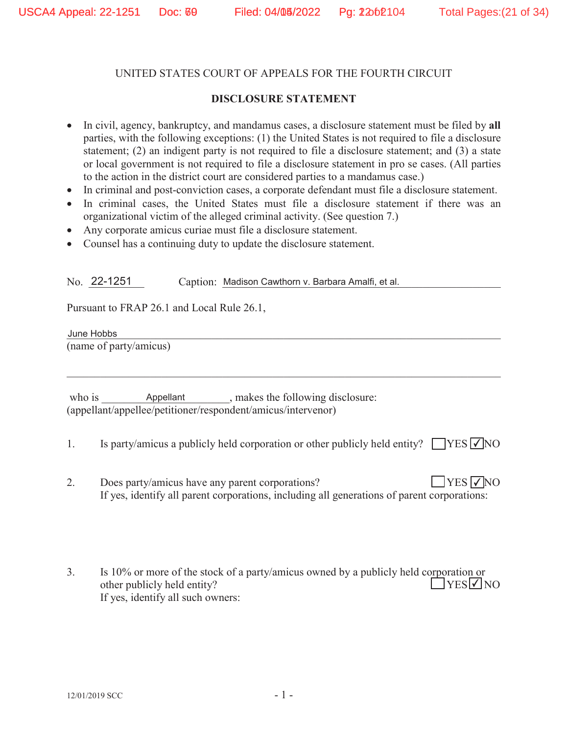UNITED STATES COURT OF APPEALS FOR THE FOURTH CIRCUIT

## DISCLOSURE STATEMENT

- In civil, agency, bankruptcy, and mandamus cases, a disclosure statement must be filed by **all** parties, with the following exceptions: (1) the United States is not required to file a disclosure statement; (2) an indigent party is not required to file a disclosure statement; and (3) a state or local government is not required to file a disclosure statement in pro se cases. (All parties to the action in the district court are considered parties to a mandamus case.)
- In criminal and post-conviction cases, a corporate defendant must file a disclosure statement.
- In criminal cases, the United States must file a disclosure statement if there was an organizational victim of the alleged criminal activity. (See question 7.)
- Any corporate amicus curiae must file a disclosure statement.
- Counsel has a continuing duty to update the disclosure statement.

No. 22-1251 Caption: Madison Cawthorn v. Barbara Amalfi, et al.

Pursuant to FRAP 26.1 and Local Rule 26.1,

June Hobbs
(name of party/amicus)

who is Appellant, makes the following disclosure:
(appellant/appellee/petitioner/respondent/amicus/intervenor)

1. Is party/amicus a publicly held corporation or other publicly held entity? ☐ YES ☑ NO

2. Does party/amicus have any parent corporations? ☐ YES ☑ NO
   If yes, identify all parent corporations, including all generations of parent corporations:

3. Is 10% or more of the stock of a party/amicus owned by a publicly held corporation or other publicly held entity? ☐ YES ☑ NO
   If yes, identify all such owners:

12/01/2019 SCC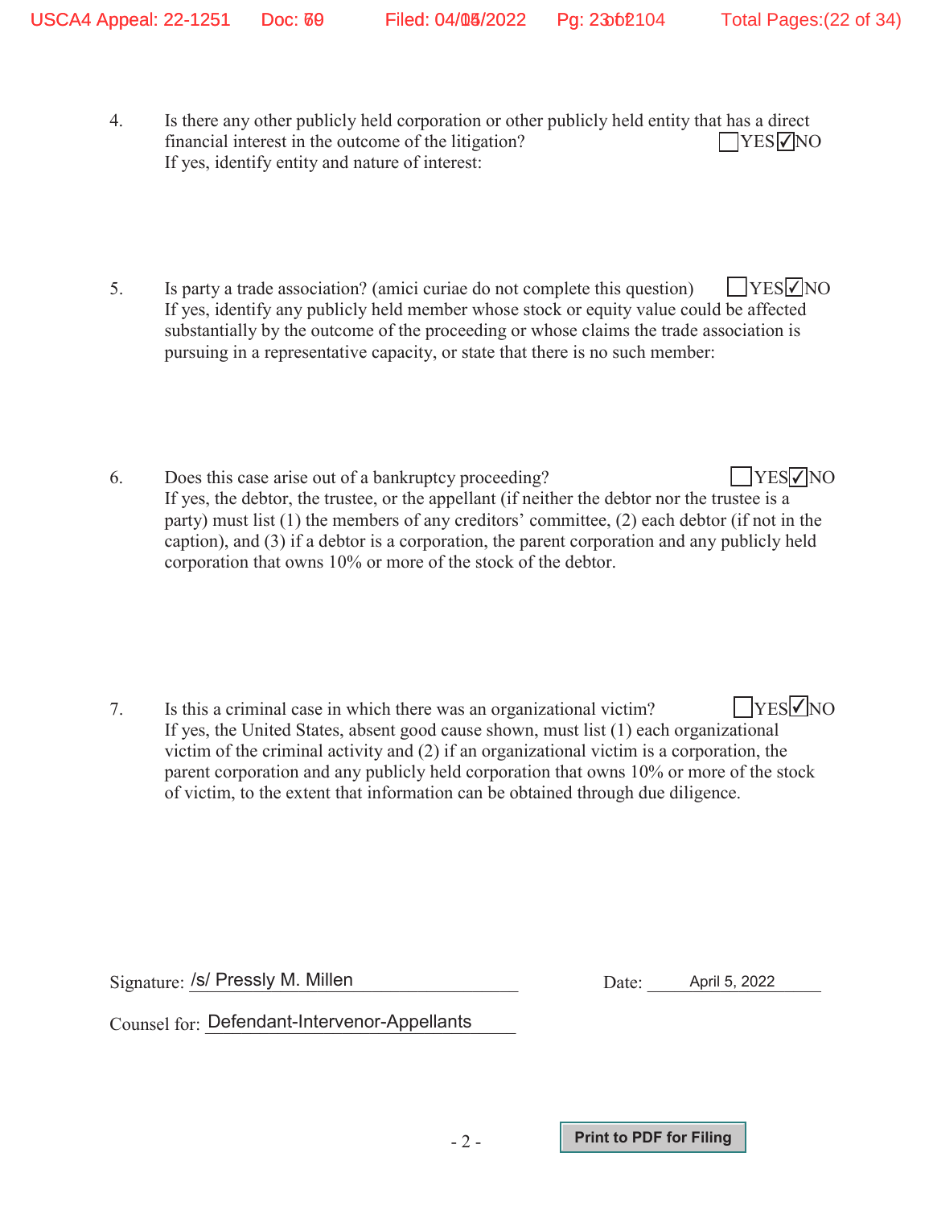4. Is there any other publicly held corporation or other publicly held entity that has a direct financial interest in the outcome of the litigation? ☐YES ☑NO
   If yes, identify entity and nature of interest:

5. Is party a trade association? (amici curiae do not complete this question) ☐YES ☑NO
   If yes, identify any publicly held member whose stock or equity value could be affected substantially by the outcome of the proceeding or whose claims the trade association is pursuing in a representative capacity, or state that there is no such member:

6. Does this case arise out of a bankruptcy proceeding? ☐YES ☑NO
   If yes, the debtor, the trustee, or the appellant (if neither the debtor nor the trustee is a party) must list (1) the members of any creditors' committee, (2) each debtor (if not in the caption), and (3) if a debtor is a corporation, the parent corporation and any publicly held corporation that owns 10% or more of the stock of the debtor.

7. Is this a criminal case in which there was an organizational victim? ☐YES ☑NO
   If yes, the United States, absent good cause shown, must list (1) each organizational victim of the criminal activity and (2) if an organizational victim is a corporation, the parent corporation and any publicly held corporation that owns 10% or more of the stock of victim, to the extent that information can be obtained through due diligence.

Signature: /s/ Pressly M. Millen　　　　Date: April 5, 2022

Counsel for: Defendant-Intervenor-Appellants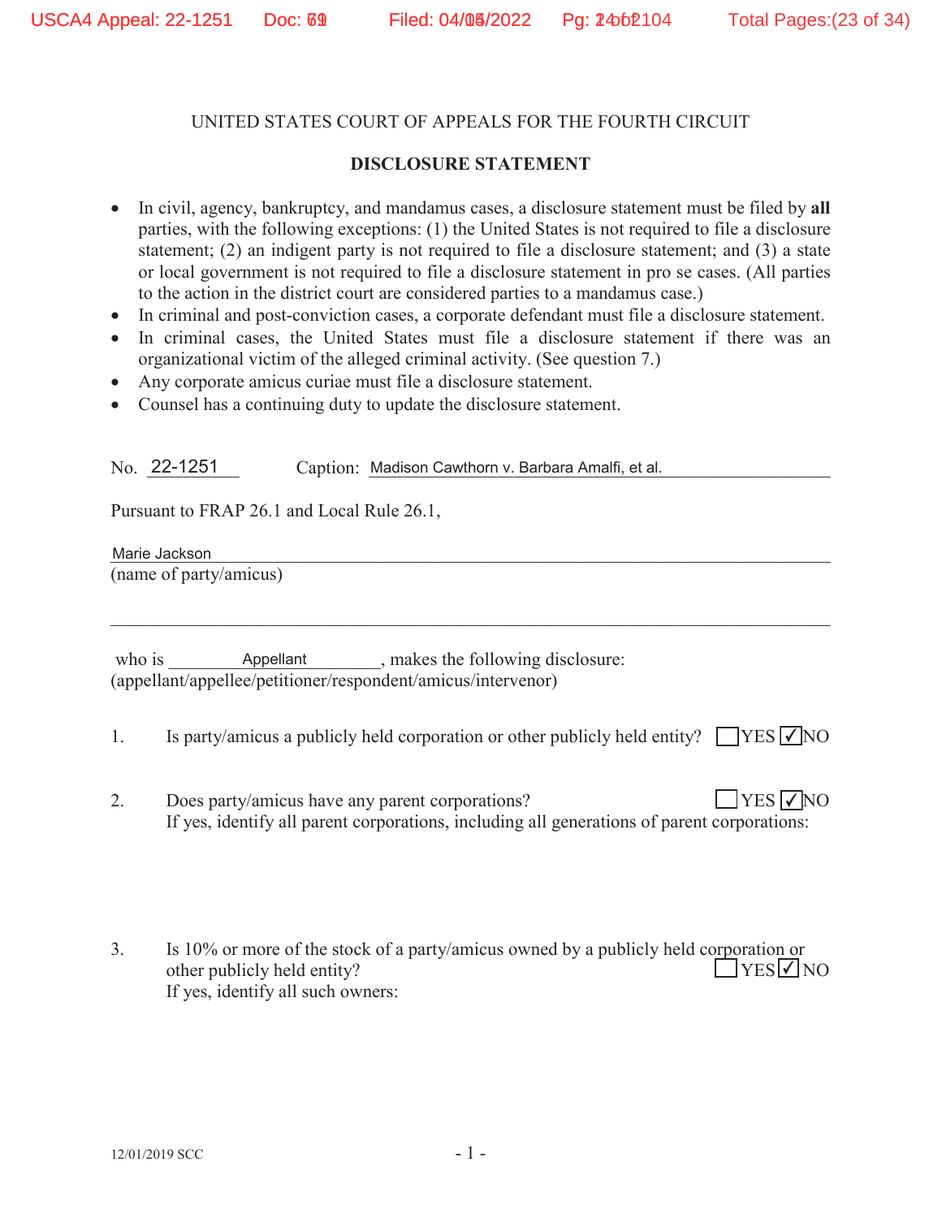UNITED STATES COURT OF APPEALS FOR THE FOURTH CIRCUIT

**DISCLOSURE STATEMENT**

- In civil, agency, bankruptcy, and mandamus cases, a disclosure statement must be filed by **all** parties, with the following exceptions: (1) the United States is not required to file a disclosure statement; (2) an indigent party is not required to file a disclosure statement; and (3) a state or local government is not required to file a disclosure statement in pro se cases. (All parties to the action in the district court are considered parties to a mandamus case.)
- In criminal and post-conviction cases, a corporate defendant must file a disclosure statement.
- In criminal cases, the United States must file a disclosure statement if there was an organizational victim of the alleged criminal activity. (See question 7.)
- Any corporate amicus curiae must file a disclosure statement.
- Counsel has a continuing duty to update the disclosure statement.

No. 22-1251 Caption: Madison Cawthorn v. Barbara Amalfi, et al.

Pursuant to FRAP 26.1 and Local Rule 26.1,

Marie Jackson
(name of party/amicus)

who is Appellant, makes the following disclosure:
(appellant/appellee/petitioner/respondent/amicus/intervenor)

1. Is party/amicus a publicly held corporation or other publicly held entity? ☐ YES ☑ NO

2. Does party/amicus have any parent corporations? ☐ YES ☑ NO
   If yes, identify all parent corporations, including all generations of parent corporations:

3. Is 10% or more of the stock of a party/amicus owned by a publicly held corporation or other publicly held entity? ☐ YES ☑ NO
   If yes, identify all such owners:

12/01/2019 SCC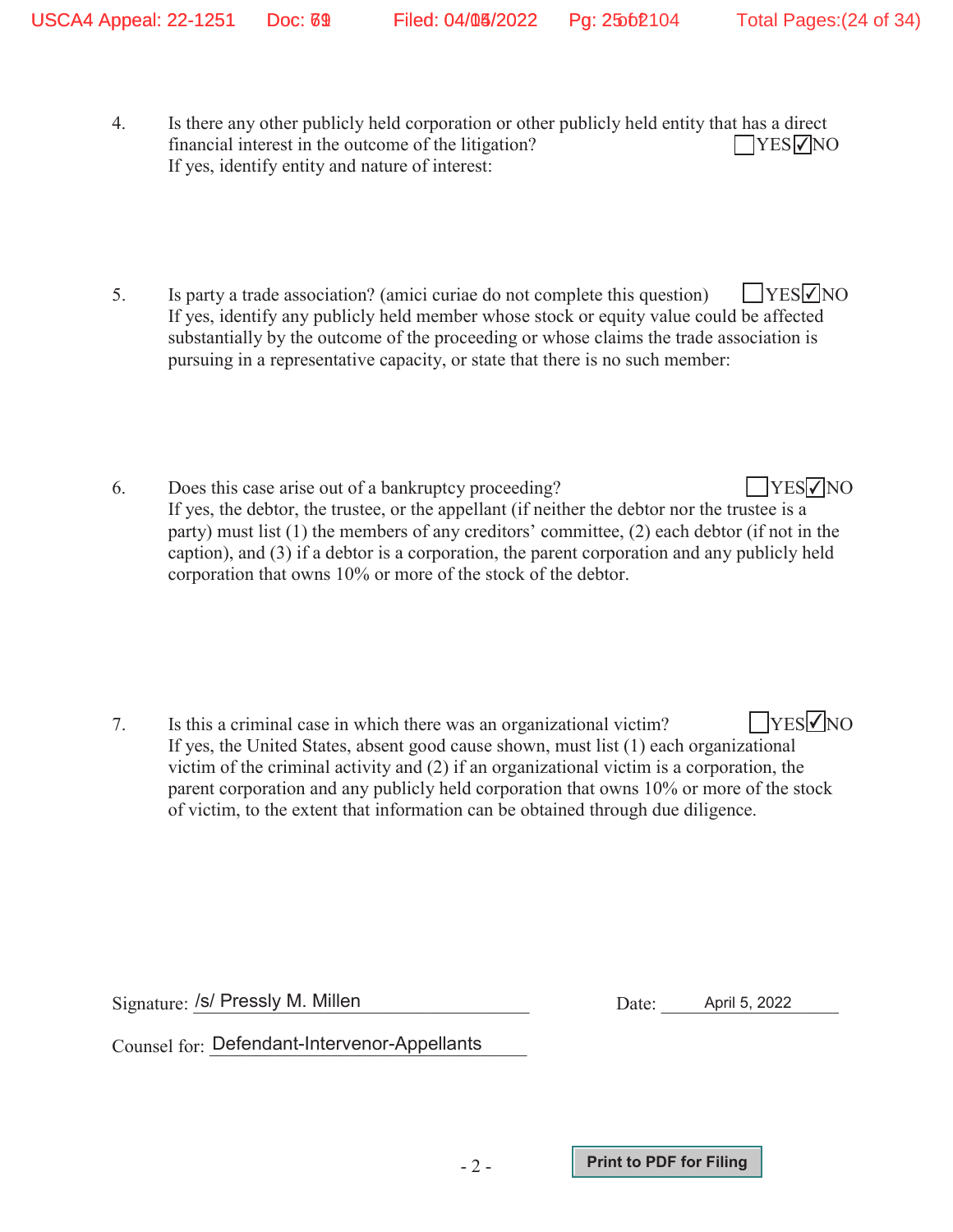4. Is there any other publicly held corporation or other publicly held entity that has a direct financial interest in the outcome of the litigation? ☐YES ☑NO
   If yes, identify entity and nature of interest:

5. Is party a trade association? (amici curiae do not complete this question) ☐YES ☑NO
   If yes, identify any publicly held member whose stock or equity value could be affected substantially by the outcome of the proceeding or whose claims the trade association is pursuing in a representative capacity, or state that there is no such member:

6. Does this case arise out of a bankruptcy proceeding? ☐YES ☑NO
   If yes, the debtor, the trustee, or the appellant (if neither the debtor nor the trustee is a party) must list (1) the members of any creditors' committee, (2) each debtor (if not in the caption), and (3) if a debtor is a corporation, the parent corporation and any publicly held corporation that owns 10% or more of the stock of the debtor.

7. Is this a criminal case in which there was an organizational victim? ☐YES ☑NO
   If yes, the United States, absent good cause shown, must list (1) each organizational victim of the criminal activity and (2) if an organizational victim is a corporation, the parent corporation and any publicly held corporation that owns 10% or more of the stock of victim, to the extent that information can be obtained through due diligence.

Signature: /s/ Pressly M. Millen  Date: April 5, 2022

Counsel for: Defendant-Intervenor-Appellants

Print to PDF for Filing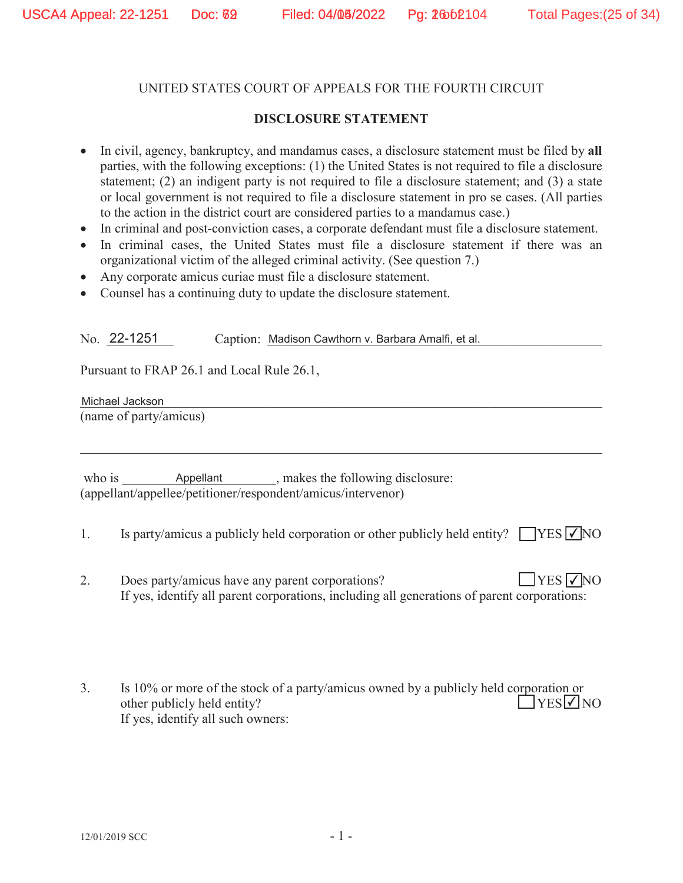UNITED STATES COURT OF APPEALS FOR THE FOURTH CIRCUIT

**DISCLOSURE STATEMENT**

- In civil, agency, bankruptcy, and mandamus cases, a disclosure statement must be filed by **all** parties, with the following exceptions: (1) the United States is not required to file a disclosure statement; (2) an indigent party is not required to file a disclosure statement; and (3) a state or local government is not required to file a disclosure statement in pro se cases. (All parties to the action in the district court are considered parties to a mandamus case.)
- In criminal and post-conviction cases, a corporate defendant must file a disclosure statement.
- In criminal cases, the United States must file a disclosure statement if there was an organizational victim of the alleged criminal activity. (See question 7.)
- Any corporate amicus curiae must file a disclosure statement.
- Counsel has a continuing duty to update the disclosure statement.

No. 22-1251 Caption: Madison Cawthorn v. Barbara Amalfi, et al.

Pursuant to FRAP 26.1 and Local Rule 26.1,

Michael Jackson
(name of party/amicus)

who is Appellant, makes the following disclosure:
(appellant/appellee/petitioner/respondent/amicus/intervenor)

1. Is party/amicus a publicly held corporation or other publicly held entity? ☐ YES ☑ NO

2. Does party/amicus have any parent corporations? ☐ YES ☑ NO
   If yes, identify all parent corporations, including all generations of parent corporations:

3. Is 10% or more of the stock of a party/amicus owned by a publicly held corporation or other publicly held entity? ☐ YES ☑ NO
   If yes, identify all such owners:

12/01/2019 SCC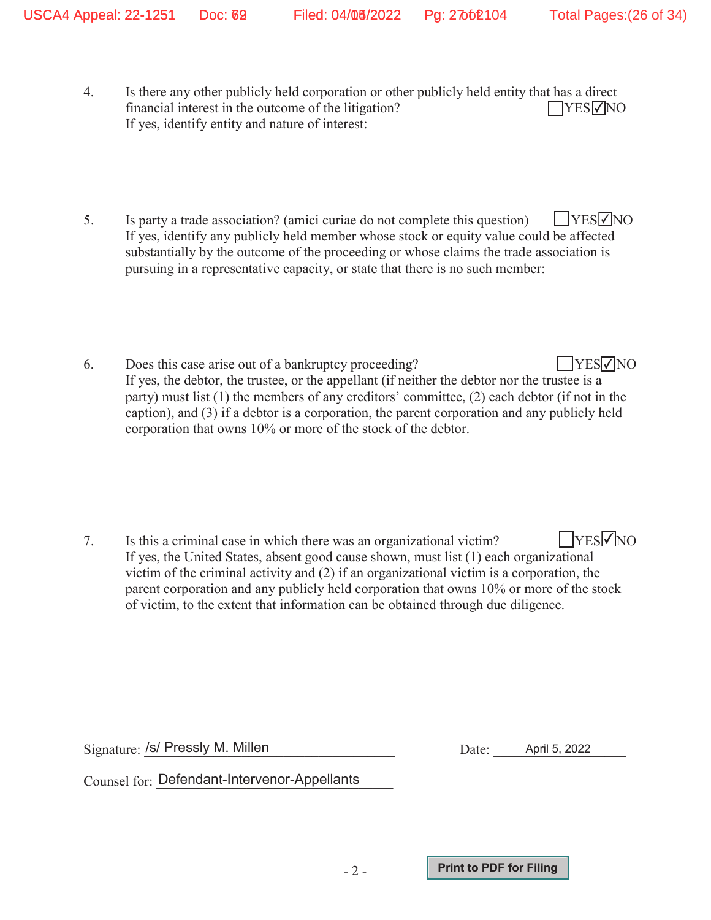4. Is there any other publicly held corporation or other publicly held entity that has a direct financial interest in the outcome of the litigation? ☐YES ☑NO
   If yes, identify entity and nature of interest:

5. Is party a trade association? (amici curiae do not complete this question) ☐YES ☑NO
   If yes, identify any publicly held member whose stock or equity value could be affected substantially by the outcome of the proceeding or whose claims the trade association is pursuing in a representative capacity, or state that there is no such member:

6. Does this case arise out of a bankruptcy proceeding? ☐YES ☑NO
   If yes, the debtor, the trustee, or the appellant (if neither the debtor nor the trustee is a party) must list (1) the members of any creditors' committee, (2) each debtor (if not in the caption), and (3) if a debtor is a corporation, the parent corporation and any publicly held corporation that owns 10% or more of the stock of the debtor.

7. Is this a criminal case in which there was an organizational victim? ☐YES ☑NO
   If yes, the United States, absent good cause shown, must list (1) each organizational victim of the criminal activity and (2) if an organizational victim is a corporation, the parent corporation and any publicly held corporation that owns 10% or more of the stock of victim, to the extent that information can be obtained through due diligence.

Signature: /s/ Pressly M. Millen Date: April 5, 2022

Counsel for: Defendant-Intervenor-Appellants

Print to PDF for Filing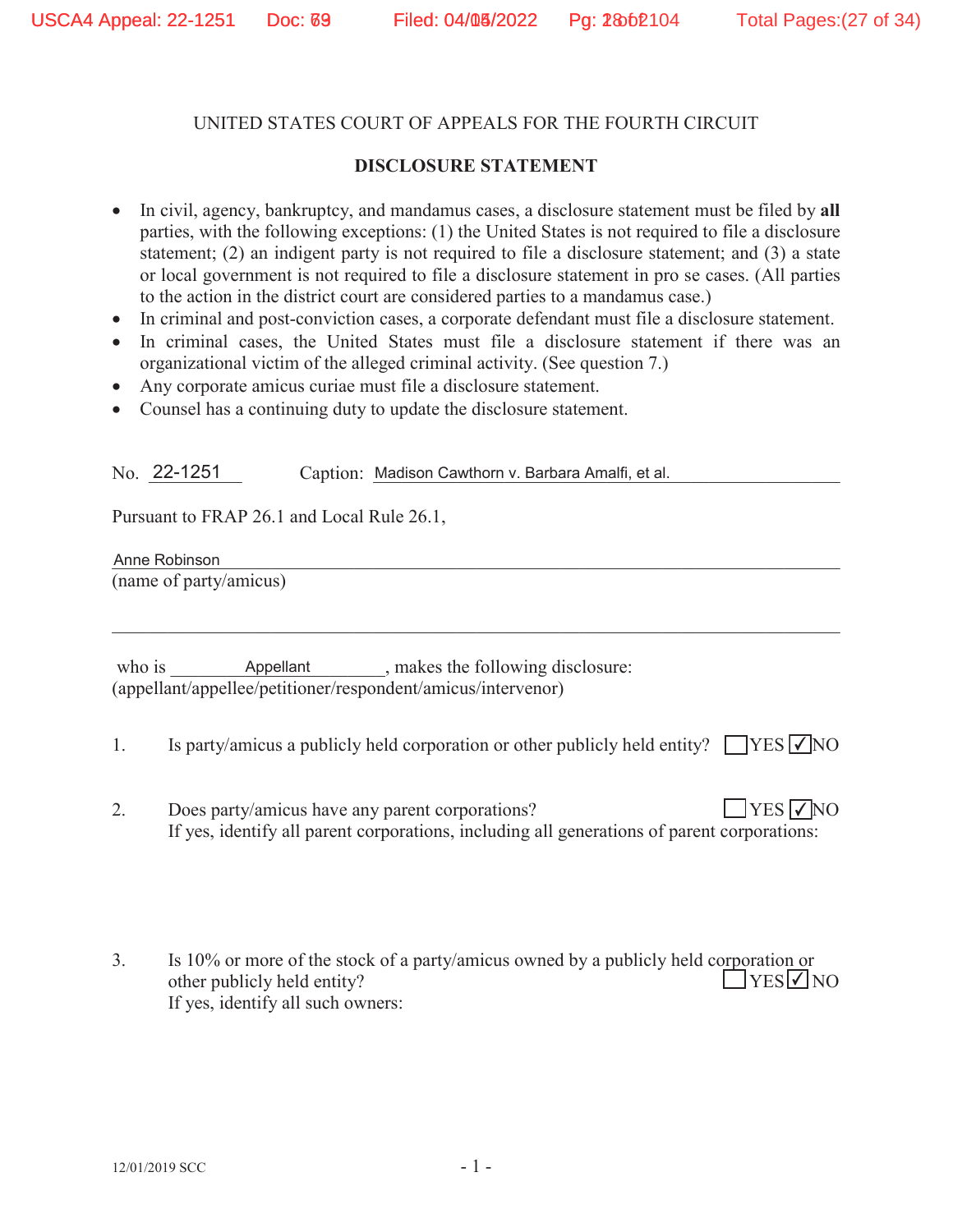UNITED STATES COURT OF APPEALS FOR THE FOURTH CIRCUIT

**DISCLOSURE STATEMENT**

- In civil, agency, bankruptcy, and mandamus cases, a disclosure statement must be filed by **all** parties, with the following exceptions: (1) the United States is not required to file a disclosure statement; (2) an indigent party is not required to file a disclosure statement; and (3) a state or local government is not required to file a disclosure statement in pro se cases. (All parties to the action in the district court are considered parties to a mandamus case.)
- In criminal and post-conviction cases, a corporate defendant must file a disclosure statement.
- In criminal cases, the United States must file a disclosure statement if there was an organizational victim of the alleged criminal activity. (See question 7.)
- Any corporate amicus curiae must file a disclosure statement.
- Counsel has a continuing duty to update the disclosure statement.

No. 22-1251 Caption: Madison Cawthorn v. Barbara Amalfi, et al.

Pursuant to FRAP 26.1 and Local Rule 26.1,

Anne Robinson
(name of party/amicus)

who is Appellant, makes the following disclosure:
(appellant/appellee/petitioner/respondent/amicus/intervenor)

1. Is party/amicus a publicly held corporation or other publicly held entity? ☐ YES ☑ NO

2. Does party/amicus have any parent corporations? ☐ YES ☑ NO
If yes, identify all parent corporations, including all generations of parent corporations:

3. Is 10% or more of the stock of a party/amicus owned by a publicly held corporation or other publicly held entity? ☐ YES ☑ NO
If yes, identify all such owners:

12/01/2019 SCC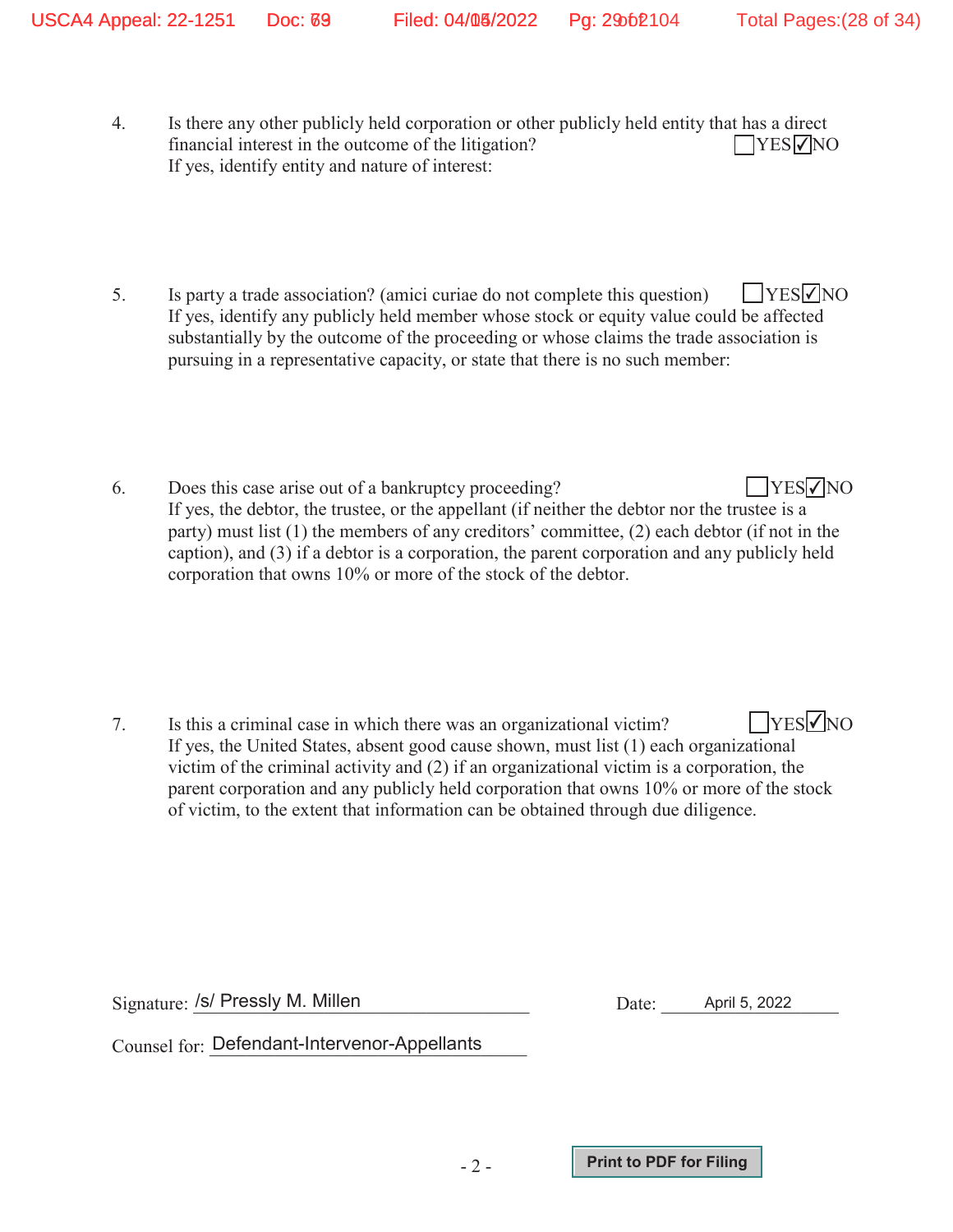4. Is there any other publicly held corporation or other publicly held entity that has a direct financial interest in the outcome of the litigation? ☐ YES ☑ NO
   If yes, identify entity and nature of interest:

5. Is party a trade association? (amici curiae do not complete this question) ☐ YES ☑ NO
   If yes, identify any publicly held member whose stock or equity value could be affected substantially by the outcome of the proceeding or whose claims the trade association is pursuing in a representative capacity, or state that there is no such member:

6. Does this case arise out of a bankruptcy proceeding? ☐ YES ☑ NO
   If yes, the debtor, the trustee, or the appellant (if neither the debtor nor the trustee is a party) must list (1) the members of any creditors' committee, (2) each debtor (if not in the caption), and (3) if a debtor is a corporation, the parent corporation and any publicly held corporation that owns 10% or more of the stock of the debtor.

7. Is this a criminal case in which there was an organizational victim? ☐ YES ☑ NO
   If yes, the United States, absent good cause shown, must list (1) each organizational victim of the criminal activity and (2) if an organizational victim is a corporation, the parent corporation and any publicly held corporation that owns 10% or more of the stock of victim, to the extent that information can be obtained through due diligence.

Signature: /s/ Pressly M. Millen

Date: April 5, 2022

Counsel for: Defendant-Intervenor-Appellants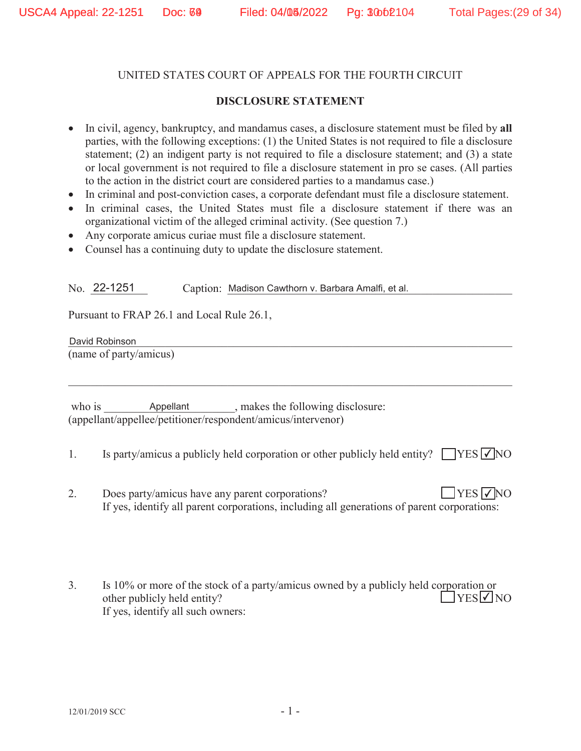UNITED STATES COURT OF APPEALS FOR THE FOURTH CIRCUIT

**DISCLOSURE STATEMENT**

- In civil, agency, bankruptcy, and mandamus cases, a disclosure statement must be filed by **all** parties, with the following exceptions: (1) the United States is not required to file a disclosure statement; (2) an indigent party is not required to file a disclosure statement; and (3) a state or local government is not required to file a disclosure statement in pro se cases. (All parties to the action in the district court are considered parties to a mandamus case.)
- In criminal and post-conviction cases, a corporate defendant must file a disclosure statement.
- In criminal cases, the United States must file a disclosure statement if there was an organizational victim of the alleged criminal activity. (See question 7.)
- Any corporate amicus curiae must file a disclosure statement.
- Counsel has a continuing duty to update the disclosure statement.

No. 22-1251 Caption: Madison Cawthorn v. Barbara Amalfi, et al.

Pursuant to FRAP 26.1 and Local Rule 26.1,

David Robinson
(name of party/amicus)

who is Appellant, makes the following disclosure:
(appellant/appellee/petitioner/respondent/amicus/intervenor)

1. Is party/amicus a publicly held corporation or other publicly held entity? ☐ YES ☑ NO

2. Does party/amicus have any parent corporations? ☐ YES ☑ NO
   If yes, identify all parent corporations, including all generations of parent corporations:

3. Is 10% or more of the stock of a party/amicus owned by a publicly held corporation or other publicly held entity? ☐ YES ☑ NO
   If yes, identify all such owners:

12/01/2019 SCC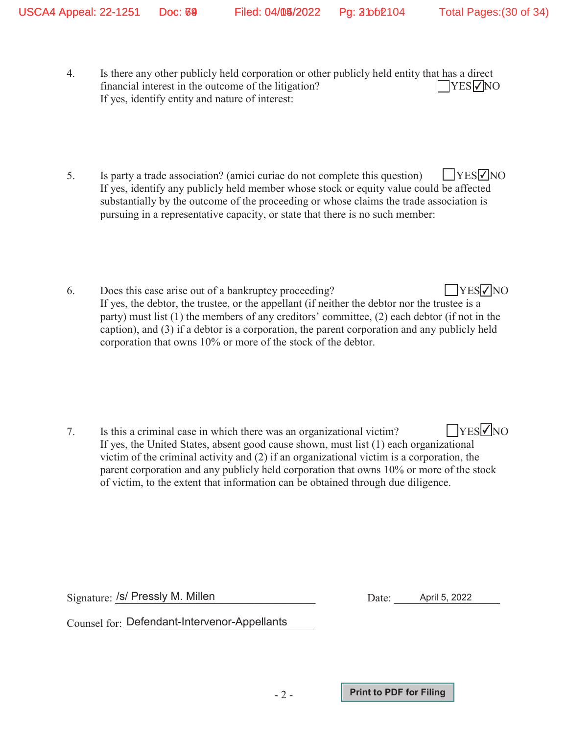4. Is there any other publicly held corporation or other publicly held entity that has a direct financial interest in the outcome of the litigation? ☐YES ☑NO
   If yes, identify entity and nature of interest:

5. Is party a trade association? (amici curiae do not complete this question) ☐YES ☑NO
   If yes, identify any publicly held member whose stock or equity value could be affected substantially by the outcome of the proceeding or whose claims the trade association is pursuing in a representative capacity, or state that there is no such member:

6. Does this case arise out of a bankruptcy proceeding? ☐YES ☑NO
   If yes, the debtor, the trustee, or the appellant (if neither the debtor nor the trustee is a party) must list (1) the members of any creditors' committee, (2) each debtor (if not in the caption), and (3) if a debtor is a corporation, the parent corporation and any publicly held corporation that owns 10% or more of the stock of the debtor.

7. Is this a criminal case in which there was an organizational victim? ☐YES ☑NO
   If yes, the United States, absent good cause shown, must list (1) each organizational victim of the criminal activity and (2) if an organizational victim is a corporation, the parent corporation and any publicly held corporation that owns 10% or more of the stock of victim, to the extent that information can be obtained through due diligence.

Signature: /s/ Pressly M. Millen    Date: April 5, 2022

Counsel for: Defendant-Intervenor-Appellants

Print to PDF for Filing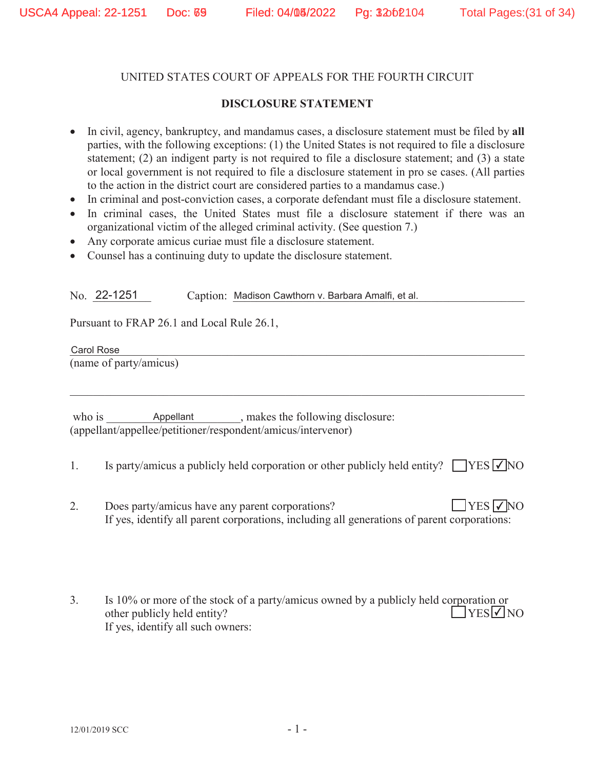UNITED STATES COURT OF APPEALS FOR THE FOURTH CIRCUIT

**DISCLOSURE STATEMENT**

- In civil, agency, bankruptcy, and mandamus cases, a disclosure statement must be filed by **all** parties, with the following exceptions: (1) the United States is not required to file a disclosure statement; (2) an indigent party is not required to file a disclosure statement; and (3) a state or local government is not required to file a disclosure statement in pro se cases. (All parties to the action in the district court are considered parties to a mandamus case.)
- In criminal and post-conviction cases, a corporate defendant must file a disclosure statement.
- In criminal cases, the United States must file a disclosure statement if there was an organizational victim of the alleged criminal activity. (See question 7.)
- Any corporate amicus curiae must file a disclosure statement.
- Counsel has a continuing duty to update the disclosure statement.

No. 22-1251 Caption: Madison Cawthorn v. Barbara Amalfi, et al.

Pursuant to FRAP 26.1 and Local Rule 26.1,

Carol Rose
(name of party/amicus)

who is Appellant, makes the following disclosure:
(appellant/appellee/petitioner/respondent/amicus/intervenor)

1. Is party/amicus a publicly held corporation or other publicly held entity? ☐ YES ☑ NO

2. Does party/amicus have any parent corporations? ☐ YES ☑ NO
If yes, identify all parent corporations, including all generations of parent corporations:

3. Is 10% or more of the stock of a party/amicus owned by a publicly held corporation or other publicly held entity? ☐ YES ☑ NO
If yes, identify all such owners:

12/01/2019 SCC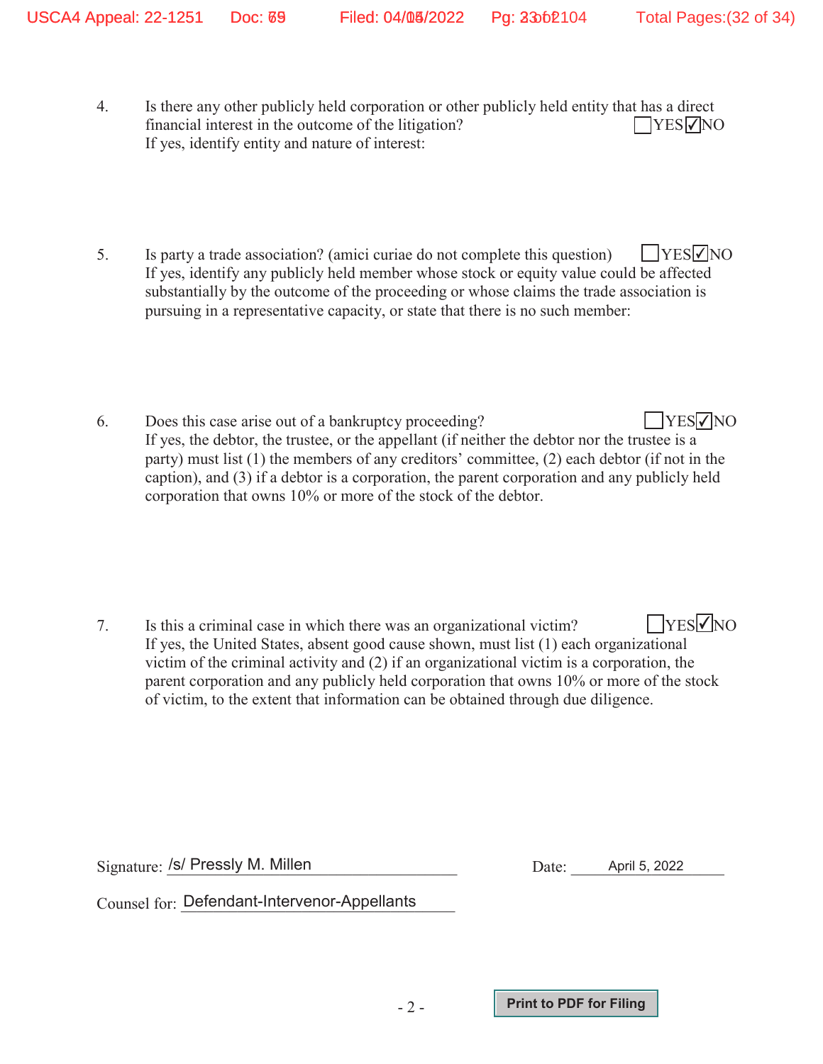4. Is there any other publicly held corporation or other publicly held entity that has a direct financial interest in the outcome of the litigation? ☐ YES ☑ NO
   If yes, identify entity and nature of interest:

5. Is party a trade association? (amici curiae do not complete this question) ☐ YES ☑ NO
   If yes, identify any publicly held member whose stock or equity value could be affected substantially by the outcome of the proceeding or whose claims the trade association is pursuing in a representative capacity, or state that there is no such member:

6. Does this case arise out of a bankruptcy proceeding? ☐ YES ☑ NO
   If yes, the debtor, the trustee, or the appellant (if neither the debtor nor the trustee is a party) must list (1) the members of any creditors' committee, (2) each debtor (if not in the caption), and (3) if a debtor is a corporation, the parent corporation and any publicly held corporation that owns 10% or more of the stock of the debtor.

7. Is this a criminal case in which there was an organizational victim? ☐ YES ☑ NO
   If yes, the United States, absent good cause shown, must list (1) each organizational victim of the criminal activity and (2) if an organizational victim is a corporation, the parent corporation and any publicly held corporation that owns 10% or more of the stock of victim, to the extent that information can be obtained through due diligence.

Signature: /s/ Pressly M. Millen Date: April 5, 2022

Counsel for: Defendant-Intervenor-Appellants

Print to PDF for Filing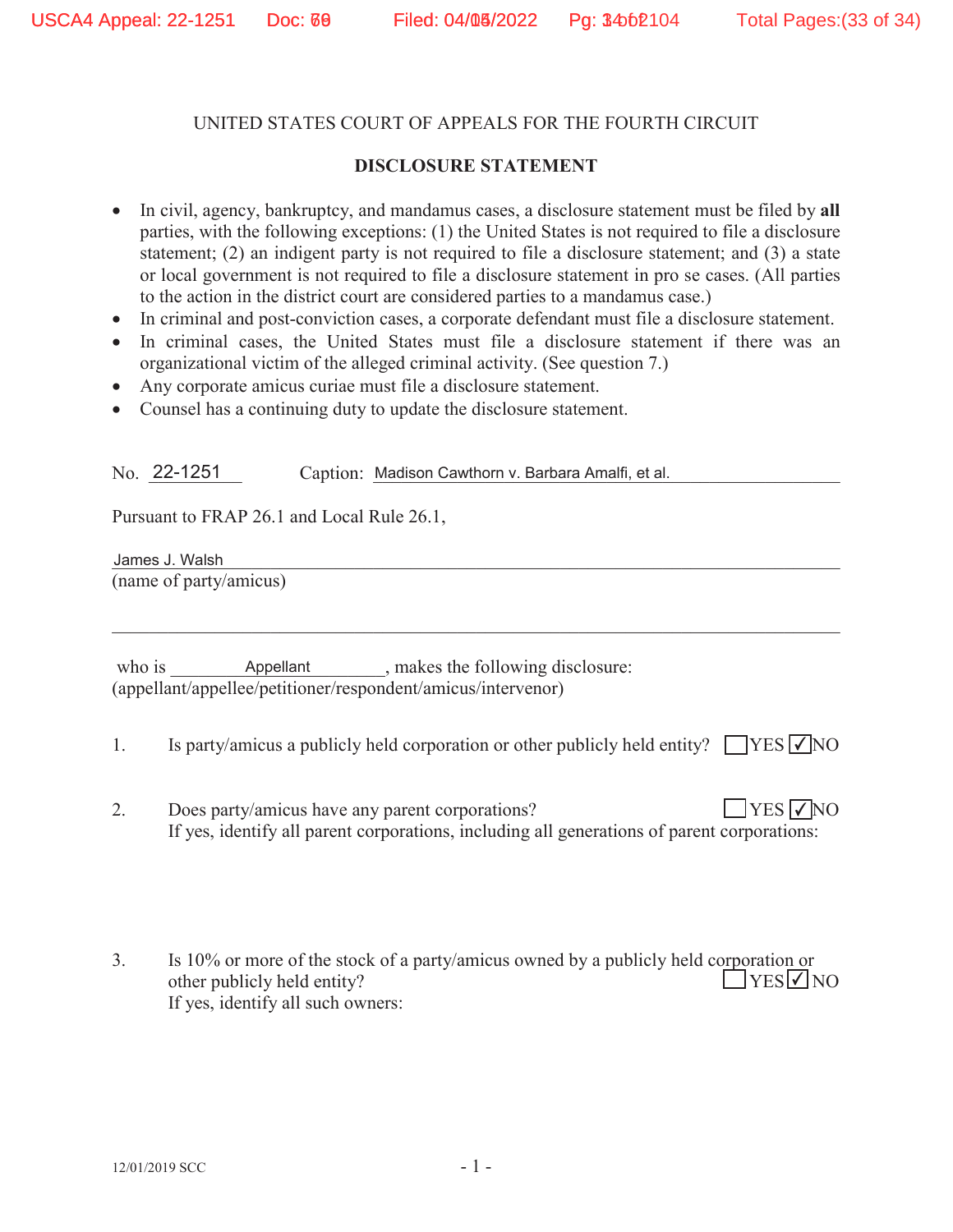UNITED STATES COURT OF APPEALS FOR THE FOURTH CIRCUIT

**DISCLOSURE STATEMENT**

- In civil, agency, bankruptcy, and mandamus cases, a disclosure statement must be filed by **all** parties, with the following exceptions: (1) the United States is not required to file a disclosure statement; (2) an indigent party is not required to file a disclosure statement; and (3) a state or local government is not required to file a disclosure statement in pro se cases. (All parties to the action in the district court are considered parties to a mandamus case.)
- In criminal and post-conviction cases, a corporate defendant must file a disclosure statement.
- In criminal cases, the United States must file a disclosure statement if there was an organizational victim of the alleged criminal activity. (See question 7.)
- Any corporate amicus curiae must file a disclosure statement.
- Counsel has a continuing duty to update the disclosure statement.

No. 22-1251 Caption: Madison Cawthorn v. Barbara Amalfi, et al.

Pursuant to FRAP 26.1 and Local Rule 26.1,

James J. Walsh
(name of party/amicus)

who is Appellant, makes the following disclosure:
(appellant/appellee/petitioner/respondent/amicus/intervenor)

1. Is party/amicus a publicly held corporation or other publicly held entity? ☐ YES ☑ NO

2. Does party/amicus have any parent corporations? ☐ YES ☑ NO
   If yes, identify all parent corporations, including all generations of parent corporations:

3. Is 10% or more of the stock of a party/amicus owned by a publicly held corporation or other publicly held entity? ☐ YES ☑ NO
   If yes, identify all such owners:

12/01/2019 SCC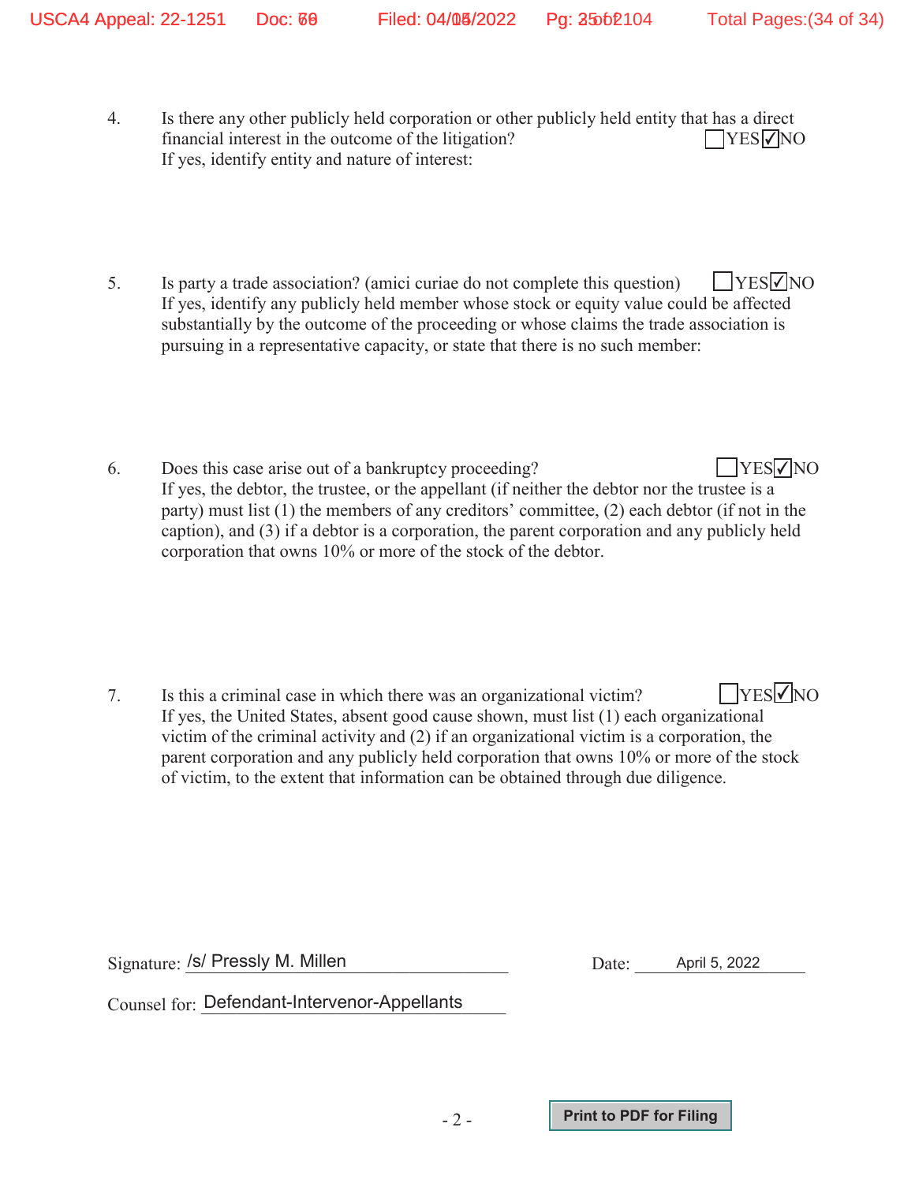4. Is there any other publicly held corporation or other publicly held entity that has a direct financial interest in the outcome of the litigation? ☐YES ☑NO
   If yes, identify entity and nature of interest:

5. Is party a trade association? (amici curiae do not complete this question) ☐YES ☑NO
   If yes, identify any publicly held member whose stock or equity value could be affected substantially by the outcome of the proceeding or whose claims the trade association is pursuing in a representative capacity, or state that there is no such member:

6. Does this case arise out of a bankruptcy proceeding? ☐YES ☑NO
   If yes, the debtor, the trustee, or the appellant (if neither the debtor nor the trustee is a party) must list (1) the members of any creditors' committee, (2) each debtor (if not in the caption), and (3) if a debtor is a corporation, the parent corporation and any publicly held corporation that owns 10% or more of the stock of the debtor.

7. Is this a criminal case in which there was an organizational victim? ☐YES ☑NO
   If yes, the United States, absent good cause shown, must list (1) each organizational victim of the criminal activity and (2) if an organizational victim is a corporation, the parent corporation and any publicly held corporation that owns 10% or more of the stock of victim, to the extent that information can be obtained through due diligence.

Signature: /s/ Pressly M. Millen                Date: April 5, 2022

Counsel for: Defendant-Intervenor-Appellants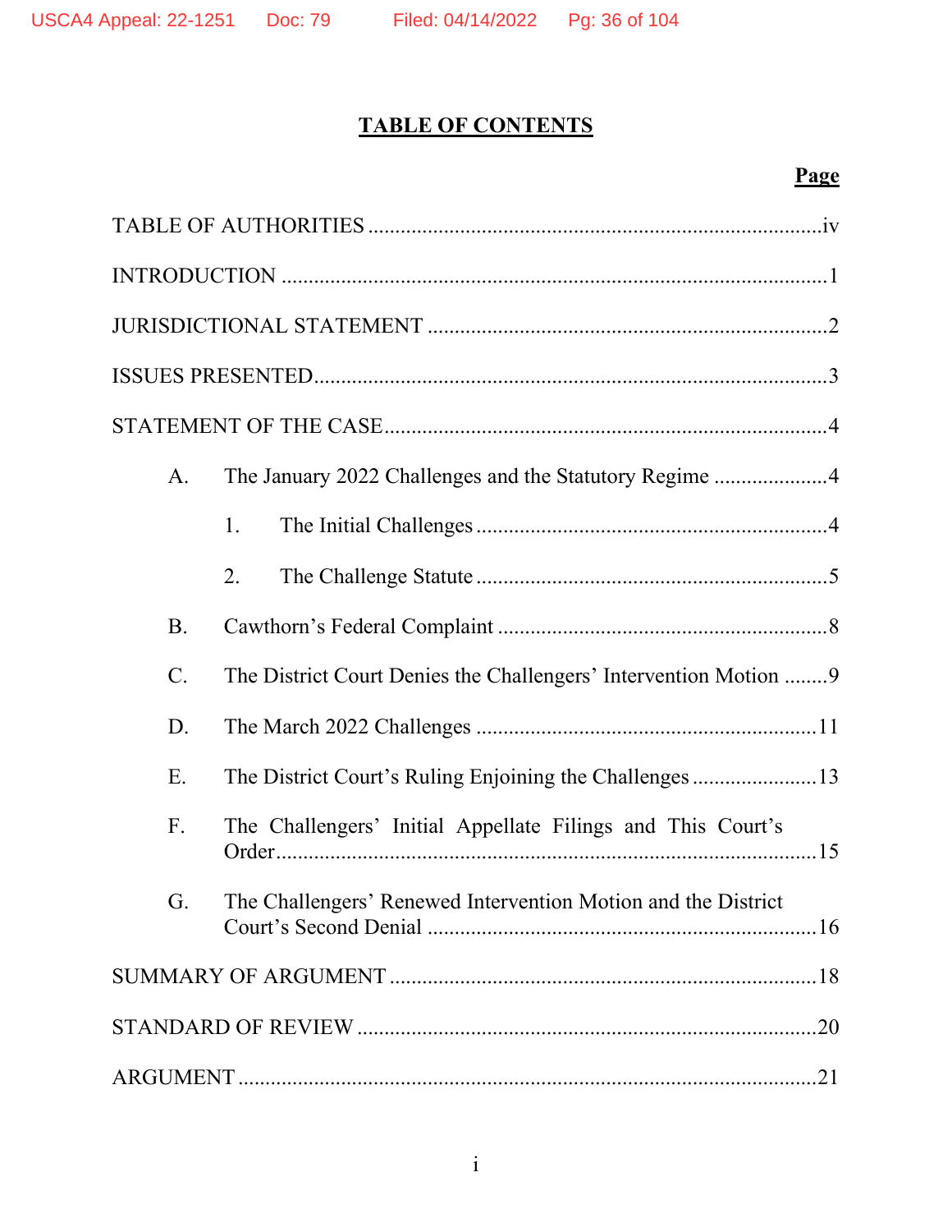# TABLE OF CONTENTS

**Page**

TABLE OF AUTHORITIES .......... iv

INTRODUCTION .......... 1

JURISDICTIONAL STATEMENT .......... 2

ISSUES PRESENTED .......... 3

STATEMENT OF THE CASE .......... 4

- A. The January 2022 Challenges and the Statutory Regime .......... 4
  - 1. The Initial Challenges .......... 4
  - 2. The Challenge Statute .......... 5
- B. Cawthorn's Federal Complaint .......... 8
- C. The District Court Denies the Challengers' Intervention Motion .......... 9
- D. The March 2022 Challenges .......... 11
- E. The District Court's Ruling Enjoining the Challenges .......... 13
- F. The Challengers' Initial Appellate Filings and This Court's Order .......... 15
- G. The Challengers' Renewed Intervention Motion and the District Court's Second Denial .......... 16

SUMMARY OF ARGUMENT .......... 18

STANDARD OF REVIEW .......... 20

ARGUMENT .......... 21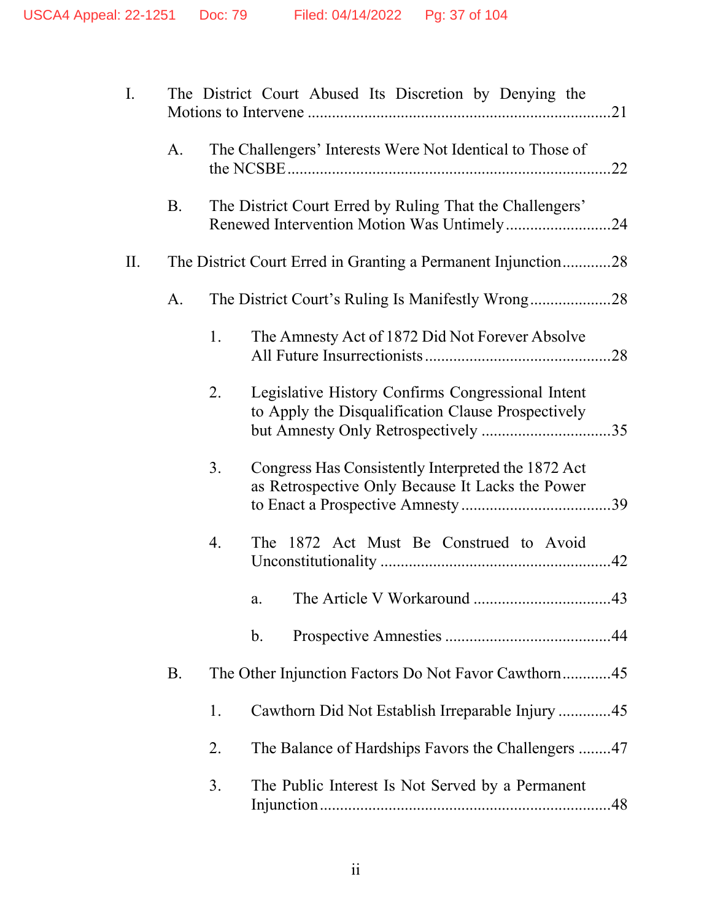I. The District Court Abused Its Discretion by Denying the Motions to Intervene ........................................................................ 21

A. The Challengers' Interests Were Not Identical to Those of the NCSBE ............................................................................. 22

B. The District Court Erred by Ruling That the Challengers' Renewed Intervention Motion Was Untimely .......................... 24

II. The District Court Erred in Granting a Permanent Injunction ............ 28

A. The District Court's Ruling Is Manifestly Wrong ................... 28

1. The Amnesty Act of 1872 Did Not Forever Absolve All Future Insurrectionists ............................................. 28

2. Legislative History Confirms Congressional Intent to Apply the Disqualification Clause Prospectively but Amnesty Only Retrospectively ................................ 35

3. Congress Has Consistently Interpreted the 1872 Act as Retrospective Only Because It Lacks the Power to Enact a Prospective Amnesty .................................... 39

4. The 1872 Act Must Be Construed to Avoid Unconstitutionality ......................................................... 42

a. The Article V Workaround ................................. 43

b. Prospective Amnesties ........................................ 44

B. The Other Injunction Factors Do Not Favor Cawthorn ............ 45

1. Cawthorn Did Not Establish Irreparable Injury ............. 45

2. The Balance of Hardships Favors the Challengers ........ 47

3. The Public Interest Is Not Served by a Permanent Injunction ...................................................................... 48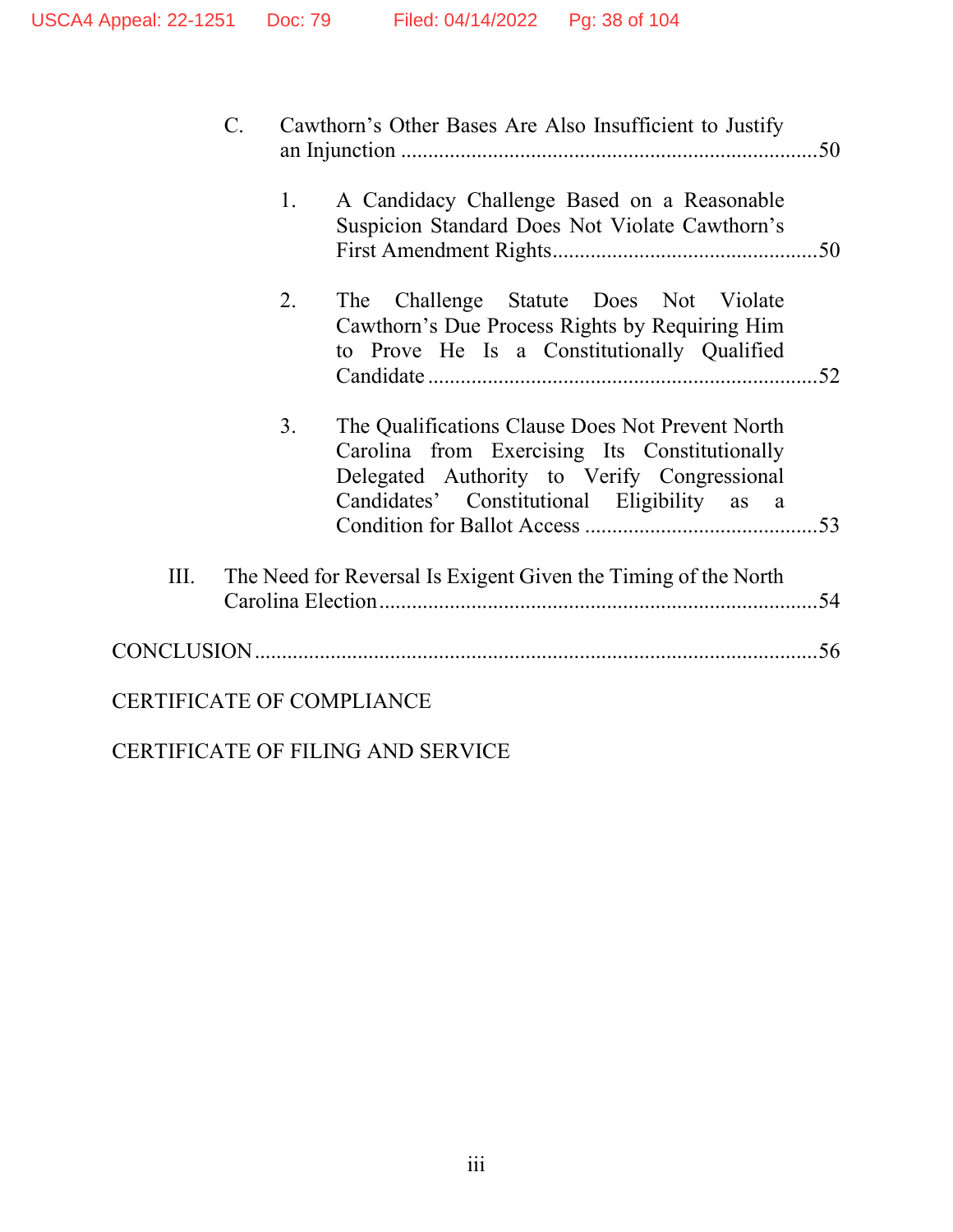C. Cawthorn's Other Bases Are Also Insufficient to Justify an Injunction ............................................................................50

1. A Candidacy Challenge Based on a Reasonable Suspicion Standard Does Not Violate Cawthorn's First Amendment Rights................................................50

2. The Challenge Statute Does Not Violate Cawthorn's Due Process Rights by Requiring Him to Prove He Is a Constitutionally Qualified Candidate ......................................................................52

3. The Qualifications Clause Does Not Prevent North Carolina from Exercising Its Constitutionally Delegated Authority to Verify Congressional Candidates' Constitutional Eligibility as a Condition for Ballot Access ..........................................53

III. The Need for Reversal Is Exigent Given the Timing of the North Carolina Election.................................................................................54

CONCLUSION........................................................................................................56

CERTIFICATE OF COMPLIANCE

CERTIFICATE OF FILING AND SERVICE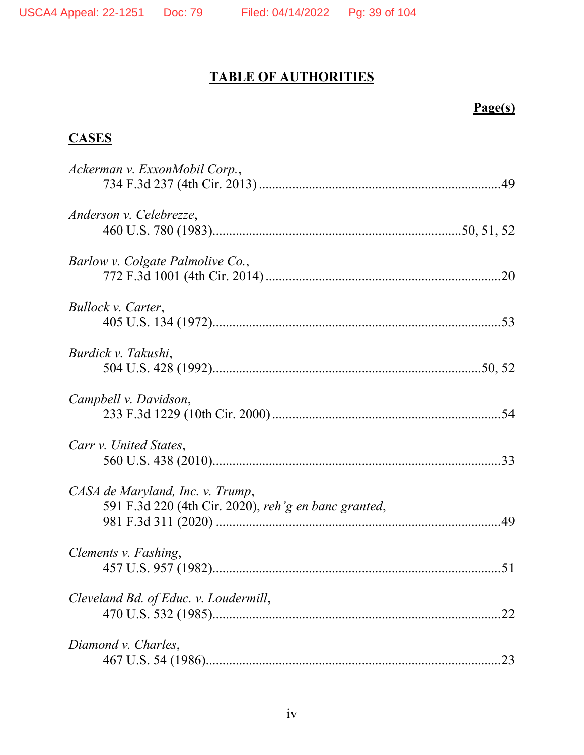# TABLE OF AUTHORITIES

**Page(s)**

## CASES

*Ackerman v. ExxonMobil Corp.*,
734 F.3d 237 (4th Cir. 2013) ........................................................................49

*Anderson v. Celebrezze*,
460 U.S. 780 (1983)........................................................................50, 51, 52

*Barlow v. Colgate Palmolive Co.*,
772 F.3d 1001 (4th Cir. 2014) ......................................................................20

*Bullock v. Carter*,
405 U.S. 134 (1972)......................................................................................53

*Burdick v. Takushi*,
504 U.S. 428 (1992)................................................................................50, 52

*Campbell v. Davidson*,
233 F.3d 1229 (10th Cir. 2000) ....................................................................54

*Carr v. United States*,
560 U.S. 438 (2010)......................................................................................33

*CASA de Maryland, Inc. v. Trump*,
591 F.3d 220 (4th Cir. 2020), *reh'g en banc granted*,
981 F.3d 311 (2020) .....................................................................................49

*Clements v. Fashing*,
457 U.S. 957 (1982)......................................................................................51

*Cleveland Bd. of Educ. v. Loudermill*,
470 U.S. 532 (1985)......................................................................................22

*Diamond v. Charles*,
467 U.S. 54 (1986)........................................................................................23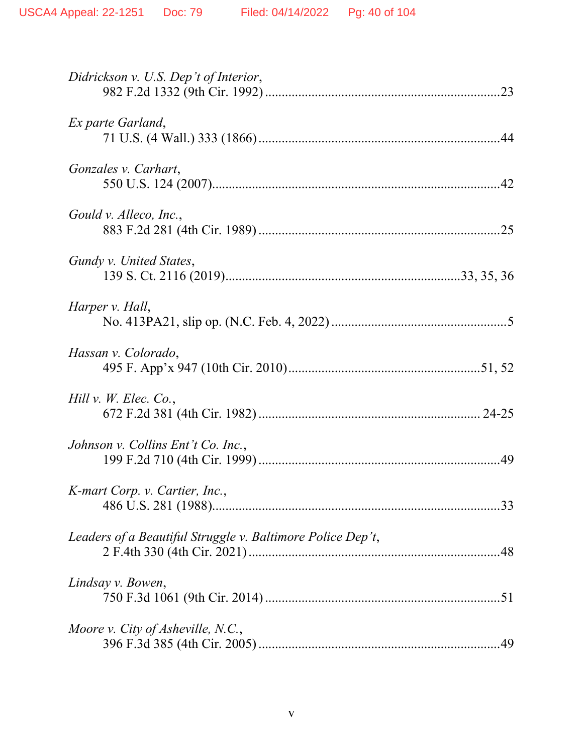*Didrickson v. U.S. Dep't of Interior*,
982 F.2d 1332 (9th Cir. 1992) ....................................................................23

*Ex parte Garland*,
71 U.S. (4 Wall.) 333 (1866) .......................................................................44

*Gonzales v. Carhart*,
550 U.S. 124 (2007).......................................................................................42

*Gould v. Alleco, Inc.*,
883 F.2d 281 (4th Cir. 1989) ........................................................................25

*Gundy v. United States*,
139 S. Ct. 2116 (2019)......................................................................33, 35, 36

*Harper v. Hall*,
No. 413PA21, slip op. (N.C. Feb. 4, 2022) ....................................................5

*Hassan v. Colorado*,
495 F. App'x 947 (10th Cir. 2010)..........................................................51, 52

*Hill v. W. Elec. Co.*,
672 F.2d 381 (4th Cir. 1982) .................................................................. 24-25

*Johnson v. Collins Ent't Co. Inc.*,
199 F.2d 710 (4th Cir. 1999) ........................................................................49

*K-mart Corp. v. Cartier, Inc.*,
486 U.S. 281 (1988).......................................................................................33

*Leaders of a Beautiful Struggle v. Baltimore Police Dep't*,
2 F.4th 330 (4th Cir. 2021) ...........................................................................48

*Lindsay v. Bowen*,
750 F.3d 1061 (9th Cir. 2014) .......................................................................51

*Moore v. City of Asheville, N.C.*,
396 F.3d 385 (4th Cir. 2005) ........................................................................49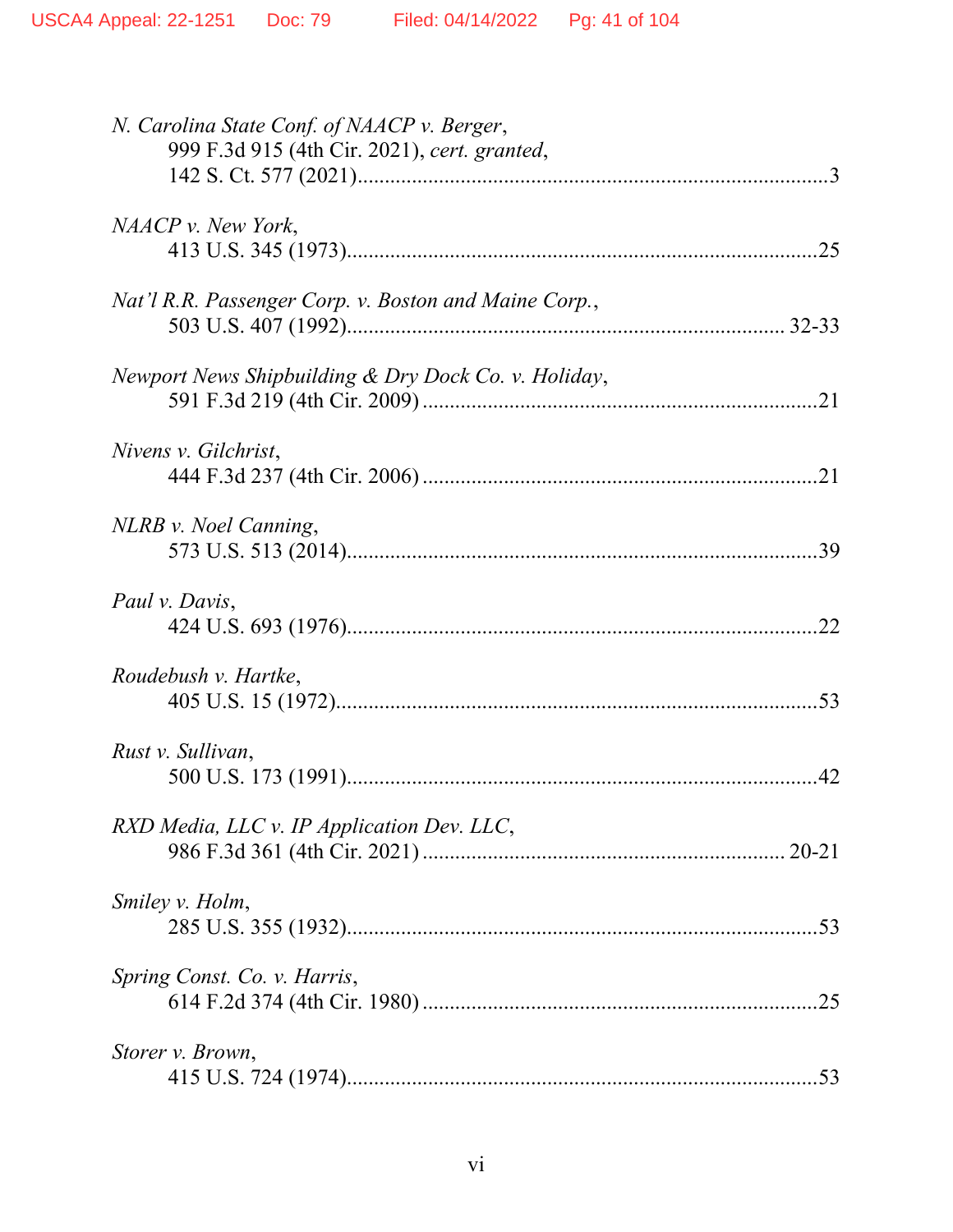*N. Carolina State Conf. of NAACP v. Berger*,
999 F.3d 915 (4th Cir. 2021), *cert. granted*,
142 S. Ct. 577 (2021)......................................................................................3

*NAACP v. New York*,
413 U.S. 345 (1973)......................................................................................25

*Nat'l R.R. Passenger Corp. v. Boston and Maine Corp.*,
503 U.S. 407 (1992)................................................................................ 32-33

*Newport News Shipbuilding & Dry Dock Co. v. Holiday*,
591 F.3d 219 (4th Cir. 2009) ........................................................................21

*Nivens v. Gilchrist*,
444 F.3d 237 (4th Cir. 2006) ........................................................................21

*NLRB v. Noel Canning*,
573 U.S. 513 (2014)......................................................................................39

*Paul v. Davis*,
424 U.S. 693 (1976)......................................................................................22

*Roudebush v. Hartke*,
405 U.S. 15 (1972)........................................................................................53

*Rust v. Sullivan*,
500 U.S. 173 (1991)......................................................................................42

*RXD Media, LLC v. IP Application Dev. LLC*,
986 F.3d 361 (4th Cir. 2021) .................................................................. 20-21

*Smiley v. Holm*,
285 U.S. 355 (1932)......................................................................................53

*Spring Const. Co. v. Harris*,
614 F.2d 374 (4th Cir. 1980) ........................................................................25

*Storer v. Brown*,
415 U.S. 724 (1974)......................................................................................53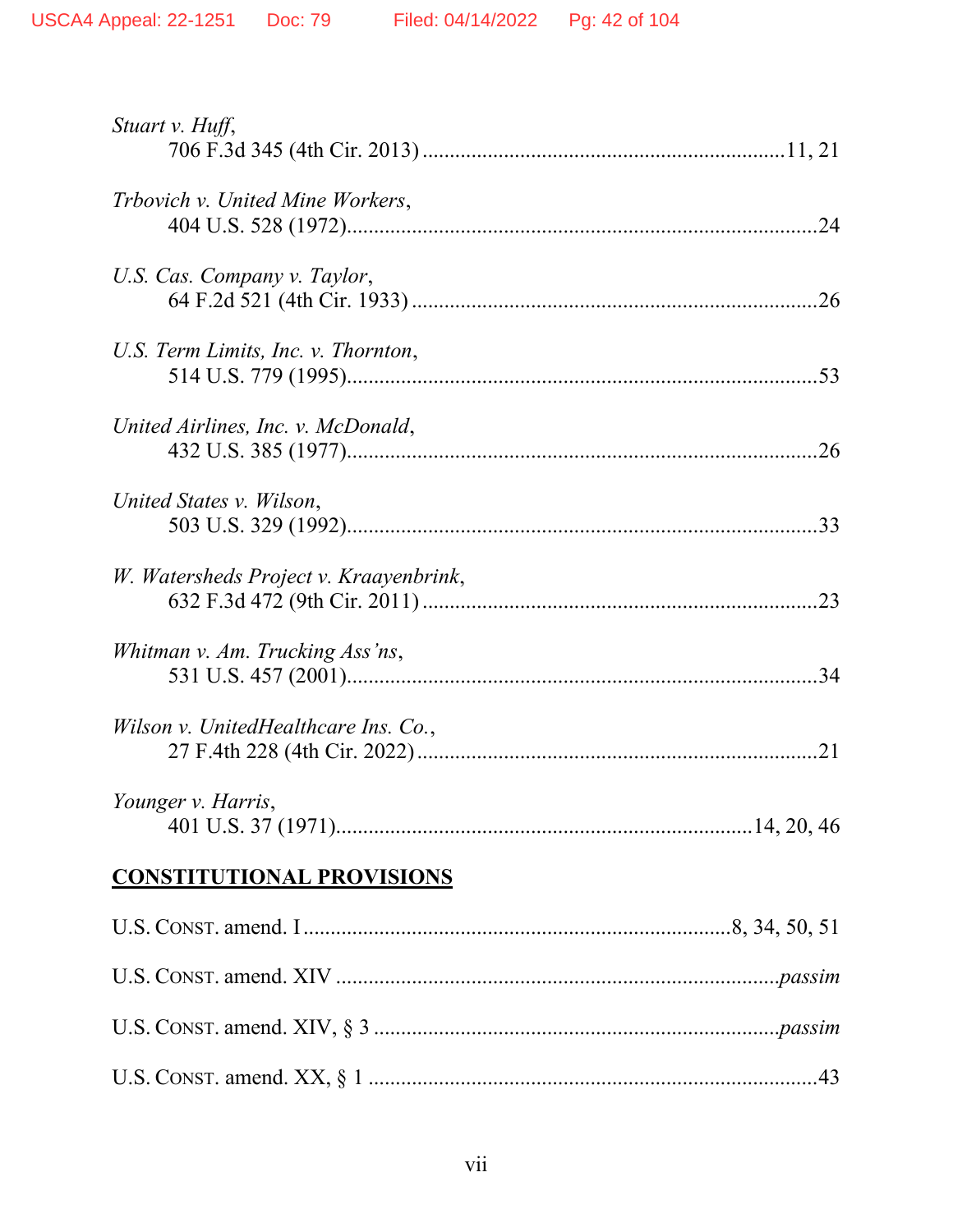*Stuart v. Huff*,
706 F.3d 345 (4th Cir. 2013) ....................................................................11, 21

*Trbovich v. United Mine Workers*,
404 U.S. 528 (1972)........................................................................................24

*U.S. Cas. Company v. Taylor*,
64 F.2d 521 (4th Cir. 1933) ...........................................................................26

*U.S. Term Limits, Inc. v. Thornton*,
514 U.S. 779 (1995)........................................................................................53

*United Airlines, Inc. v. McDonald*,
432 U.S. 385 (1977)........................................................................................26

*United States v. Wilson*,
503 U.S. 329 (1992)........................................................................................33

*W. Watersheds Project v. Kraayenbrink*,
632 F.3d 472 (9th Cir. 2011) ..........................................................................23

*Whitman v. Am. Trucking Ass'ns*,
531 U.S. 457 (2001)........................................................................................34

*Wilson v. UnitedHealthcare Ins. Co.*,
27 F.4th 228 (4th Cir. 2022) ...........................................................................21

*Younger v. Harris*,
401 U.S. 37 (1971)............................................................................14, 20, 46

**CONSTITUTIONAL PROVISIONS**

U.S. CONST. amend. I ...............................................................................8, 34, 50, 51

U.S. CONST. amend. XIV ...........................................................................*passim*

U.S. CONST. amend. XIV, § 3 ...................................................................*passim*

U.S. CONST. amend. XX, § 1 ............................................................................43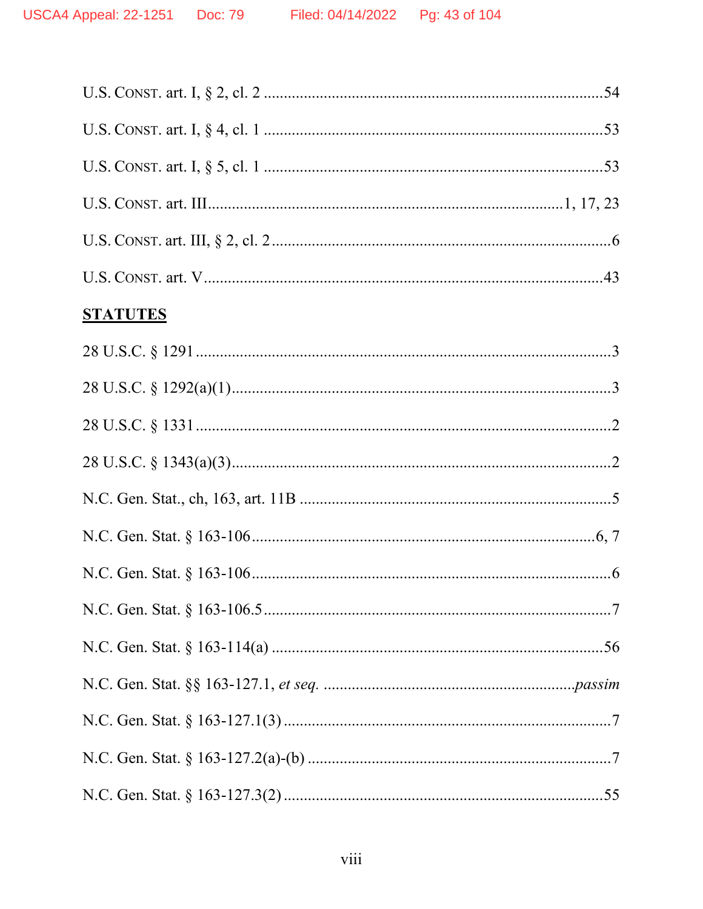U.S. CONST. art. I, § 2, cl. 2 .....................................................................................54

U.S. CONST. art. I, § 4, cl. 1 .....................................................................................53

U.S. CONST. art. I, § 5, cl. 1 .....................................................................................53

U.S. CONST. art. III.....................................................................................1, 17, 23

U.S. CONST. art. III, § 2, cl. 2 .....................................................................................6

U.S. CONST. art. V.....................................................................................................43

**STATUTES**

28 U.S.C. § 1291 .........................................................................................................3

28 U.S.C. § 1292(a)(1)................................................................................................3

28 U.S.C. § 1331 .........................................................................................................2

28 U.S.C. § 1343(a)(3)................................................................................................2

N.C. Gen. Stat., ch, 163, art. 11B ..............................................................................5

N.C. Gen. Stat. § 163-106.......................................................................................6, 7

N.C. Gen. Stat. § 163-106............................................................................................6

N.C. Gen. Stat. § 163-106.5.........................................................................................7

N.C. Gen. Stat. § 163-114(a) ......................................................................................56

N.C. Gen. Stat. §§ 163-127.1, *et seq.* ...............................................................*passim*

N.C. Gen. Stat. § 163-127.1(3) ....................................................................................7

N.C. Gen. Stat. § 163-127.2(a)-(b) ..............................................................................7

N.C. Gen. Stat. § 163-127.3(2) ..................................................................................55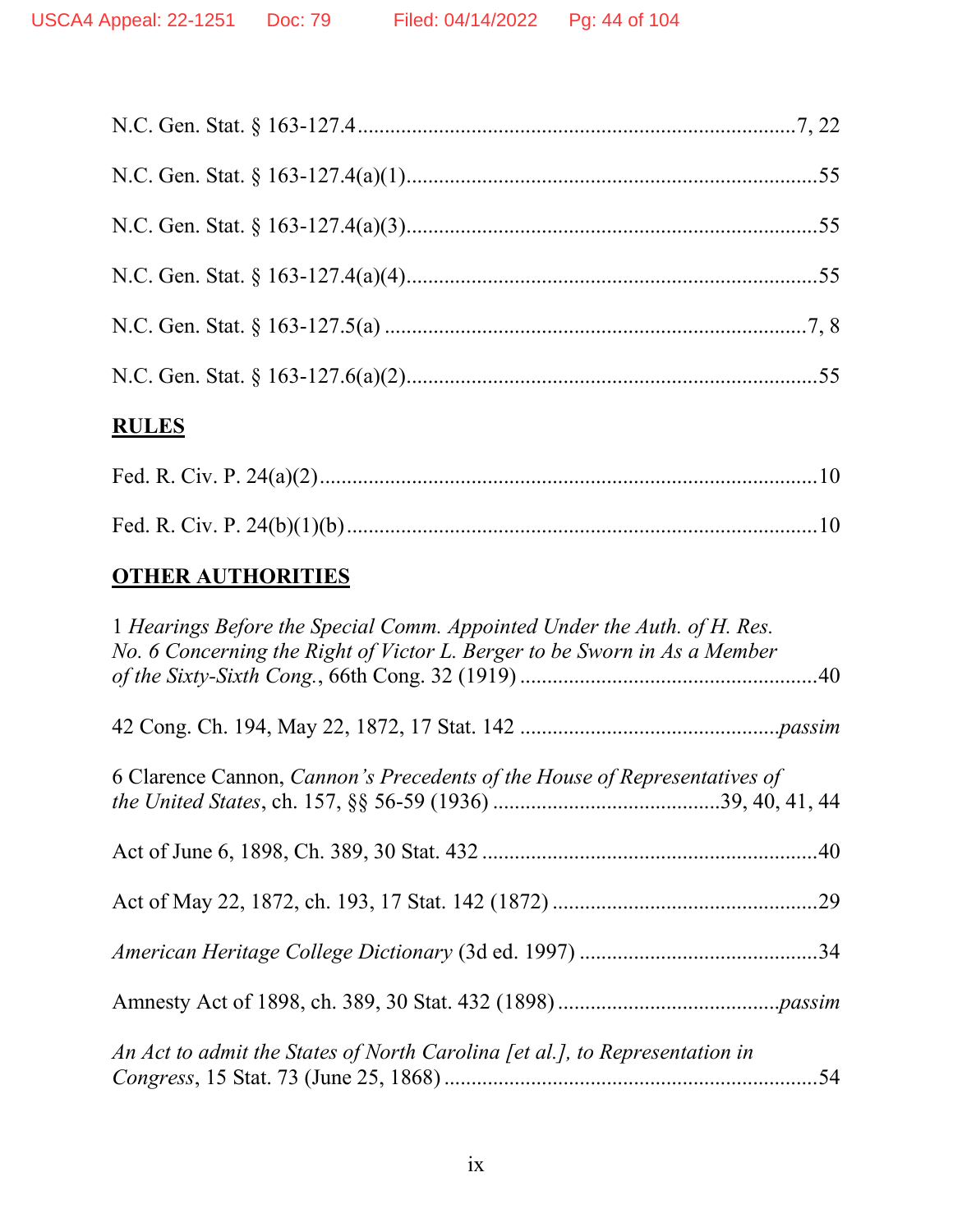N.C. Gen. Stat. § 163-127.4 ..................................................................................7, 22

N.C. Gen. Stat. § 163-127.4(a)(1)...........................................................................55

N.C. Gen. Stat. § 163-127.4(a)(3)...........................................................................55

N.C. Gen. Stat. § 163-127.4(a)(4)...........................................................................55

N.C. Gen. Stat. § 163-127.5(a) ..............................................................................7, 8

N.C. Gen. Stat. § 163-127.6(a)(2)...........................................................................55

## RULES

Fed. R. Civ. P. 24(a)(2)...........................................................................................10

Fed. R. Civ. P. 24(b)(1)(b) ......................................................................................10

## OTHER AUTHORITIES

1 *Hearings Before the Special Comm. Appointed Under the Auth. of H. Res. No. 6 Concerning the Right of Victor L. Berger to be Sworn in As a Member of the Sixty-Sixth Cong.*, 66th Cong. 32 (1919) ......................................................40

42 Cong. Ch. 194, May 22, 1872, 17 Stat. 142 ...............................................*passim*

6 Clarence Cannon, *Cannon's Precedents of the House of Representatives of the United States*, ch. 157, §§ 56-59 (1936) ..........................................39, 40, 41, 44

Act of June 6, 1898, Ch. 389, 30 Stat. 432 .............................................................40

Act of May 22, 1872, ch. 193, 17 Stat. 142 (1872) ................................................29

*American Heritage College Dictionary* (3d ed. 1997) ............................................34

Amnesty Act of 1898, ch. 389, 30 Stat. 432 (1898) ........................................*passim*

*An Act to admit the States of North Carolina [et al.], to Representation in Congress*, 15 Stat. 73 (June 25, 1868) ....................................................................54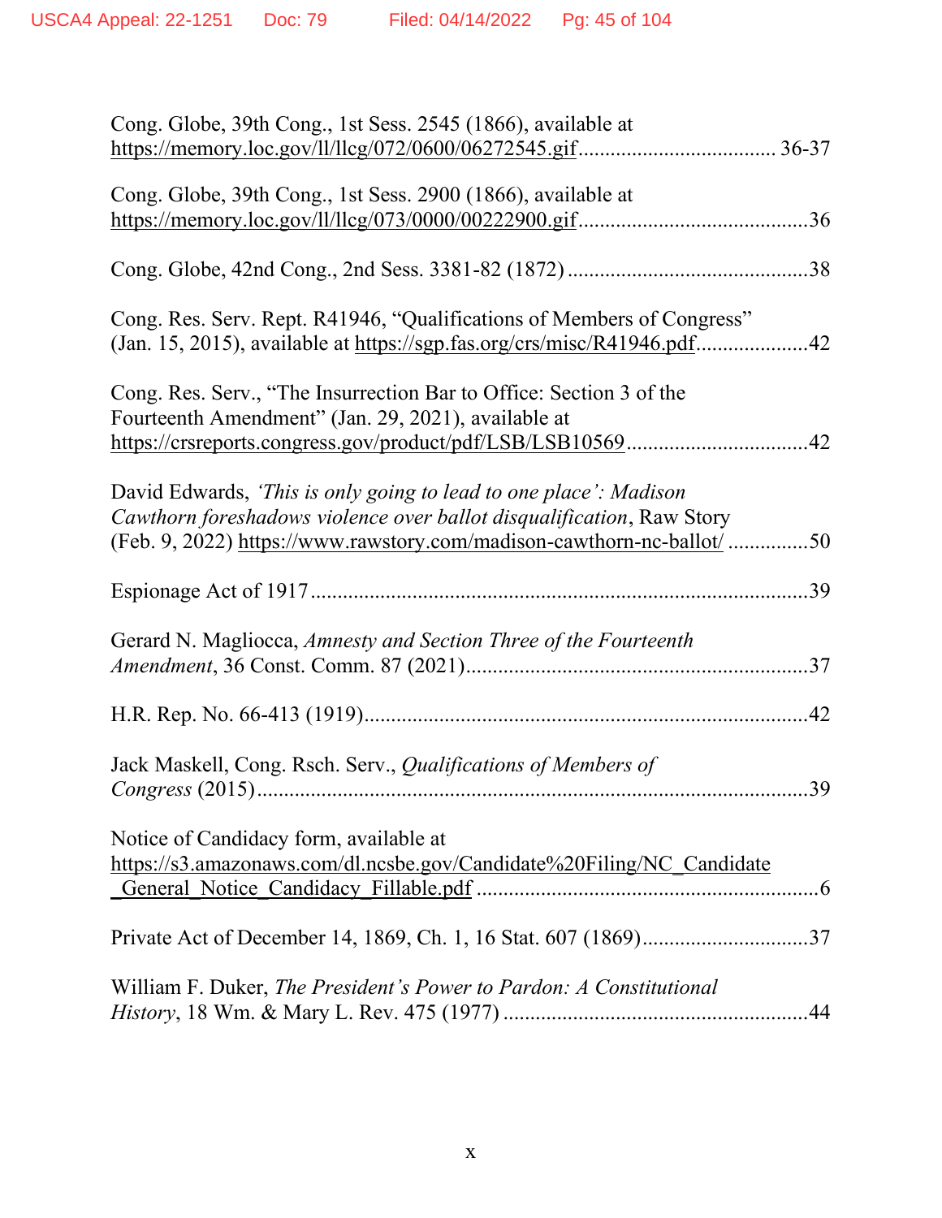Cong. Globe, 39th Cong., 1st Sess. 2545 (1866), available at https://memory.loc.gov/ll/llcg/072/0600/06272545.gif .................................... 36-37

Cong. Globe, 39th Cong., 1st Sess. 2900 (1866), available at https://memory.loc.gov/ll/llcg/073/0000/00222900.gif ..........................................36

Cong. Globe, 42nd Cong., 2nd Sess. 3381-82 (1872) ............................................38

Cong. Res. Serv. Rept. R41946, "Qualifications of Members of Congress" (Jan. 15, 2015), available at https://sgp.fas.org/crs/misc/R41946.pdf....................42

Cong. Res. Serv., "The Insurrection Bar to Office: Section 3 of the Fourteenth Amendment" (Jan. 29, 2021), available at https://crsreports.congress.gov/product/pdf/LSB/LSB10569 .................................42

David Edwards, *'This is only going to lead to one place': Madison Cawthorn foreshadows violence over ballot disqualification*, Raw Story (Feb. 9, 2022) https://www.rawstory.com/madison-cawthorn-nc-ballot/ ...............50

Espionage Act of 1917 ............................................................................................39

Gerard N. Magliocca, *Amnesty and Section Three of the Fourteenth Amendment*, 36 Const. Comm. 87 (2021) ................................................................37

H.R. Rep. No. 66-413 (1919) ..................................................................................42

Jack Maskell, Cong. Rsch. Serv., *Qualifications of Members of Congress* (2015) .......................................................................................................39

Notice of Candidacy form, available at https://s3.amazonaws.com/dl.ncsbe.gov/Candidate%20Filing/NC_Candidate_General_Notice_Candidacy_Fillable.pdf ................................................................6

Private Act of December 14, 1869, Ch. 1, 16 Stat. 607 (1869)...............................37

William F. Duker, *The President's Power to Pardon: A Constitutional History*, 18 Wm. & Mary L. Rev. 475 (1977) ........................................................44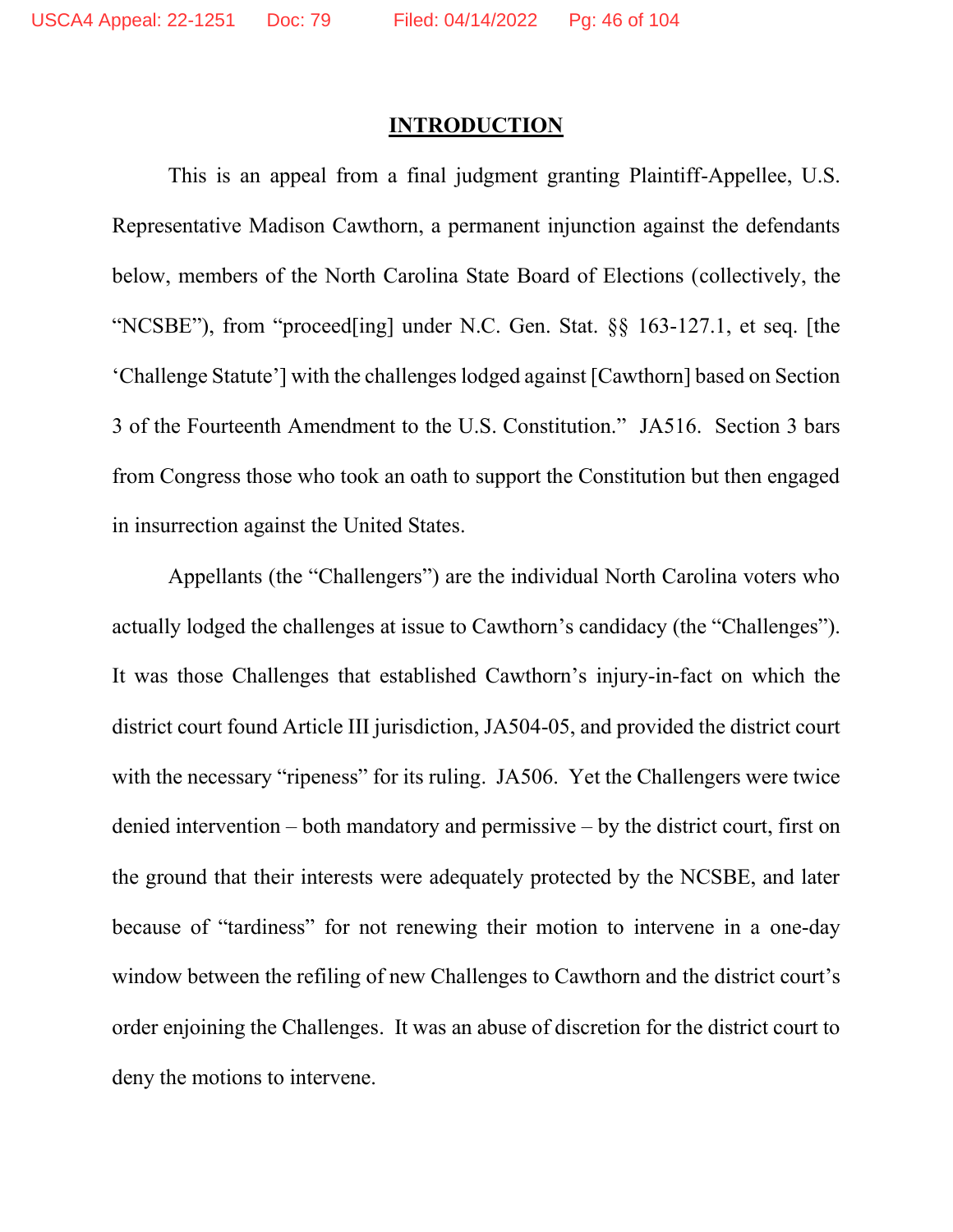## INTRODUCTION

This is an appeal from a final judgment granting Plaintiff-Appellee, U.S. Representative Madison Cawthorn, a permanent injunction against the defendants below, members of the North Carolina State Board of Elections (collectively, the "NCSBE"), from "proceed[ing] under N.C. Gen. Stat. §§ 163-127.1, et seq. [the 'Challenge Statute'] with the challenges lodged against [Cawthorn] based on Section 3 of the Fourteenth Amendment to the U.S. Constitution." JA516. Section 3 bars from Congress those who took an oath to support the Constitution but then engaged in insurrection against the United States.

Appellants (the "Challengers") are the individual North Carolina voters who actually lodged the challenges at issue to Cawthorn's candidacy (the "Challenges"). It was those Challenges that established Cawthorn's injury-in-fact on which the district court found Article III jurisdiction, JA504-05, and provided the district court with the necessary "ripeness" for its ruling. JA506. Yet the Challengers were twice denied intervention – both mandatory and permissive – by the district court, first on the ground that their interests were adequately protected by the NCSBE, and later because of "tardiness" for not renewing their motion to intervene in a one-day window between the refiling of new Challenges to Cawthorn and the district court's order enjoining the Challenges. It was an abuse of discretion for the district court to deny the motions to intervene.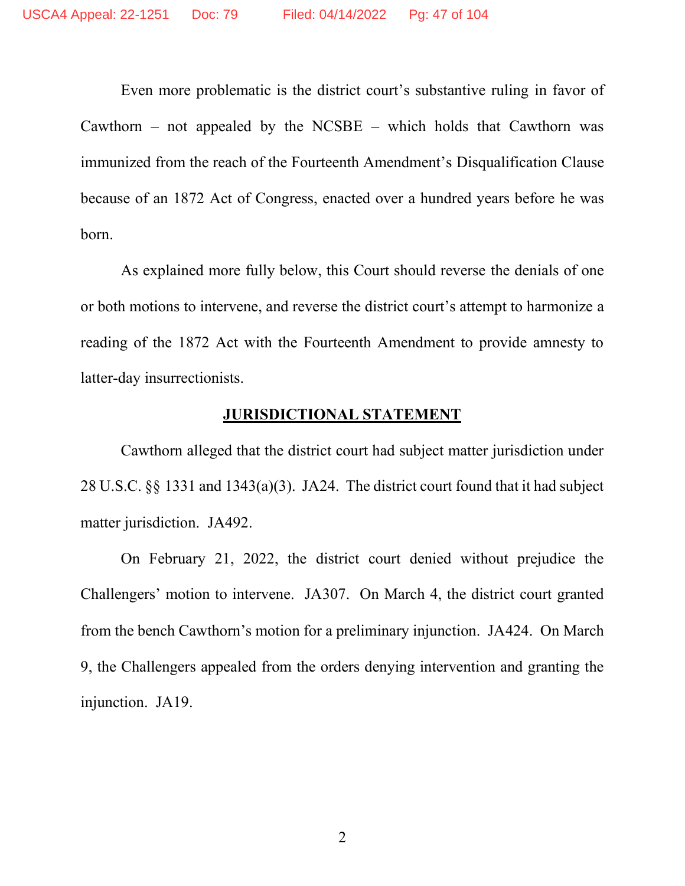Even more problematic is the district court's substantive ruling in favor of Cawthorn – not appealed by the NCSBE – which holds that Cawthorn was immunized from the reach of the Fourteenth Amendment's Disqualification Clause because of an 1872 Act of Congress, enacted over a hundred years before he was born.

As explained more fully below, this Court should reverse the denials of one or both motions to intervene, and reverse the district court's attempt to harmonize a reading of the 1872 Act with the Fourteenth Amendment to provide amnesty to latter-day insurrectionists.

## JURISDICTIONAL STATEMENT

Cawthorn alleged that the district court had subject matter jurisdiction under 28 U.S.C. §§ 1331 and 1343(a)(3). JA24. The district court found that it had subject matter jurisdiction. JA492.

On February 21, 2022, the district court denied without prejudice the Challengers' motion to intervene. JA307. On March 4, the district court granted from the bench Cawthorn's motion for a preliminary injunction. JA424. On March 9, the Challengers appealed from the orders denying intervention and granting the injunction. JA19.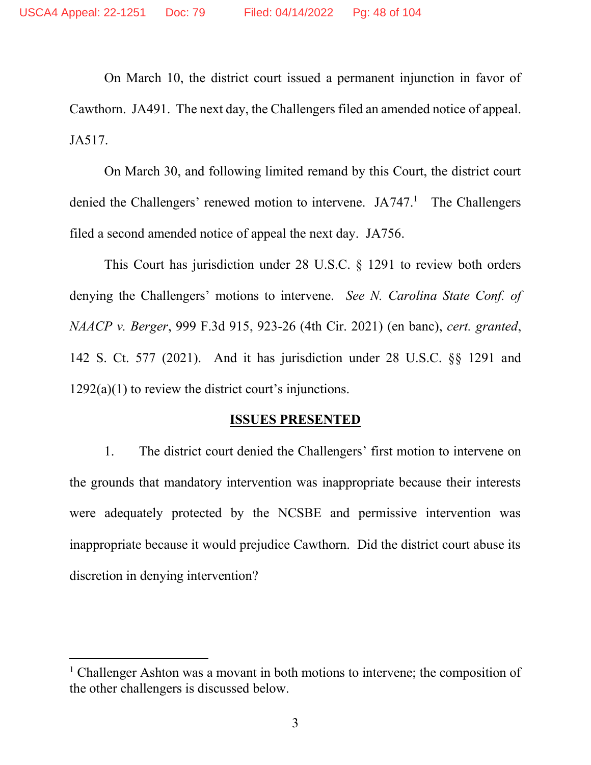On March 10, the district court issued a permanent injunction in favor of Cawthorn. JA491. The next day, the Challengers filed an amended notice of appeal. JA517.

On March 30, and following limited remand by this Court, the district court denied the Challengers' renewed motion to intervene. JA747.[1] The Challengers filed a second amended notice of appeal the next day. JA756.

This Court has jurisdiction under 28 U.S.C. § 1291 to review both orders denying the Challengers' motions to intervene. *See N. Carolina State Conf. of NAACP v. Berger*, 999 F.3d 915, 923-26 (4th Cir. 2021) (en banc), *cert. granted*, 142 S. Ct. 577 (2021). And it has jurisdiction under 28 U.S.C. §§ 1291 and 1292(a)(1) to review the district court's injunctions.

## ISSUES PRESENTED

1. The district court denied the Challengers' first motion to intervene on the grounds that mandatory intervention was inappropriate because their interests were adequately protected by the NCSBE and permissive intervention was inappropriate because it would prejudice Cawthorn. Did the district court abuse its discretion in denying intervention?

---

[1] Challenger Ashton was a movant in both motions to intervene; the composition of the other challengers is discussed below.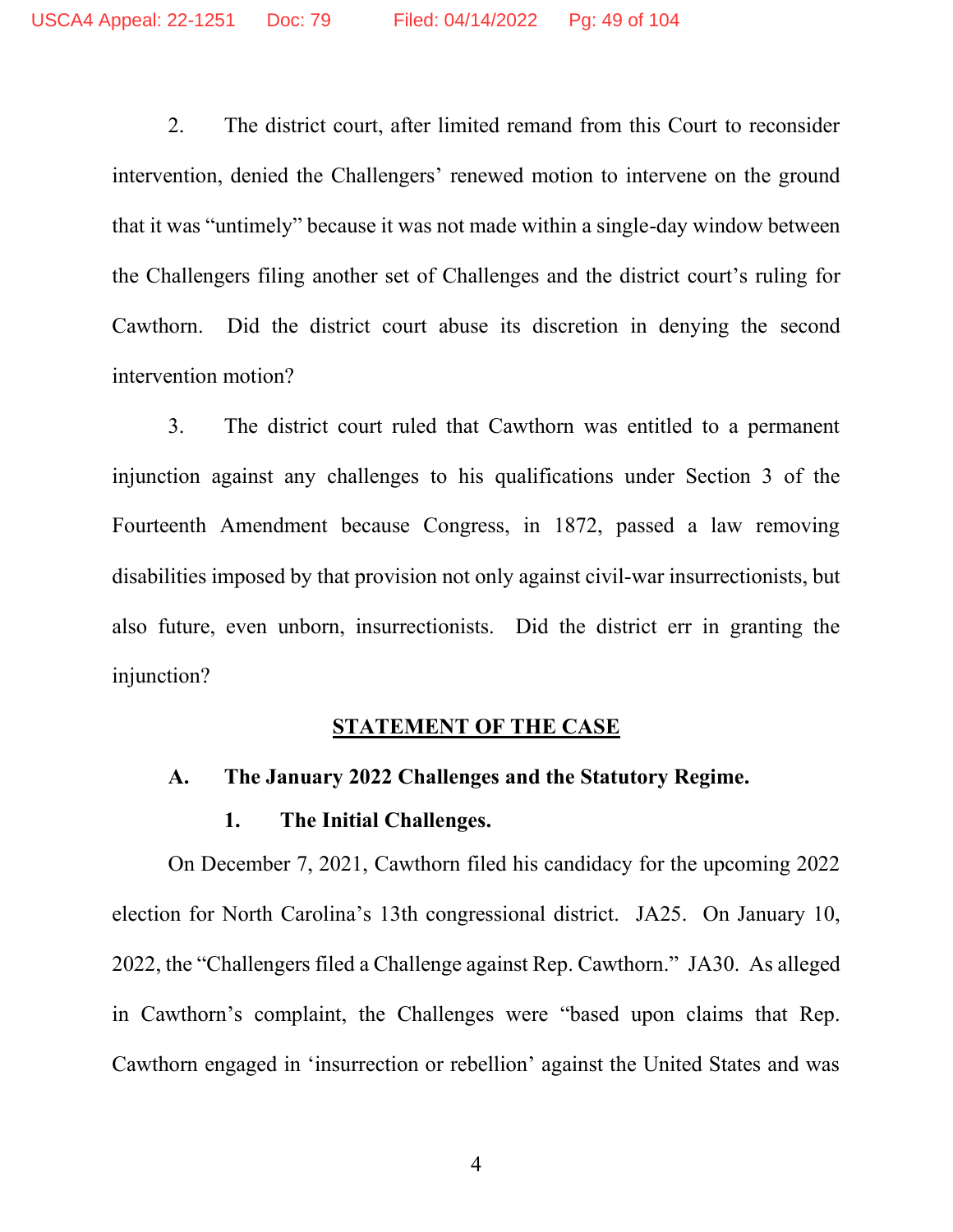2. The district court, after limited remand from this Court to reconsider intervention, denied the Challengers' renewed motion to intervene on the ground that it was "untimely" because it was not made within a single-day window between the Challengers filing another set of Challenges and the district court's ruling for Cawthorn. Did the district court abuse its discretion in denying the second intervention motion?

3. The district court ruled that Cawthorn was entitled to a permanent injunction against any challenges to his qualifications under Section 3 of the Fourteenth Amendment because Congress, in 1872, passed a law removing disabilities imposed by that provision not only against civil-war insurrectionists, but also future, even unborn, insurrectionists. Did the district err in granting the injunction?

## STATEMENT OF THE CASE

### A. The January 2022 Challenges and the Statutory Regime.

#### 1. The Initial Challenges.

On December 7, 2021, Cawthorn filed his candidacy for the upcoming 2022 election for North Carolina's 13th congressional district. JA25. On January 10, 2022, the "Challengers filed a Challenge against Rep. Cawthorn." JA30. As alleged in Cawthorn's complaint, the Challenges were "based upon claims that Rep. Cawthorn engaged in 'insurrection or rebellion' against the United States and was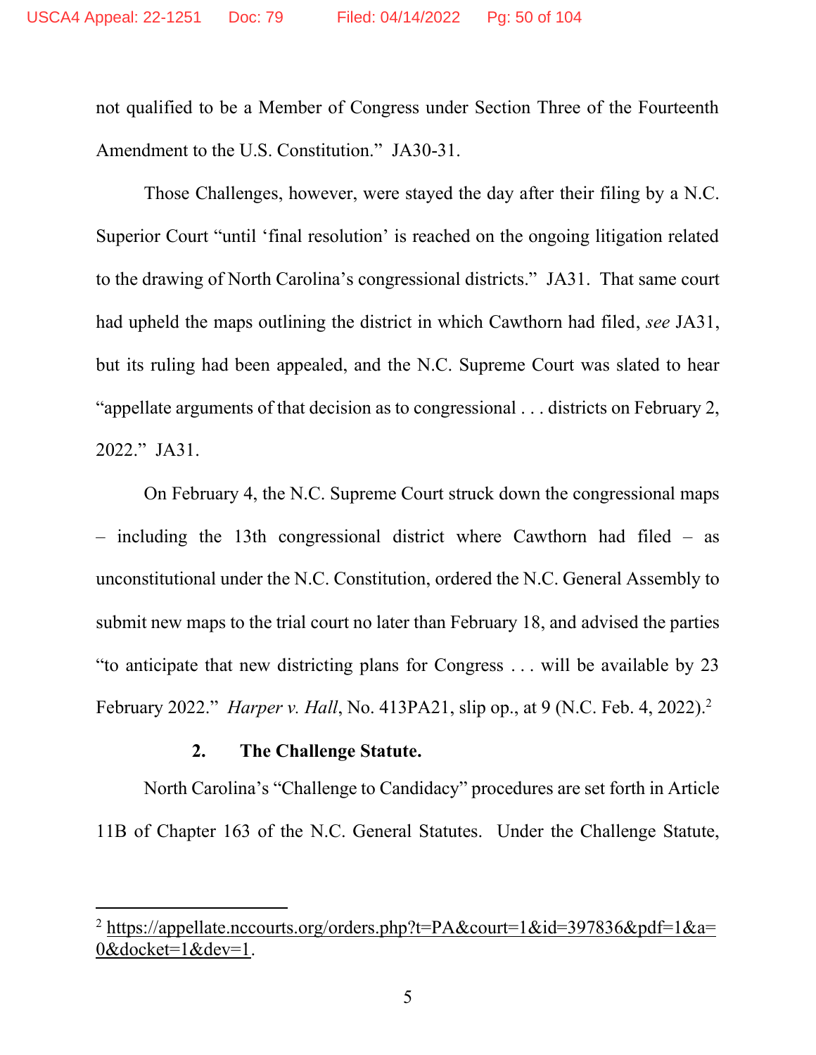not qualified to be a Member of Congress under Section Three of the Fourteenth Amendment to the U.S. Constitution." JA30-31.

Those Challenges, however, were stayed the day after their filing by a N.C. Superior Court "until 'final resolution' is reached on the ongoing litigation related to the drawing of North Carolina's congressional districts." JA31. That same court had upheld the maps outlining the district in which Cawthorn had filed, *see* JA31, but its ruling had been appealed, and the N.C. Supreme Court was slated to hear "appellate arguments of that decision as to congressional . . . districts on February 2, 2022." JA31.

On February 4, the N.C. Supreme Court struck down the congressional maps – including the 13th congressional district where Cawthorn had filed – as unconstitutional under the N.C. Constitution, ordered the N.C. General Assembly to submit new maps to the trial court no later than February 18, and advised the parties "to anticipate that new districting plans for Congress . . . will be available by 23 February 2022." *Harper v. Hall*, No. 413PA21, slip op., at 9 (N.C. Feb. 4, 2022).[2]

### 2. The Challenge Statute.

North Carolina's "Challenge to Candidacy" procedures are set forth in Article 11B of Chapter 163 of the N.C. General Statutes. Under the Challenge Statute,

---

[2] https://appellate.nccourts.org/orders.php?t=PA&court=1&id=397836&pdf=1&a=0&docket=1&dev=1.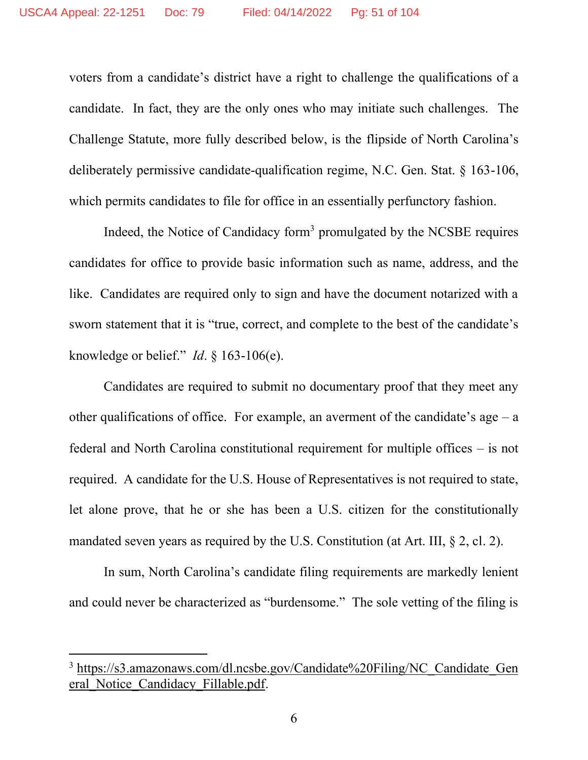voters from a candidate's district have a right to challenge the qualifications of a candidate. In fact, they are the only ones who may initiate such challenges. The Challenge Statute, more fully described below, is the flipside of North Carolina's deliberately permissive candidate-qualification regime, N.C. Gen. Stat. § 163-106, which permits candidates to file for office in an essentially perfunctory fashion.

Indeed, the Notice of Candidacy form[3] promulgated by the NCSBE requires candidates for office to provide basic information such as name, address, and the like. Candidates are required only to sign and have the document notarized with a sworn statement that it is "true, correct, and complete to the best of the candidate's knowledge or belief." *Id*. § 163-106(e).

Candidates are required to submit no documentary proof that they meet any other qualifications of office. For example, an averment of the candidate's age – a federal and North Carolina constitutional requirement for multiple offices – is not required. A candidate for the U.S. House of Representatives is not required to state, let alone prove, that he or she has been a U.S. citizen for the constitutionally mandated seven years as required by the U.S. Constitution (at Art. III, § 2, cl. 2).

In sum, North Carolina's candidate filing requirements are markedly lenient and could never be characterized as "burdensome." The sole vetting of the filing is

---

[3] https://s3.amazonaws.com/dl.ncsbe.gov/Candidate%20Filing/NC_Candidate_General_Notice_Candidacy_Fillable.pdf.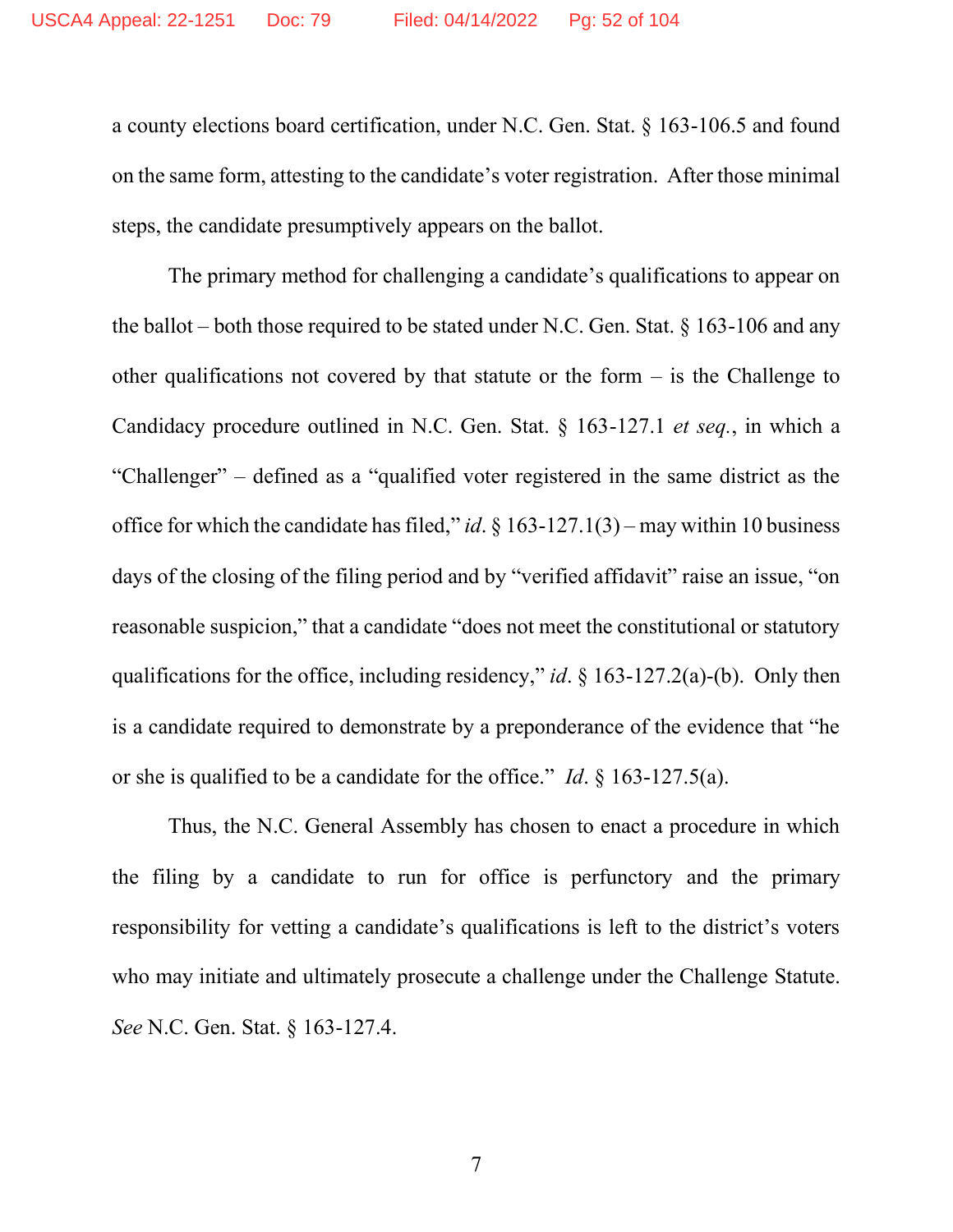a county elections board certification, under N.C. Gen. Stat. § 163-106.5 and found on the same form, attesting to the candidate's voter registration. After those minimal steps, the candidate presumptively appears on the ballot.

The primary method for challenging a candidate's qualifications to appear on the ballot – both those required to be stated under N.C. Gen. Stat. § 163-106 and any other qualifications not covered by that statute or the form – is the Challenge to Candidacy procedure outlined in N.C. Gen. Stat. § 163-127.1 *et seq.*, in which a "Challenger" – defined as a "qualified voter registered in the same district as the office for which the candidate has filed," *id*. § 163-127.1(3) – may within 10 business days of the closing of the filing period and by "verified affidavit" raise an issue, "on reasonable suspicion," that a candidate "does not meet the constitutional or statutory qualifications for the office, including residency," *id*. § 163-127.2(a)-(b). Only then is a candidate required to demonstrate by a preponderance of the evidence that "he or she is qualified to be a candidate for the office." *Id*. § 163-127.5(a).

Thus, the N.C. General Assembly has chosen to enact a procedure in which the filing by a candidate to run for office is perfunctory and the primary responsibility for vetting a candidate's qualifications is left to the district's voters who may initiate and ultimately prosecute a challenge under the Challenge Statute. *See* N.C. Gen. Stat. § 163-127.4.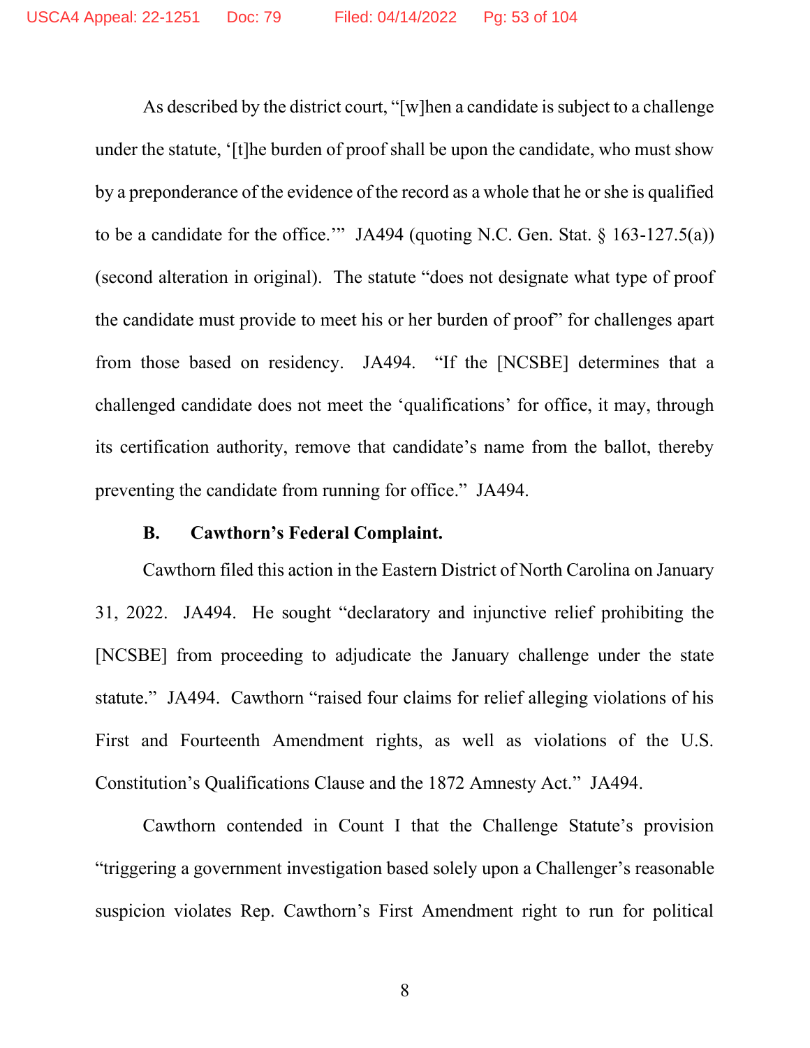As described by the district court, "[w]hen a candidate is subject to a challenge under the statute, '[t]he burden of proof shall be upon the candidate, who must show by a preponderance of the evidence of the record as a whole that he or she is qualified to be a candidate for the office.'" JA494 (quoting N.C. Gen. Stat. § 163-127.5(a)) (second alteration in original). The statute "does not designate what type of proof the candidate must provide to meet his or her burden of proof" for challenges apart from those based on residency. JA494. "If the [NCSBE] determines that a challenged candidate does not meet the 'qualifications' for office, it may, through its certification authority, remove that candidate's name from the ballot, thereby preventing the candidate from running for office." JA494.

### B. Cawthorn's Federal Complaint.

Cawthorn filed this action in the Eastern District of North Carolina on January 31, 2022. JA494. He sought "declaratory and injunctive relief prohibiting the [NCSBE] from proceeding to adjudicate the January challenge under the state statute." JA494. Cawthorn "raised four claims for relief alleging violations of his First and Fourteenth Amendment rights, as well as violations of the U.S. Constitution's Qualifications Clause and the 1872 Amnesty Act." JA494.

Cawthorn contended in Count I that the Challenge Statute's provision "triggering a government investigation based solely upon a Challenger's reasonable suspicion violates Rep. Cawthorn's First Amendment right to run for political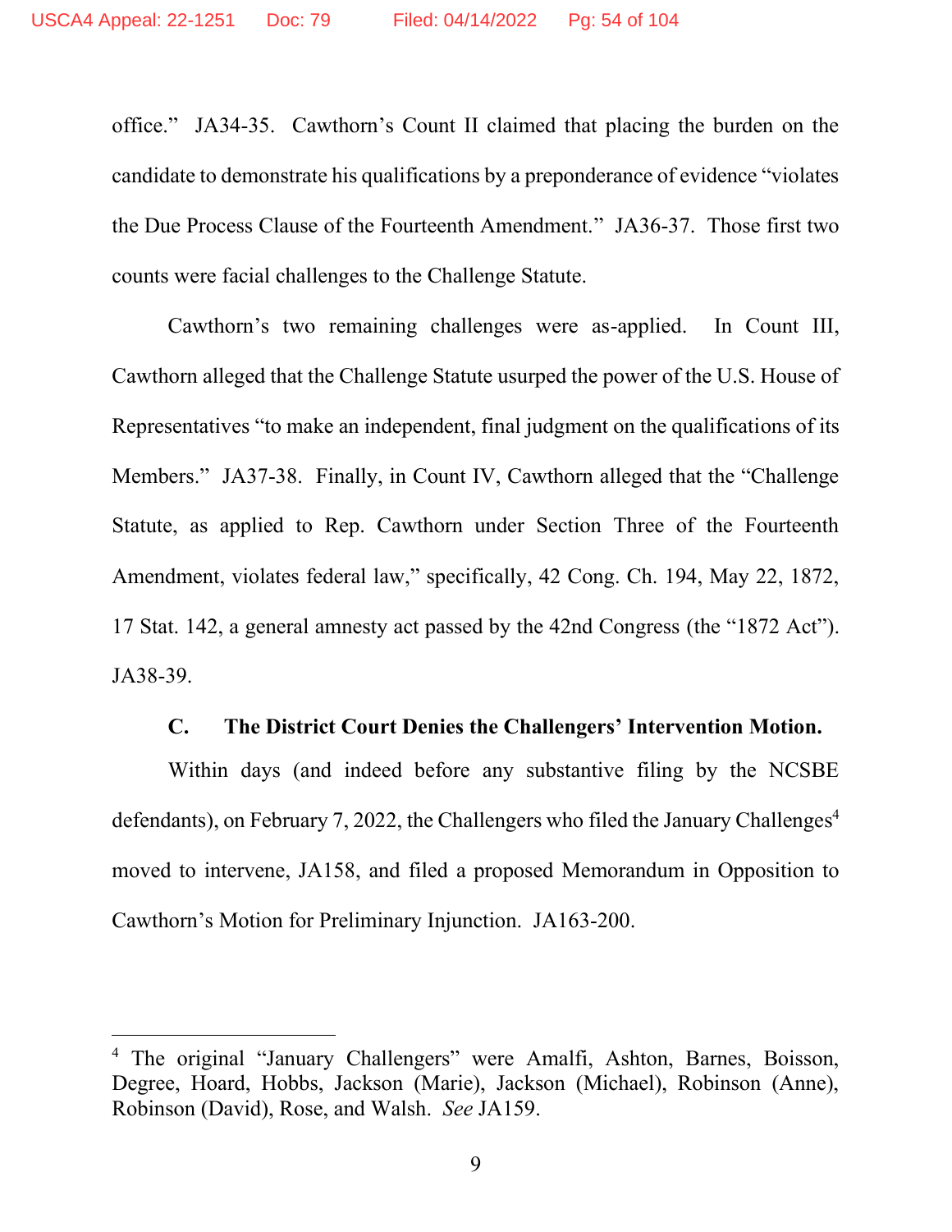office." JA34-35. Cawthorn's Count II claimed that placing the burden on the candidate to demonstrate his qualifications by a preponderance of evidence "violates the Due Process Clause of the Fourteenth Amendment." JA36-37. Those first two counts were facial challenges to the Challenge Statute.

Cawthorn's two remaining challenges were as-applied. In Count III, Cawthorn alleged that the Challenge Statute usurped the power of the U.S. House of Representatives "to make an independent, final judgment on the qualifications of its Members." JA37-38. Finally, in Count IV, Cawthorn alleged that the "Challenge Statute, as applied to Rep. Cawthorn under Section Three of the Fourteenth Amendment, violates federal law," specifically, 42 Cong. Ch. 194, May 22, 1872, 17 Stat. 142, a general amnesty act passed by the 42nd Congress (the "1872 Act"). JA38-39.

### C. The District Court Denies the Challengers' Intervention Motion.

Within days (and indeed before any substantive filing by the NCSBE defendants), on February 7, 2022, the Challengers who filed the January Challenges[4] moved to intervene, JA158, and filed a proposed Memorandum in Opposition to Cawthorn's Motion for Preliminary Injunction. JA163-200.

---

[4] The original "January Challengers" were Amalfi, Ashton, Barnes, Boisson, Degree, Hoard, Hobbs, Jackson (Marie), Jackson (Michael), Robinson (Anne), Robinson (David), Rose, and Walsh. *See* JA159.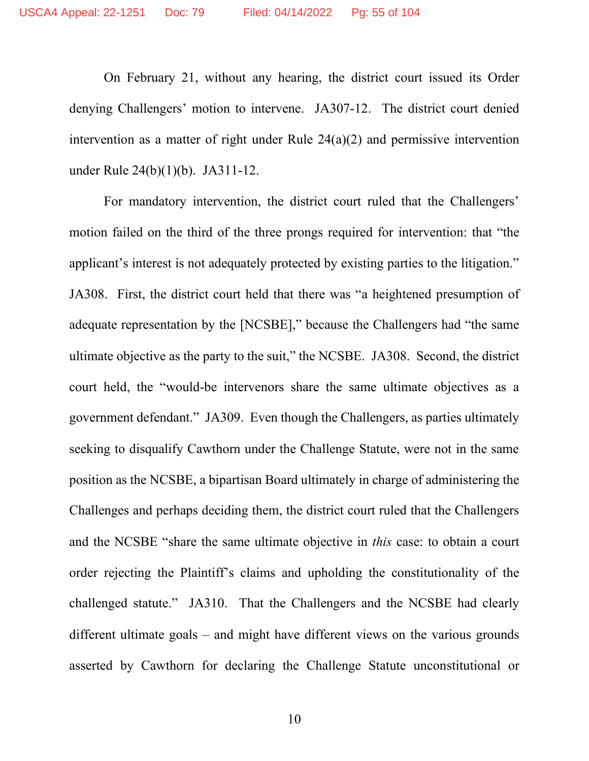On February 21, without any hearing, the district court issued its Order denying Challengers' motion to intervene. JA307-12. The district court denied intervention as a matter of right under Rule 24(a)(2) and permissive intervention under Rule 24(b)(1)(b). JA311-12.

For mandatory intervention, the district court ruled that the Challengers' motion failed on the third of the three prongs required for intervention: that "the applicant's interest is not adequately protected by existing parties to the litigation." JA308. First, the district court held that there was "a heightened presumption of adequate representation by the [NCSBE]," because the Challengers had "the same ultimate objective as the party to the suit," the NCSBE. JA308. Second, the district court held, the "would-be intervenors share the same ultimate objectives as a government defendant." JA309. Even though the Challengers, as parties ultimately seeking to disqualify Cawthorn under the Challenge Statute, were not in the same position as the NCSBE, a bipartisan Board ultimately in charge of administering the Challenges and perhaps deciding them, the district court ruled that the Challengers and the NCSBE "share the same ultimate objective in *this* case: to obtain a court order rejecting the Plaintiff's claims and upholding the constitutionality of the challenged statute." JA310. That the Challengers and the NCSBE had clearly different ultimate goals – and might have different views on the various grounds asserted by Cawthorn for declaring the Challenge Statute unconstitutional or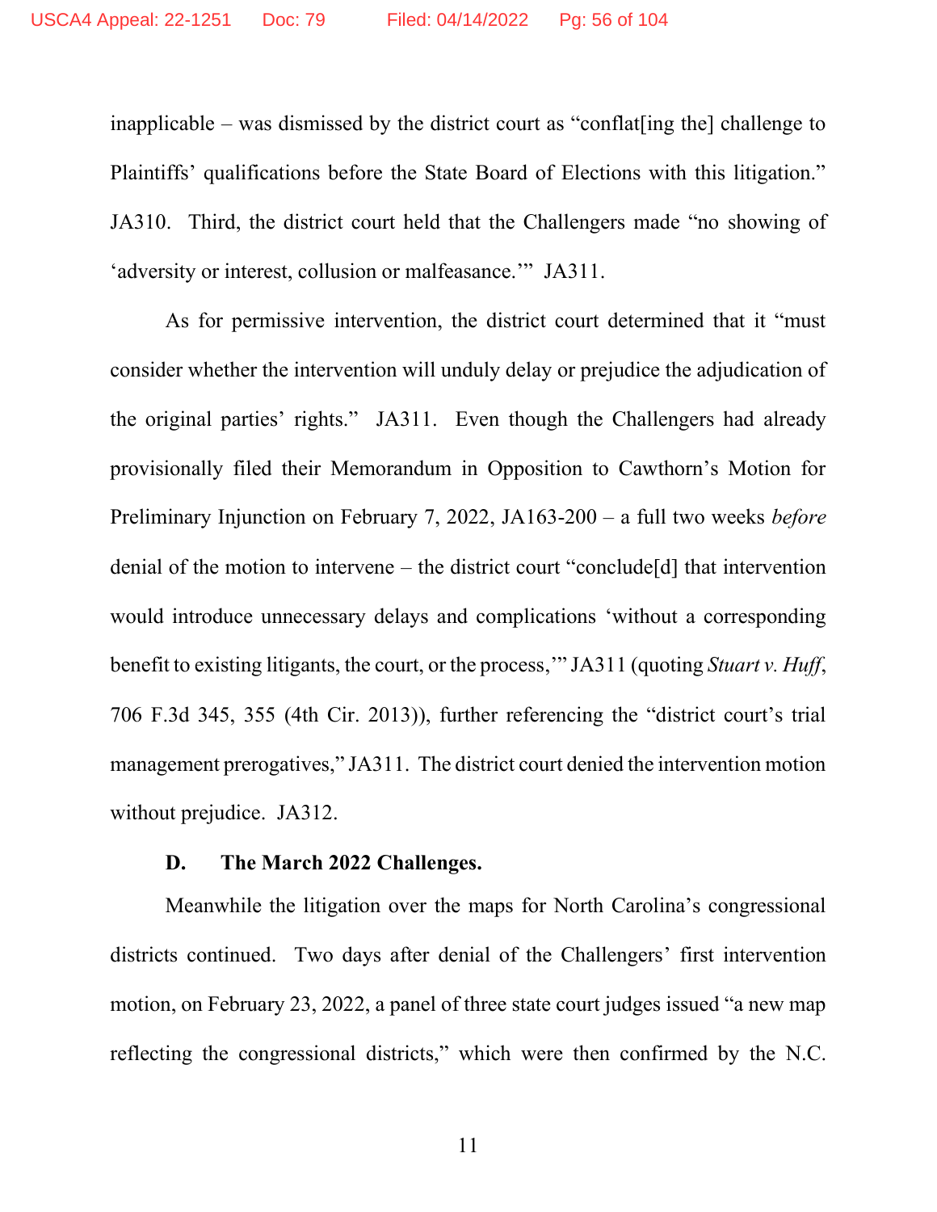inapplicable – was dismissed by the district court as "conflat[ing the] challenge to Plaintiffs' qualifications before the State Board of Elections with this litigation." JA310. Third, the district court held that the Challengers made "no showing of 'adversity or interest, collusion or malfeasance.'" JA311.

As for permissive intervention, the district court determined that it "must consider whether the intervention will unduly delay or prejudice the adjudication of the original parties' rights." JA311. Even though the Challengers had already provisionally filed their Memorandum in Opposition to Cawthorn's Motion for Preliminary Injunction on February 7, 2022, JA163-200 – a full two weeks *before* denial of the motion to intervene – the district court "conclude[d] that intervention would introduce unnecessary delays and complications 'without a corresponding benefit to existing litigants, the court, or the process,'" JA311 (quoting *Stuart v. Huff*, 706 F.3d 345, 355 (4th Cir. 2013)), further referencing the "district court's trial management prerogatives," JA311. The district court denied the intervention motion without prejudice. JA312.

### D. The March 2022 Challenges.

Meanwhile the litigation over the maps for North Carolina's congressional districts continued. Two days after denial of the Challengers' first intervention motion, on February 23, 2022, a panel of three state court judges issued "a new map reflecting the congressional districts," which were then confirmed by the N.C.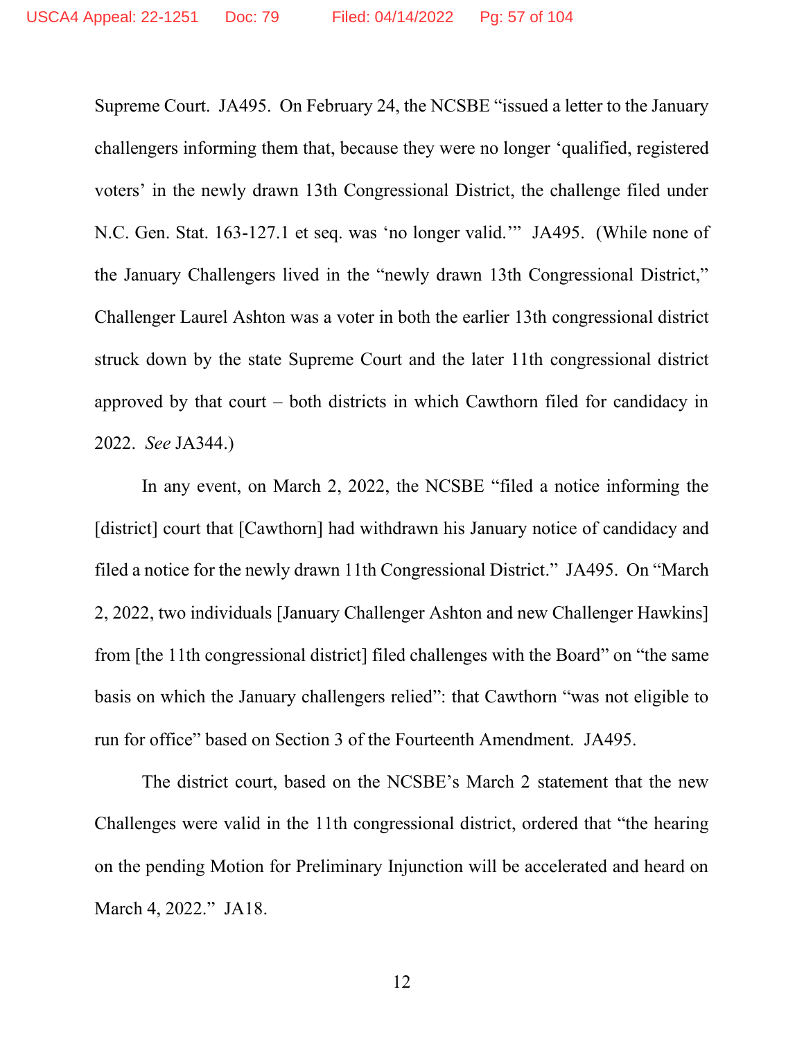Supreme Court. JA495. On February 24, the NCSBE "issued a letter to the January challengers informing them that, because they were no longer 'qualified, registered voters' in the newly drawn 13th Congressional District, the challenge filed under N.C. Gen. Stat. 163-127.1 et seq. was 'no longer valid.'" JA495. (While none of the January Challengers lived in the "newly drawn 13th Congressional District," Challenger Laurel Ashton was a voter in both the earlier 13th congressional district struck down by the state Supreme Court and the later 11th congressional district approved by that court – both districts in which Cawthorn filed for candidacy in 2022. *See* JA344.)

In any event, on March 2, 2022, the NCSBE "filed a notice informing the [district] court that [Cawthorn] had withdrawn his January notice of candidacy and filed a notice for the newly drawn 11th Congressional District." JA495. On "March 2, 2022, two individuals [January Challenger Ashton and new Challenger Hawkins] from [the 11th congressional district] filed challenges with the Board" on "the same basis on which the January challengers relied": that Cawthorn "was not eligible to run for office" based on Section 3 of the Fourteenth Amendment. JA495.

The district court, based on the NCSBE's March 2 statement that the new Challenges were valid in the 11th congressional district, ordered that "the hearing on the pending Motion for Preliminary Injunction will be accelerated and heard on March 4, 2022." JA18.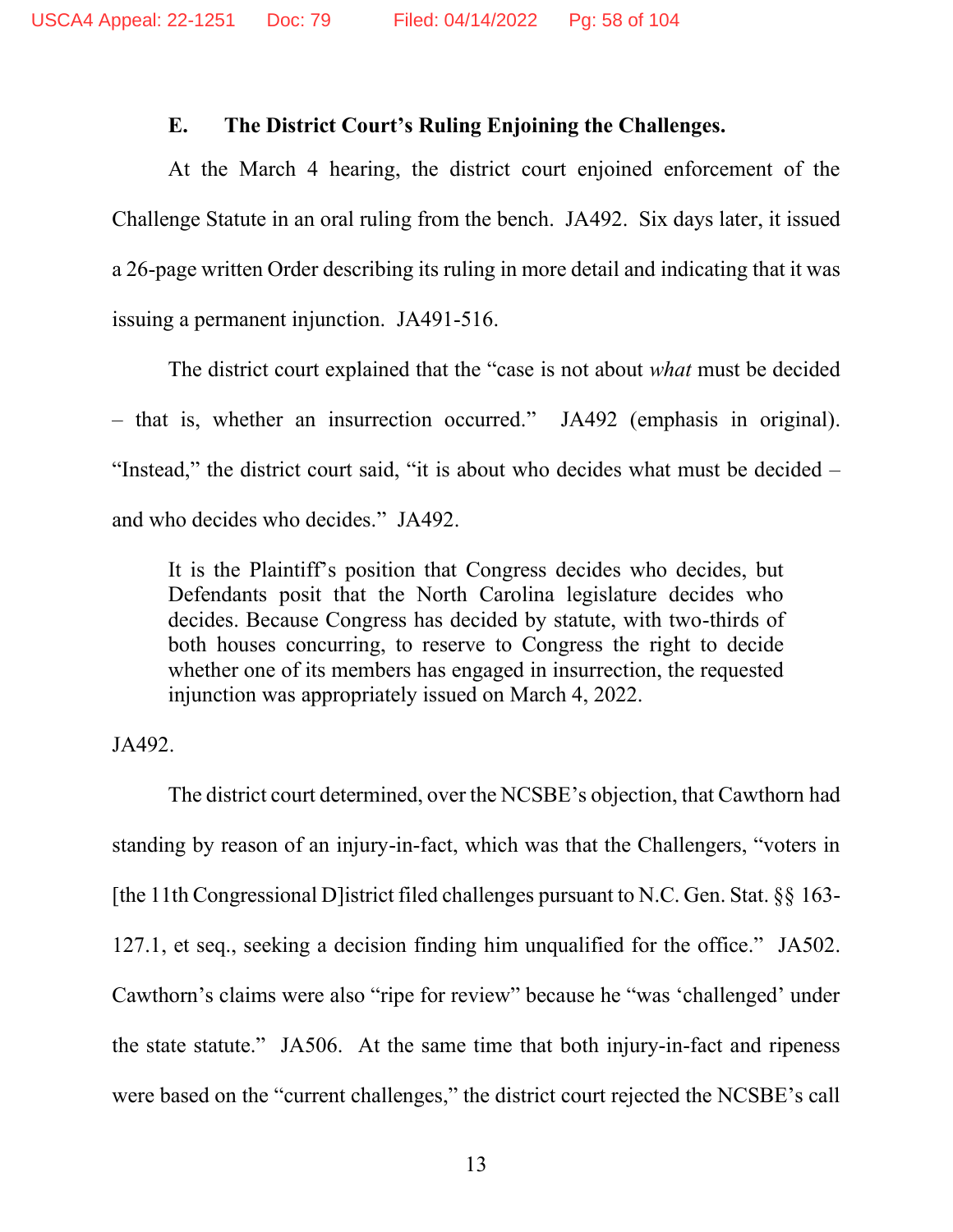### E. The District Court's Ruling Enjoining the Challenges.

At the March 4 hearing, the district court enjoined enforcement of the Challenge Statute in an oral ruling from the bench. JA492. Six days later, it issued a 26-page written Order describing its ruling in more detail and indicating that it was issuing a permanent injunction. JA491-516.

The district court explained that the "case is not about *what* must be decided – that is, whether an insurrection occurred." JA492 (emphasis in original). "Instead," the district court said, "it is about who decides what must be decided – and who decides who decides." JA492.

> It is the Plaintiff's position that Congress decides who decides, but Defendants posit that the North Carolina legislature decides who decides. Because Congress has decided by statute, with two-thirds of both houses concurring, to reserve to Congress the right to decide whether one of its members has engaged in insurrection, the requested injunction was appropriately issued on March 4, 2022.

JA492.

The district court determined, over the NCSBE's objection, that Cawthorn had standing by reason of an injury-in-fact, which was that the Challengers, "voters in [the 11th Congressional D]istrict filed challenges pursuant to N.C. Gen. Stat. §§ 163-127.1, et seq., seeking a decision finding him unqualified for the office." JA502. Cawthorn's claims were also "ripe for review" because he "was 'challenged' under the state statute." JA506. At the same time that both injury-in-fact and ripeness were based on the "current challenges," the district court rejected the NCSBE's call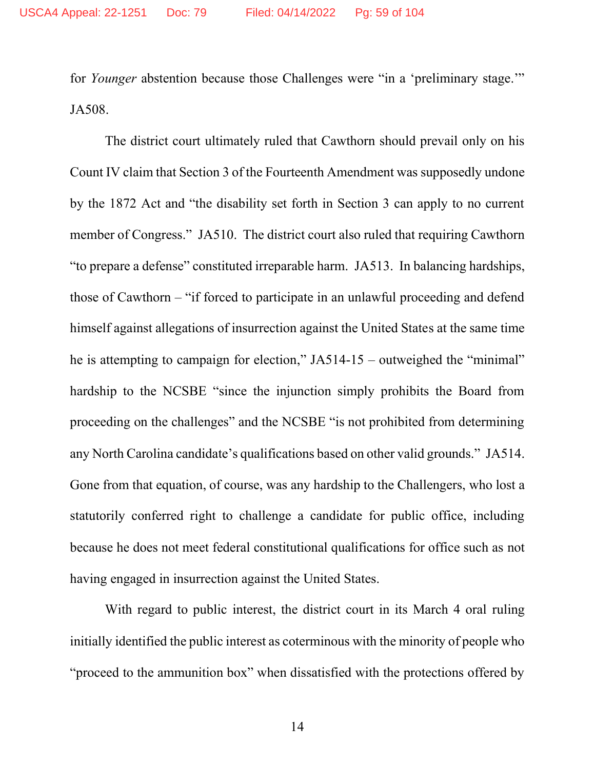for *Younger* abstention because those Challenges were "in a 'preliminary stage.'" JA508.

The district court ultimately ruled that Cawthorn should prevail only on his Count IV claim that Section 3 of the Fourteenth Amendment was supposedly undone by the 1872 Act and "the disability set forth in Section 3 can apply to no current member of Congress." JA510. The district court also ruled that requiring Cawthorn "to prepare a defense" constituted irreparable harm. JA513. In balancing hardships, those of Cawthorn – "if forced to participate in an unlawful proceeding and defend himself against allegations of insurrection against the United States at the same time he is attempting to campaign for election," JA514-15 – outweighed the "minimal" hardship to the NCSBE "since the injunction simply prohibits the Board from proceeding on the challenges" and the NCSBE "is not prohibited from determining any North Carolina candidate's qualifications based on other valid grounds." JA514. Gone from that equation, of course, was any hardship to the Challengers, who lost a statutorily conferred right to challenge a candidate for public office, including because he does not meet federal constitutional qualifications for office such as not having engaged in insurrection against the United States.

With regard to public interest, the district court in its March 4 oral ruling initially identified the public interest as coterminous with the minority of people who "proceed to the ammunition box" when dissatisfied with the protections offered by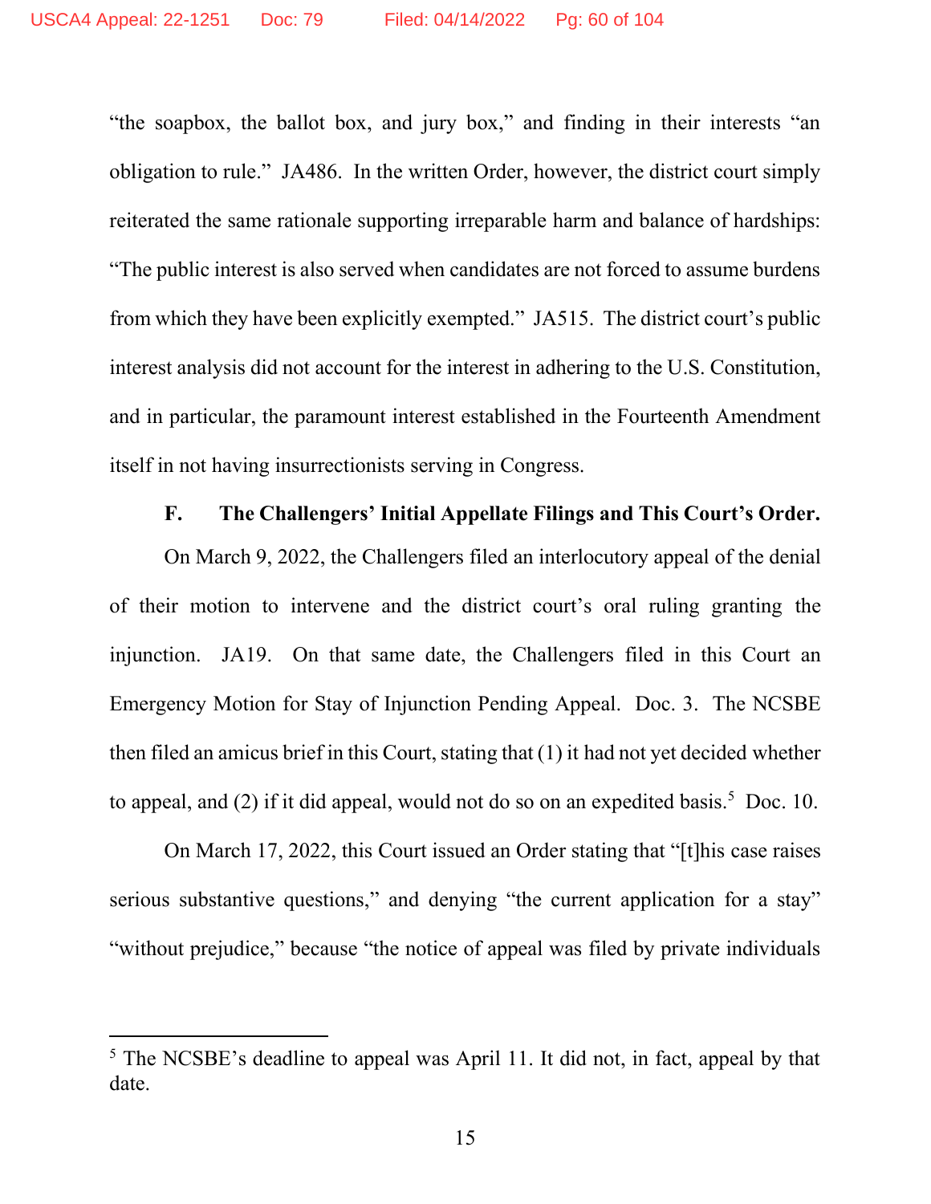"the soapbox, the ballot box, and jury box," and finding in their interests "an obligation to rule." JA486. In the written Order, however, the district court simply reiterated the same rationale supporting irreparable harm and balance of hardships: "The public interest is also served when candidates are not forced to assume burdens from which they have been explicitly exempted." JA515. The district court's public interest analysis did not account for the interest in adhering to the U.S. Constitution, and in particular, the paramount interest established in the Fourteenth Amendment itself in not having insurrectionists serving in Congress.

### F. The Challengers' Initial Appellate Filings and This Court's Order.

On March 9, 2022, the Challengers filed an interlocutory appeal of the denial of their motion to intervene and the district court's oral ruling granting the injunction. JA19. On that same date, the Challengers filed in this Court an Emergency Motion for Stay of Injunction Pending Appeal. Doc. 3. The NCSBE then filed an amicus brief in this Court, stating that (1) it had not yet decided whether to appeal, and (2) if it did appeal, would not do so on an expedited basis.[5] Doc. 10.

On March 17, 2022, this Court issued an Order stating that "[t]his case raises serious substantive questions," and denying "the current application for a stay" "without prejudice," because "the notice of appeal was filed by private individuals

[5] The NCSBE's deadline to appeal was April 11. It did not, in fact, appeal by that date.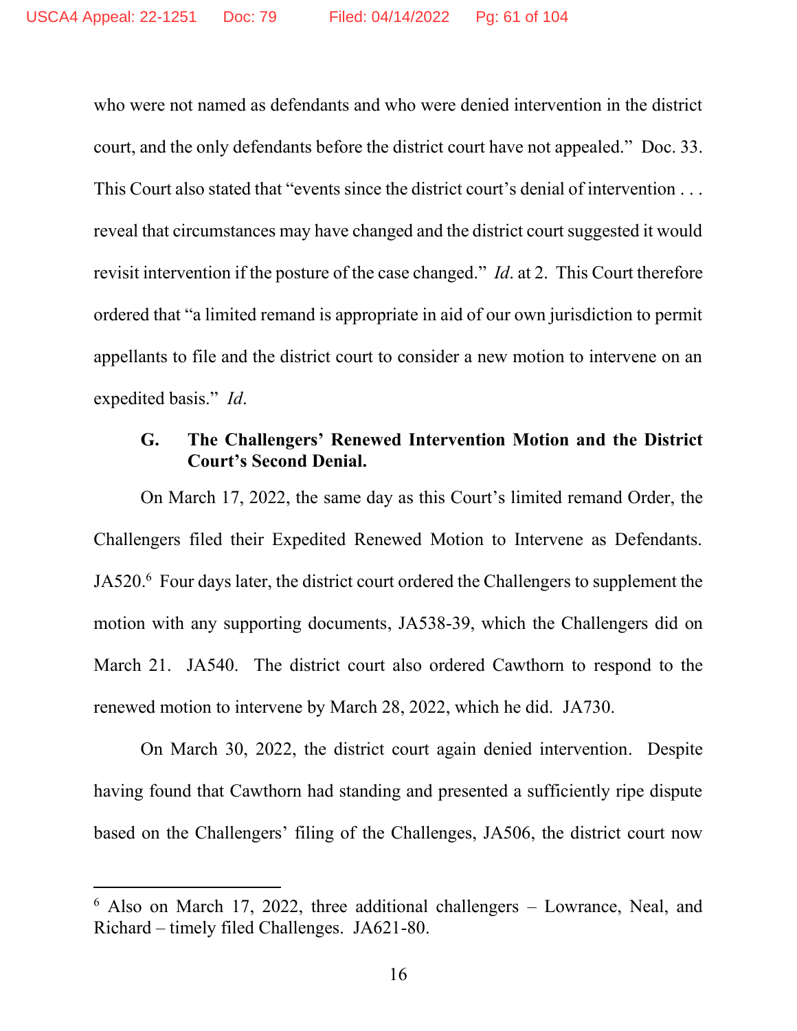who were not named as defendants and who were denied intervention in the district court, and the only defendants before the district court have not appealed." Doc. 33. This Court also stated that "events since the district court's denial of intervention . . . reveal that circumstances may have changed and the district court suggested it would revisit intervention if the posture of the case changed." *Id*. at 2. This Court therefore ordered that "a limited remand is appropriate in aid of our own jurisdiction to permit appellants to file and the district court to consider a new motion to intervene on an expedited basis." *Id*.

### G. The Challengers' Renewed Intervention Motion and the District Court's Second Denial.

On March 17, 2022, the same day as this Court's limited remand Order, the Challengers filed their Expedited Renewed Motion to Intervene as Defendants. JA520.[6] Four days later, the district court ordered the Challengers to supplement the motion with any supporting documents, JA538-39, which the Challengers did on March 21. JA540. The district court also ordered Cawthorn to respond to the renewed motion to intervene by March 28, 2022, which he did. JA730.

On March 30, 2022, the district court again denied intervention. Despite having found that Cawthorn had standing and presented a sufficiently ripe dispute based on the Challengers' filing of the Challenges, JA506, the district court now

[6] Also on March 17, 2022, three additional challengers – Lowrance, Neal, and Richard – timely filed Challenges. JA621-80.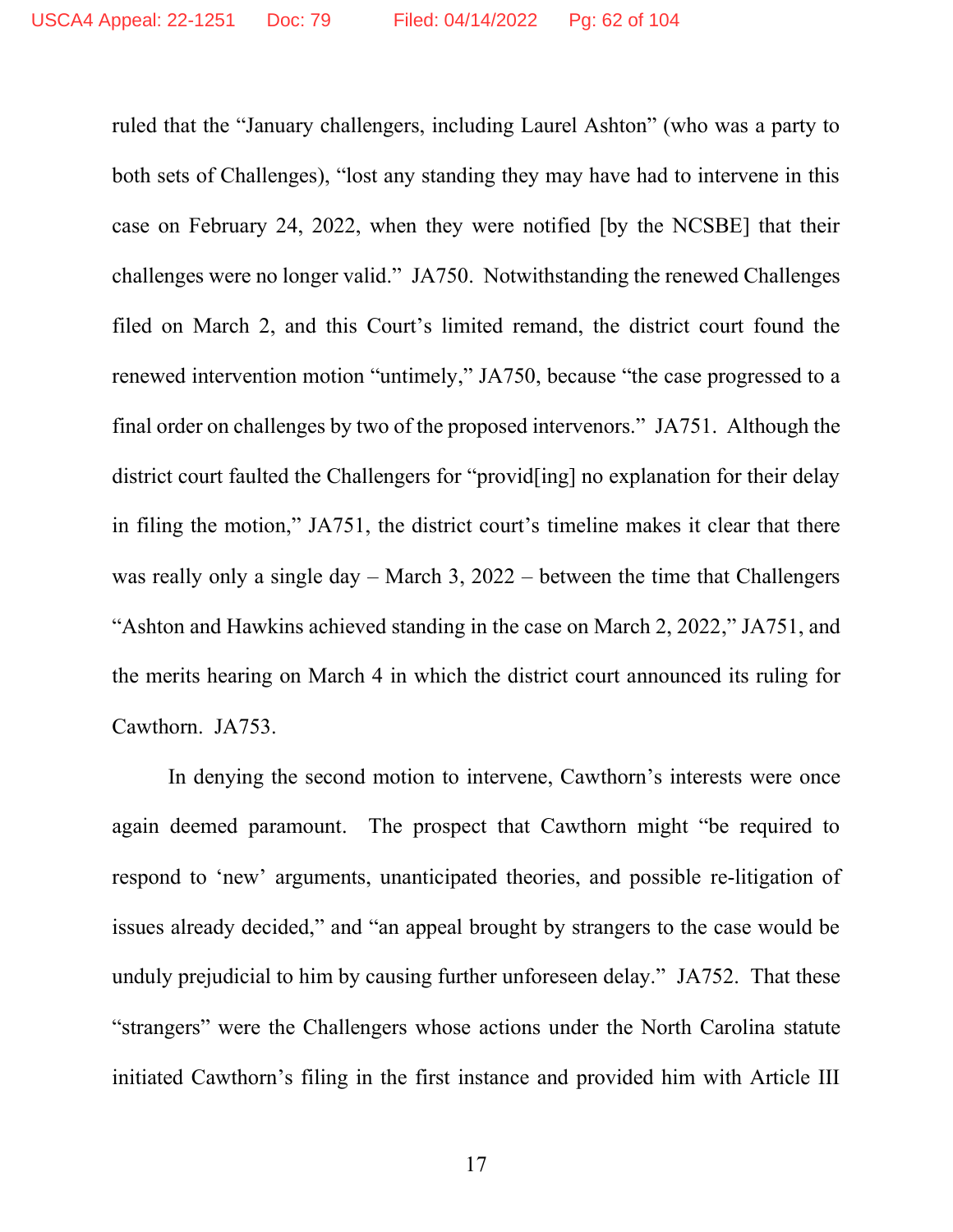ruled that the "January challengers, including Laurel Ashton" (who was a party to both sets of Challenges), "lost any standing they may have had to intervene in this case on February 24, 2022, when they were notified [by the NCSBE] that their challenges were no longer valid." JA750. Notwithstanding the renewed Challenges filed on March 2, and this Court's limited remand, the district court found the renewed intervention motion "untimely," JA750, because "the case progressed to a final order on challenges by two of the proposed intervenors." JA751. Although the district court faulted the Challengers for "provid[ing] no explanation for their delay in filing the motion," JA751, the district court's timeline makes it clear that there was really only a single day – March 3, 2022 – between the time that Challengers "Ashton and Hawkins achieved standing in the case on March 2, 2022," JA751, and the merits hearing on March 4 in which the district court announced its ruling for Cawthorn. JA753.

In denying the second motion to intervene, Cawthorn's interests were once again deemed paramount. The prospect that Cawthorn might "be required to respond to 'new' arguments, unanticipated theories, and possible re-litigation of issues already decided," and "an appeal brought by strangers to the case would be unduly prejudicial to him by causing further unforeseen delay." JA752. That these "strangers" were the Challengers whose actions under the North Carolina statute initiated Cawthorn's filing in the first instance and provided him with Article III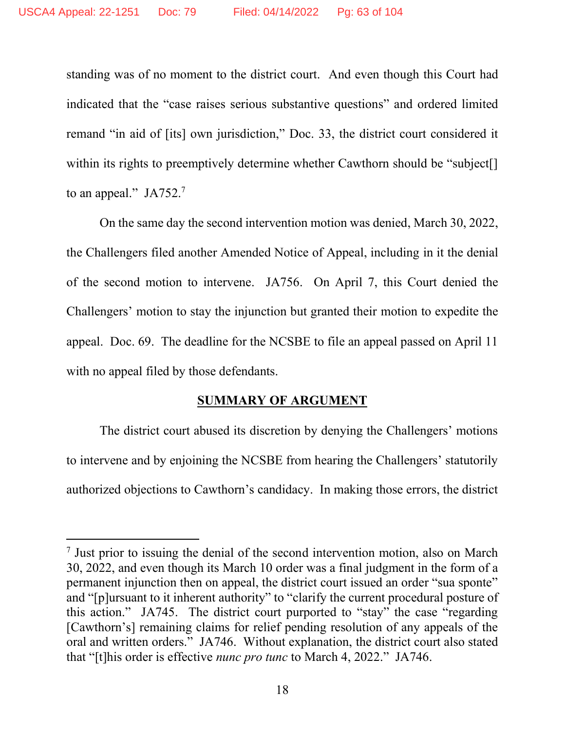standing was of no moment to the district court. And even though this Court had indicated that the "case raises serious substantive questions" and ordered limited remand "in aid of [its] own jurisdiction," Doc. 33, the district court considered it within its rights to preemptively determine whether Cawthorn should be "subject[] to an appeal." JA752.[7]

On the same day the second intervention motion was denied, March 30, 2022, the Challengers filed another Amended Notice of Appeal, including in it the denial of the second motion to intervene. JA756. On April 7, this Court denied the Challengers' motion to stay the injunction but granted their motion to expedite the appeal. Doc. 69. The deadline for the NCSBE to file an appeal passed on April 11 with no appeal filed by those defendants.

## SUMMARY OF ARGUMENT

The district court abused its discretion by denying the Challengers' motions to intervene and by enjoining the NCSBE from hearing the Challengers' statutorily authorized objections to Cawthorn's candidacy. In making those errors, the district

---

[7] Just prior to issuing the denial of the second intervention motion, also on March 30, 2022, and even though its March 10 order was a final judgment in the form of a permanent injunction then on appeal, the district court issued an order "sua sponte" and "[p]ursuant to it inherent authority" to "clarify the current procedural posture of this action." JA745. The district court purported to "stay" the case "regarding [Cawthorn's] remaining claims for relief pending resolution of any appeals of the oral and written orders." JA746. Without explanation, the district court also stated that "[t]his order is effective *nunc pro tunc* to March 4, 2022." JA746.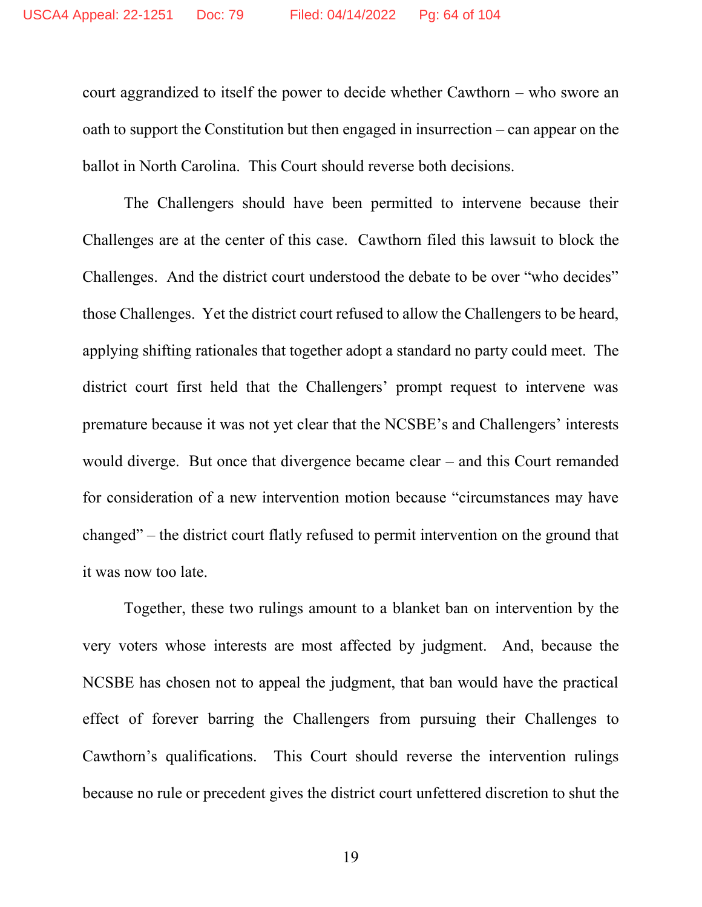court aggrandized to itself the power to decide whether Cawthorn – who swore an oath to support the Constitution but then engaged in insurrection – can appear on the ballot in North Carolina. This Court should reverse both decisions.

The Challengers should have been permitted to intervene because their Challenges are at the center of this case. Cawthorn filed this lawsuit to block the Challenges. And the district court understood the debate to be over "who decides" those Challenges. Yet the district court refused to allow the Challengers to be heard, applying shifting rationales that together adopt a standard no party could meet. The district court first held that the Challengers' prompt request to intervene was premature because it was not yet clear that the NCSBE's and Challengers' interests would diverge. But once that divergence became clear – and this Court remanded for consideration of a new intervention motion because "circumstances may have changed" – the district court flatly refused to permit intervention on the ground that it was now too late.

Together, these two rulings amount to a blanket ban on intervention by the very voters whose interests are most affected by judgment. And, because the NCSBE has chosen not to appeal the judgment, that ban would have the practical effect of forever barring the Challengers from pursuing their Challenges to Cawthorn's qualifications. This Court should reverse the intervention rulings because no rule or precedent gives the district court unfettered discretion to shut the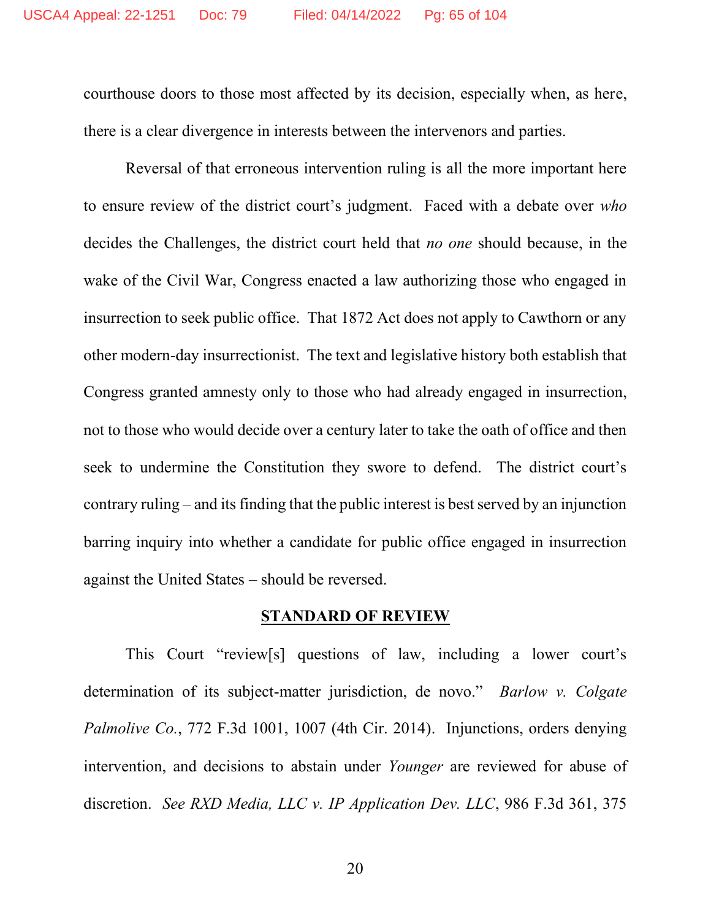courthouse doors to those most affected by its decision, especially when, as here, there is a clear divergence in interests between the intervenors and parties.

Reversal of that erroneous intervention ruling is all the more important here to ensure review of the district court's judgment. Faced with a debate over *who* decides the Challenges, the district court held that *no one* should because, in the wake of the Civil War, Congress enacted a law authorizing those who engaged in insurrection to seek public office. That 1872 Act does not apply to Cawthorn or any other modern-day insurrectionist. The text and legislative history both establish that Congress granted amnesty only to those who had already engaged in insurrection, not to those who would decide over a century later to take the oath of office and then seek to undermine the Constitution they swore to defend. The district court's contrary ruling – and its finding that the public interest is best served by an injunction barring inquiry into whether a candidate for public office engaged in insurrection against the United States – should be reversed.

## STANDARD OF REVIEW

This Court "review[s] questions of law, including a lower court's determination of its subject-matter jurisdiction, de novo." *Barlow v. Colgate Palmolive Co.*, 772 F.3d 1001, 1007 (4th Cir. 2014). Injunctions, orders denying intervention, and decisions to abstain under *Younger* are reviewed for abuse of discretion. *See RXD Media, LLC v. IP Application Dev. LLC*, 986 F.3d 361, 375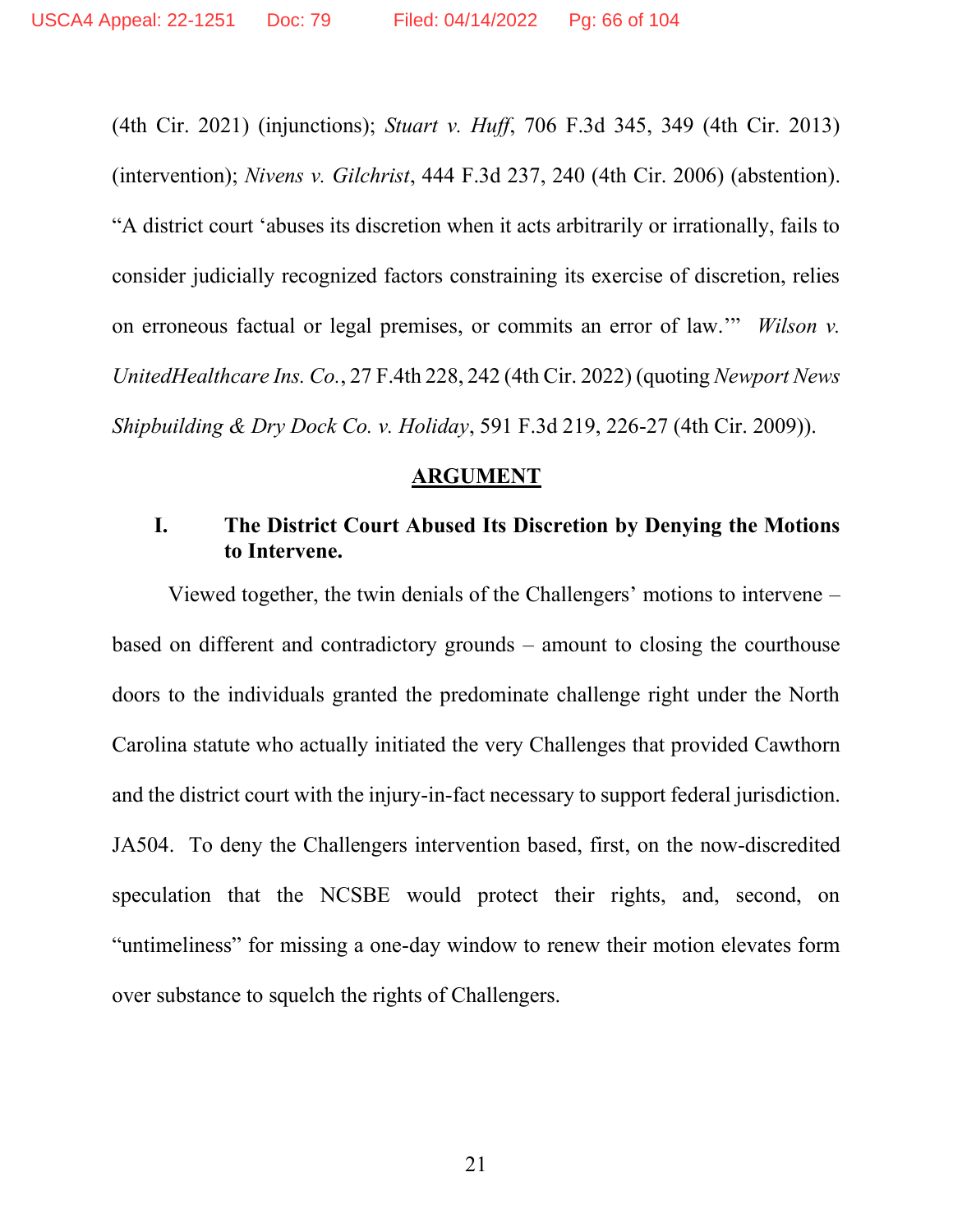(4th Cir. 2021) (injunctions); *Stuart v. Huff*, 706 F.3d 345, 349 (4th Cir. 2013) (intervention); *Nivens v. Gilchrist*, 444 F.3d 237, 240 (4th Cir. 2006) (abstention). "A district court 'abuses its discretion when it acts arbitrarily or irrationally, fails to consider judicially recognized factors constraining its exercise of discretion, relies on erroneous factual or legal premises, or commits an error of law.'" *Wilson v. UnitedHealthcare Ins. Co.*, 27 F.4th 228, 242 (4th Cir. 2022) (quoting *Newport News Shipbuilding & Dry Dock Co. v. Holiday*, 591 F.3d 219, 226-27 (4th Cir. 2009)).

## ARGUMENT

### I. The District Court Abused Its Discretion by Denying the Motions to Intervene.

Viewed together, the twin denials of the Challengers' motions to intervene – based on different and contradictory grounds – amount to closing the courthouse doors to the individuals granted the predominate challenge right under the North Carolina statute who actually initiated the very Challenges that provided Cawthorn and the district court with the injury-in-fact necessary to support federal jurisdiction. JA504. To deny the Challengers intervention based, first, on the now-discredited speculation that the NCSBE would protect their rights, and, second, on "untimeliness" for missing a one-day window to renew their motion elevates form over substance to squelch the rights of Challengers.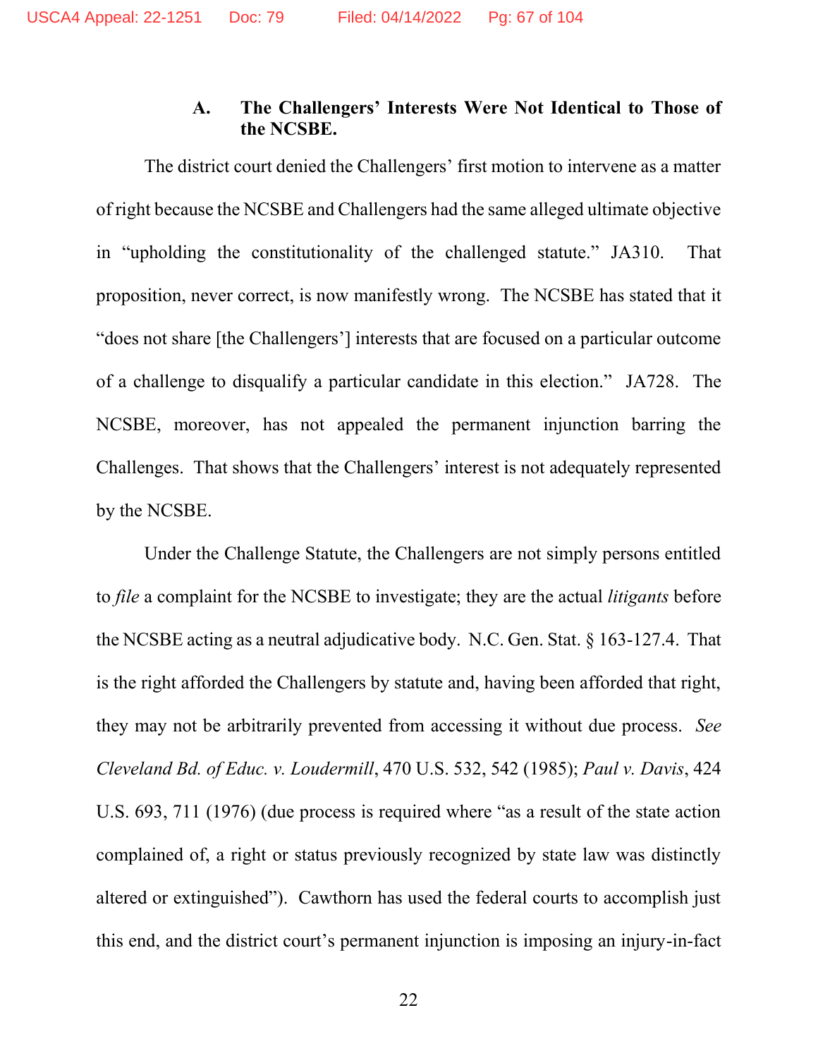### A. The Challengers' Interests Were Not Identical to Those of the NCSBE.

The district court denied the Challengers' first motion to intervene as a matter of right because the NCSBE and Challengers had the same alleged ultimate objective in "upholding the constitutionality of the challenged statute." JA310. That proposition, never correct, is now manifestly wrong. The NCSBE has stated that it "does not share [the Challengers'] interests that are focused on a particular outcome of a challenge to disqualify a particular candidate in this election." JA728. The NCSBE, moreover, has not appealed the permanent injunction barring the Challenges. That shows that the Challengers' interest is not adequately represented by the NCSBE.

Under the Challenge Statute, the Challengers are not simply persons entitled to *file* a complaint for the NCSBE to investigate; they are the actual *litigants* before the NCSBE acting as a neutral adjudicative body. N.C. Gen. Stat. § 163-127.4. That is the right afforded the Challengers by statute and, having been afforded that right, they may not be arbitrarily prevented from accessing it without due process. *See Cleveland Bd. of Educ. v. Loudermill*, 470 U.S. 532, 542 (1985); *Paul v. Davis*, 424 U.S. 693, 711 (1976) (due process is required where "as a result of the state action complained of, a right or status previously recognized by state law was distinctly altered or extinguished"). Cawthorn has used the federal courts to accomplish just this end, and the district court's permanent injunction is imposing an injury-in-fact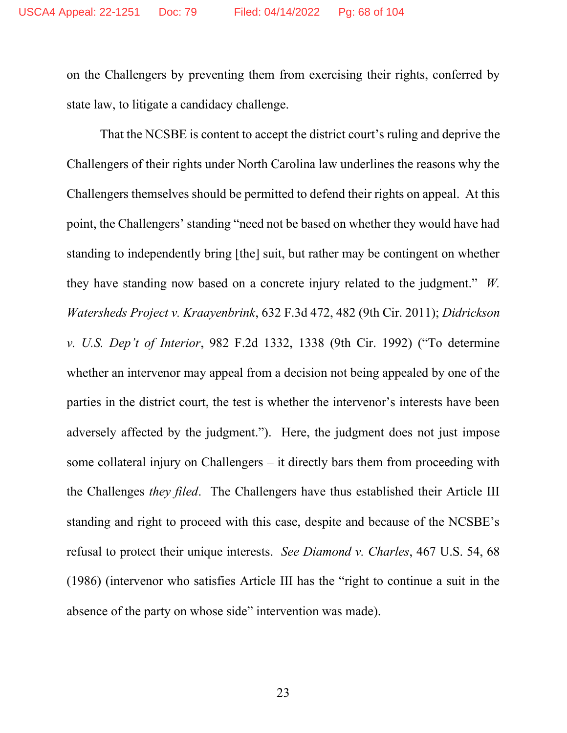on the Challengers by preventing them from exercising their rights, conferred by state law, to litigate a candidacy challenge.

That the NCSBE is content to accept the district court's ruling and deprive the Challengers of their rights under North Carolina law underlines the reasons why the Challengers themselves should be permitted to defend their rights on appeal. At this point, the Challengers' standing "need not be based on whether they would have had standing to independently bring [the] suit, but rather may be contingent on whether they have standing now based on a concrete injury related to the judgment." *W. Watersheds Project v. Kraayenbrink*, 632 F.3d 472, 482 (9th Cir. 2011); *Didrickson v. U.S. Dep't of Interior*, 982 F.2d 1332, 1338 (9th Cir. 1992) ("To determine whether an intervenor may appeal from a decision not being appealed by one of the parties in the district court, the test is whether the intervenor's interests have been adversely affected by the judgment."). Here, the judgment does not just impose some collateral injury on Challengers – it directly bars them from proceeding with the Challenges *they filed*. The Challengers have thus established their Article III standing and right to proceed with this case, despite and because of the NCSBE's refusal to protect their unique interests. *See Diamond v. Charles*, 467 U.S. 54, 68 (1986) (intervenor who satisfies Article III has the "right to continue a suit in the absence of the party on whose side" intervention was made).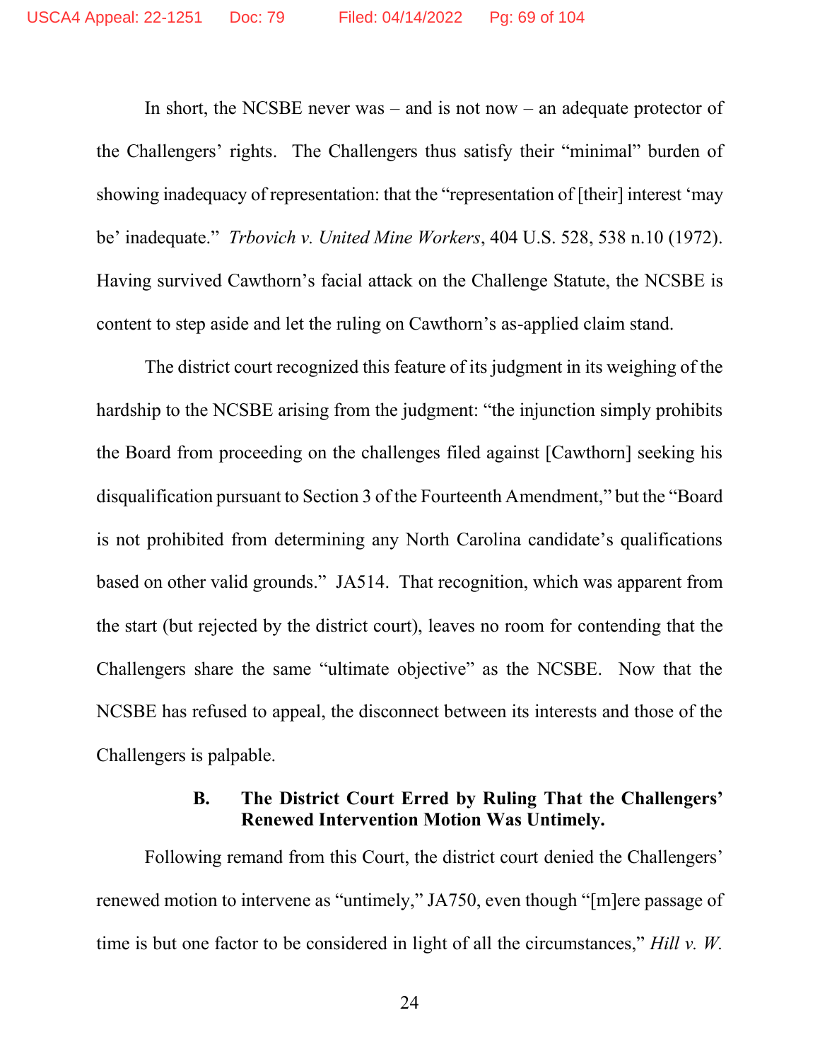In short, the NCSBE never was – and is not now – an adequate protector of the Challengers' rights. The Challengers thus satisfy their "minimal" burden of showing inadequacy of representation: that the "representation of [their] interest 'may be' inadequate." *Trbovich v. United Mine Workers*, 404 U.S. 528, 538 n.10 (1972). Having survived Cawthorn's facial attack on the Challenge Statute, the NCSBE is content to step aside and let the ruling on Cawthorn's as-applied claim stand.

The district court recognized this feature of its judgment in its weighing of the hardship to the NCSBE arising from the judgment: "the injunction simply prohibits the Board from proceeding on the challenges filed against [Cawthorn] seeking his disqualification pursuant to Section 3 of the Fourteenth Amendment," but the "Board is not prohibited from determining any North Carolina candidate's qualifications based on other valid grounds." JA514. That recognition, which was apparent from the start (but rejected by the district court), leaves no room for contending that the Challengers share the same "ultimate objective" as the NCSBE. Now that the NCSBE has refused to appeal, the disconnect between its interests and those of the Challengers is palpable.

### B. The District Court Erred by Ruling That the Challengers' Renewed Intervention Motion Was Untimely.

Following remand from this Court, the district court denied the Challengers' renewed motion to intervene as "untimely," JA750, even though "[m]ere passage of time is but one factor to be considered in light of all the circumstances," *Hill v. W.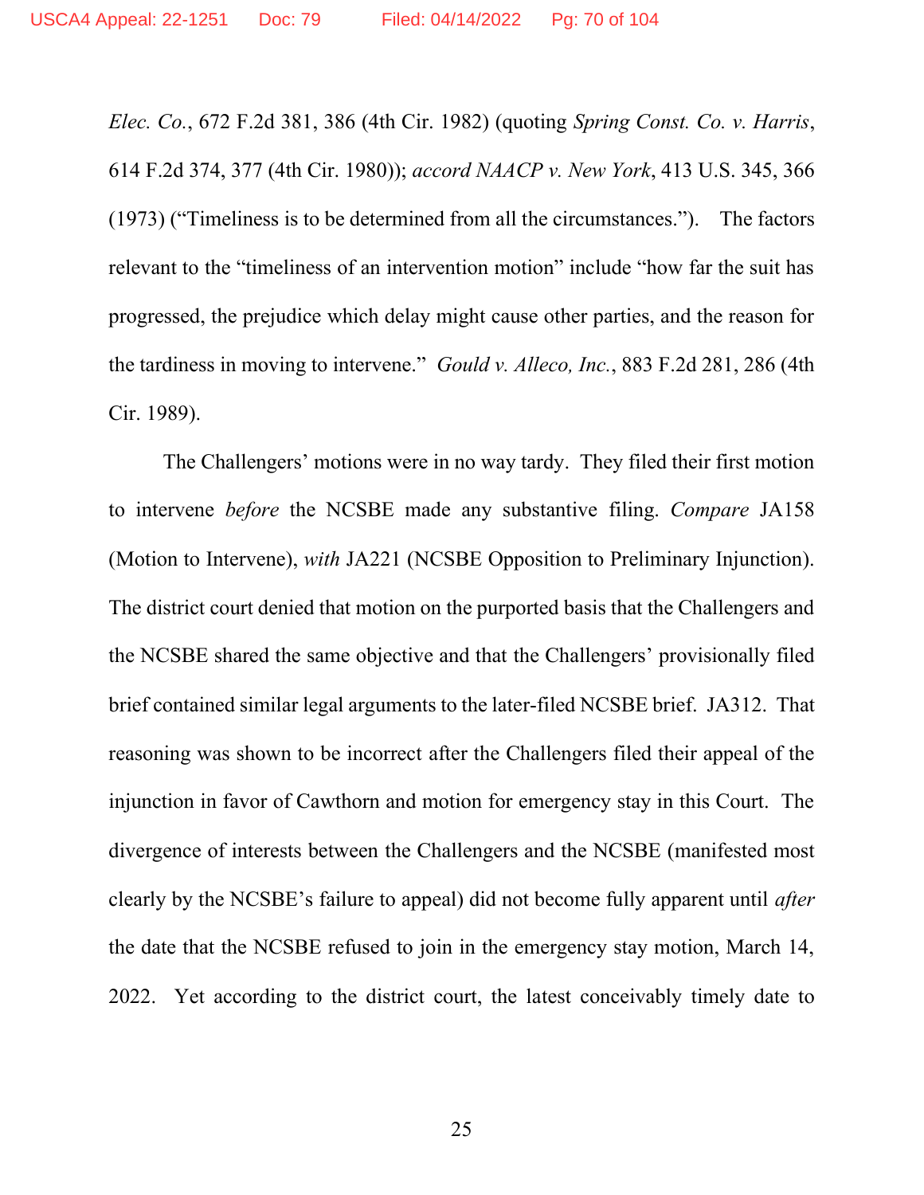*Elec. Co.*, 672 F.2d 381, 386 (4th Cir. 1982) (quoting *Spring Const. Co. v. Harris*, 614 F.2d 374, 377 (4th Cir. 1980)); *accord NAACP v. New York*, 413 U.S. 345, 366 (1973) ("Timeliness is to be determined from all the circumstances."). The factors relevant to the "timeliness of an intervention motion" include "how far the suit has progressed, the prejudice which delay might cause other parties, and the reason for the tardiness in moving to intervene." *Gould v. Alleco, Inc.*, 883 F.2d 281, 286 (4th Cir. 1989).

The Challengers' motions were in no way tardy. They filed their first motion to intervene *before* the NCSBE made any substantive filing. *Compare* JA158 (Motion to Intervene), *with* JA221 (NCSBE Opposition to Preliminary Injunction). The district court denied that motion on the purported basis that the Challengers and the NCSBE shared the same objective and that the Challengers' provisionally filed brief contained similar legal arguments to the later-filed NCSBE brief. JA312. That reasoning was shown to be incorrect after the Challengers filed their appeal of the injunction in favor of Cawthorn and motion for emergency stay in this Court. The divergence of interests between the Challengers and the NCSBE (manifested most clearly by the NCSBE's failure to appeal) did not become fully apparent until *after* the date that the NCSBE refused to join in the emergency stay motion, March 14, 2022. Yet according to the district court, the latest conceivably timely date to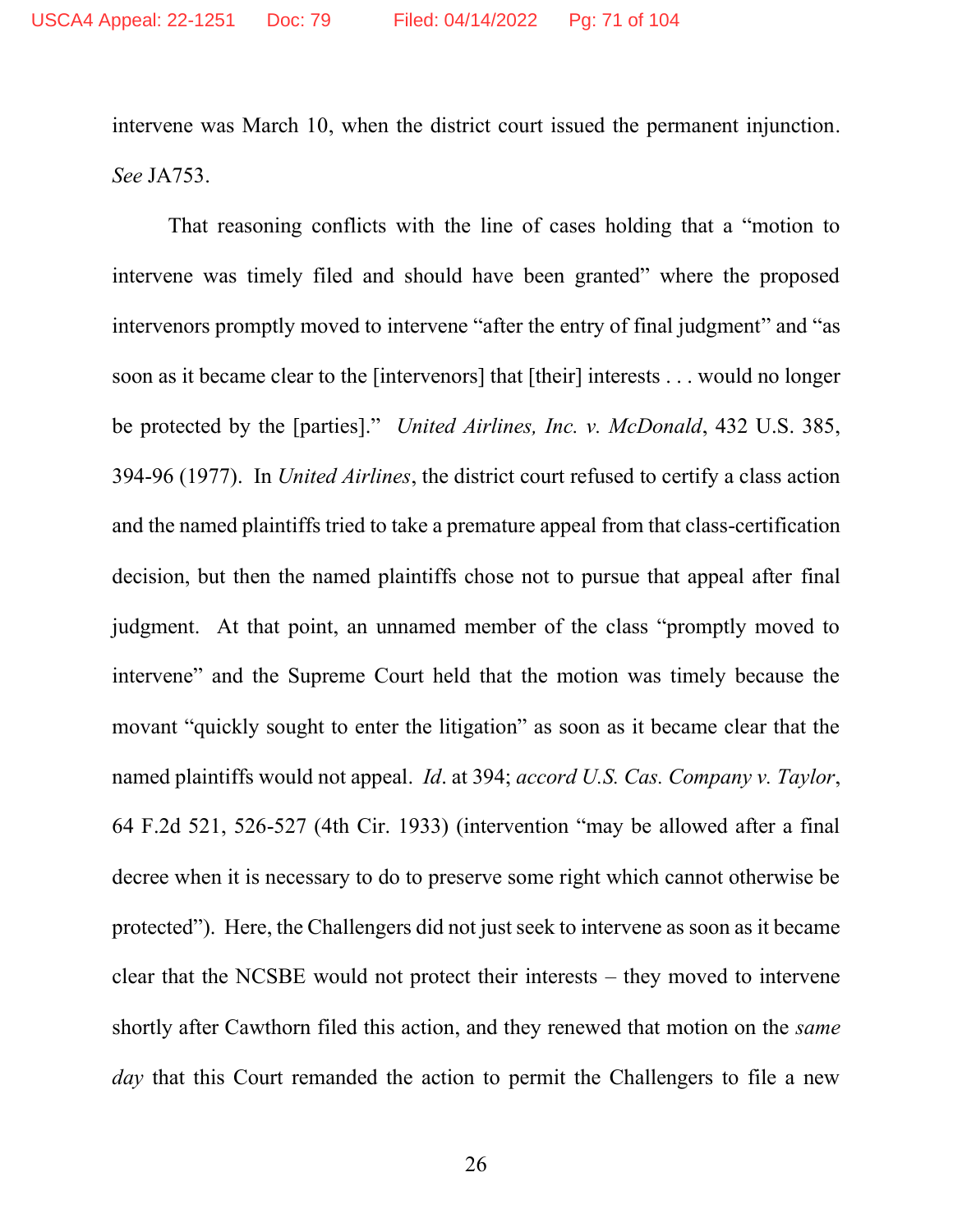intervene was March 10, when the district court issued the permanent injunction. *See* JA753.

That reasoning conflicts with the line of cases holding that a "motion to intervene was timely filed and should have been granted" where the proposed intervenors promptly moved to intervene "after the entry of final judgment" and "as soon as it became clear to the [intervenors] that [their] interests . . . would no longer be protected by the [parties]." *United Airlines, Inc. v. McDonald*, 432 U.S. 385, 394-96 (1977). In *United Airlines*, the district court refused to certify a class action and the named plaintiffs tried to take a premature appeal from that class-certification decision, but then the named plaintiffs chose not to pursue that appeal after final judgment. At that point, an unnamed member of the class "promptly moved to intervene" and the Supreme Court held that the motion was timely because the movant "quickly sought to enter the litigation" as soon as it became clear that the named plaintiffs would not appeal. *Id*. at 394; *accord U.S. Cas. Company v. Taylor*, 64 F.2d 521, 526-527 (4th Cir. 1933) (intervention "may be allowed after a final decree when it is necessary to do to preserve some right which cannot otherwise be protected"). Here, the Challengers did not just seek to intervene as soon as it became clear that the NCSBE would not protect their interests – they moved to intervene shortly after Cawthorn filed this action, and they renewed that motion on the *same day* that this Court remanded the action to permit the Challengers to file a new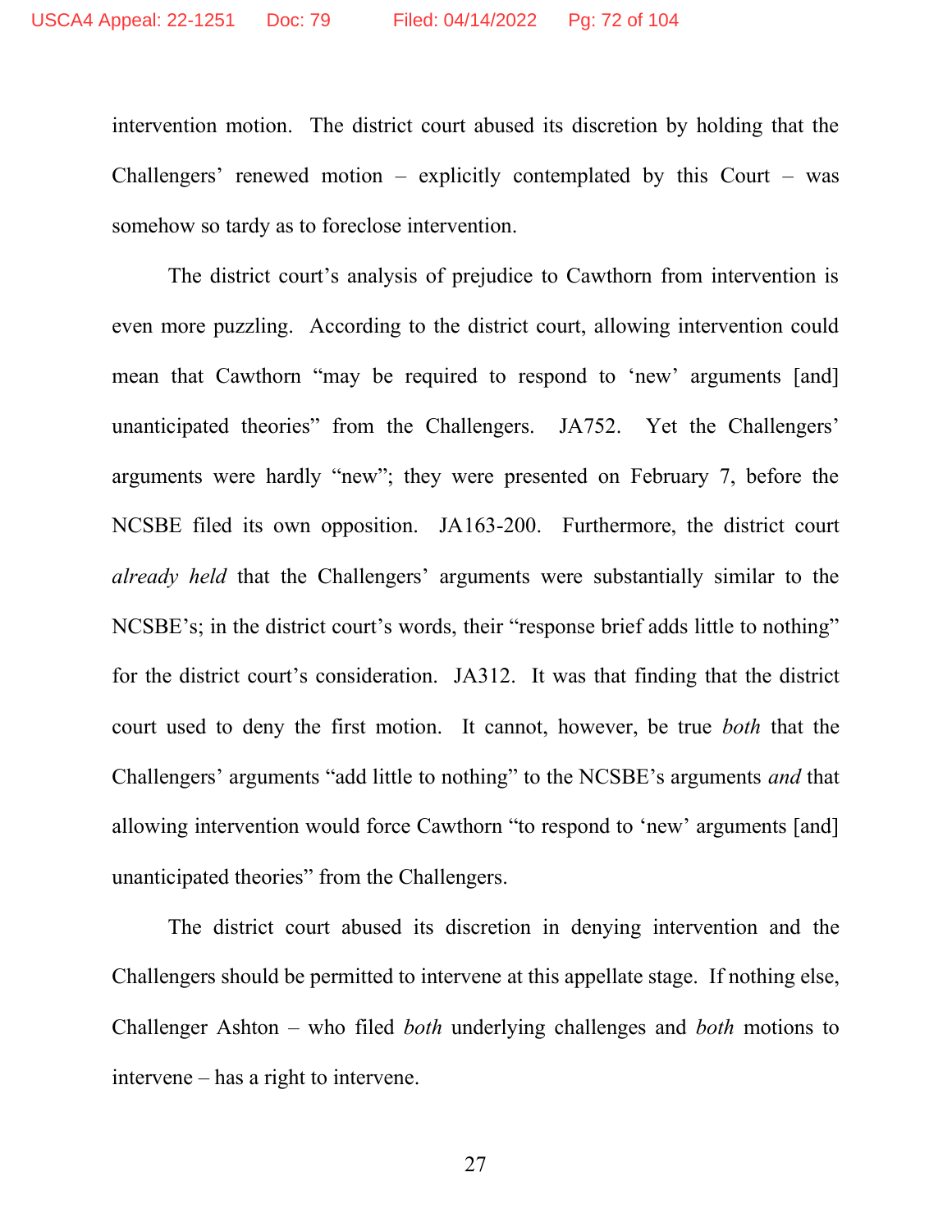intervention motion. The district court abused its discretion by holding that the Challengers' renewed motion – explicitly contemplated by this Court – was somehow so tardy as to foreclose intervention.

The district court's analysis of prejudice to Cawthorn from intervention is even more puzzling. According to the district court, allowing intervention could mean that Cawthorn "may be required to respond to 'new' arguments [and] unanticipated theories" from the Challengers. JA752. Yet the Challengers' arguments were hardly "new"; they were presented on February 7, before the NCSBE filed its own opposition. JA163-200. Furthermore, the district court *already held* that the Challengers' arguments were substantially similar to the NCSBE's; in the district court's words, their "response brief adds little to nothing" for the district court's consideration. JA312. It was that finding that the district court used to deny the first motion. It cannot, however, be true *both* that the Challengers' arguments "add little to nothing" to the NCSBE's arguments *and* that allowing intervention would force Cawthorn "to respond to 'new' arguments [and] unanticipated theories" from the Challengers.

The district court abused its discretion in denying intervention and the Challengers should be permitted to intervene at this appellate stage. If nothing else, Challenger Ashton – who filed *both* underlying challenges and *both* motions to intervene – has a right to intervene.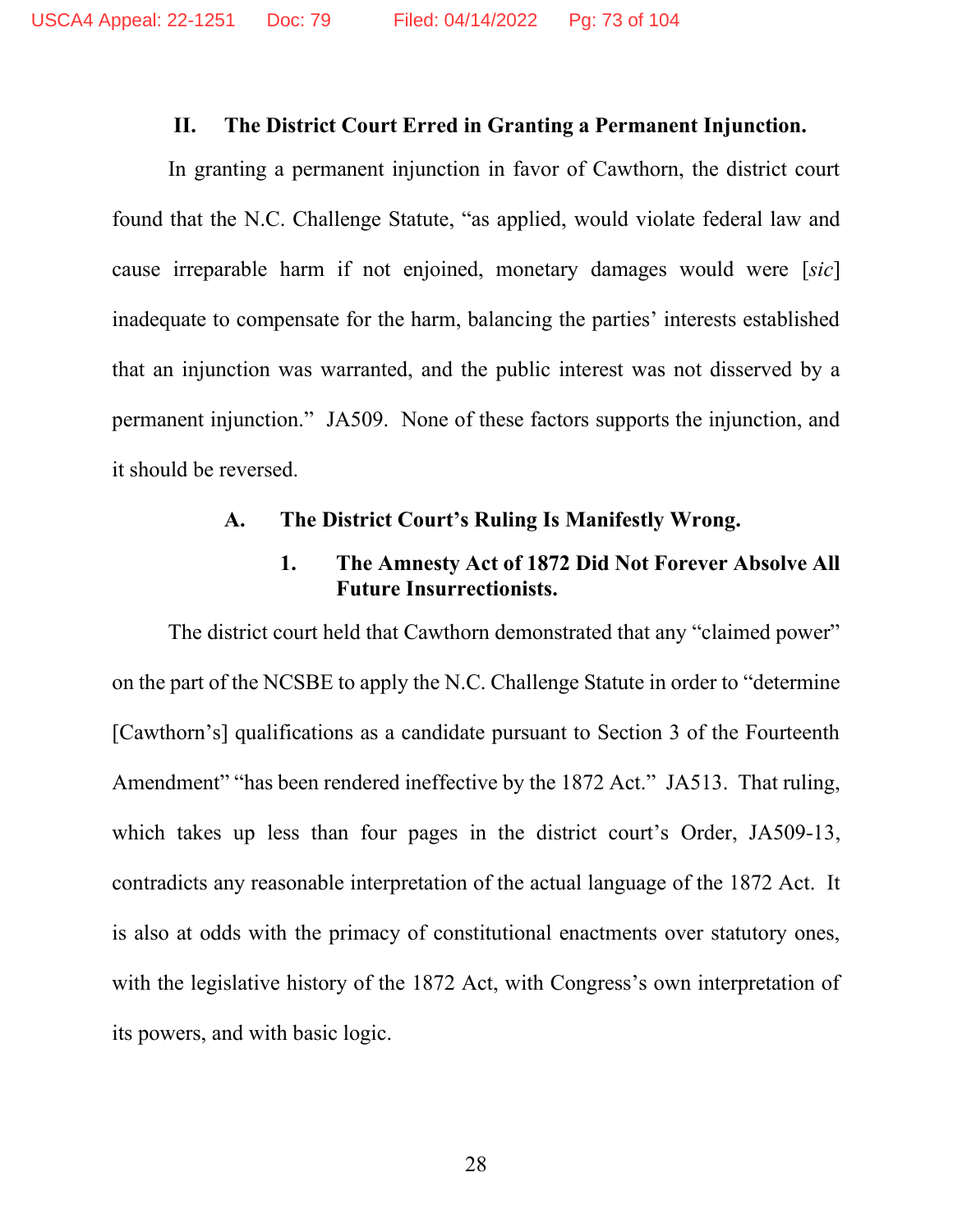## II. The District Court Erred in Granting a Permanent Injunction.

In granting a permanent injunction in favor of Cawthorn, the district court found that the N.C. Challenge Statute, "as applied, would violate federal law and cause irreparable harm if not enjoined, monetary damages would were [*sic*] inadequate to compensate for the harm, balancing the parties' interests established that an injunction was warranted, and the public interest was not disserved by a permanent injunction." JA509. None of these factors supports the injunction, and it should be reversed.

### A. The District Court's Ruling Is Manifestly Wrong.

#### 1. The Amnesty Act of 1872 Did Not Forever Absolve All Future Insurrectionists.

The district court held that Cawthorn demonstrated that any "claimed power" on the part of the NCSBE to apply the N.C. Challenge Statute in order to "determine [Cawthorn's] qualifications as a candidate pursuant to Section 3 of the Fourteenth Amendment" "has been rendered ineffective by the 1872 Act." JA513. That ruling, which takes up less than four pages in the district court's Order, JA509-13, contradicts any reasonable interpretation of the actual language of the 1872 Act. It is also at odds with the primacy of constitutional enactments over statutory ones, with the legislative history of the 1872 Act, with Congress's own interpretation of its powers, and with basic logic.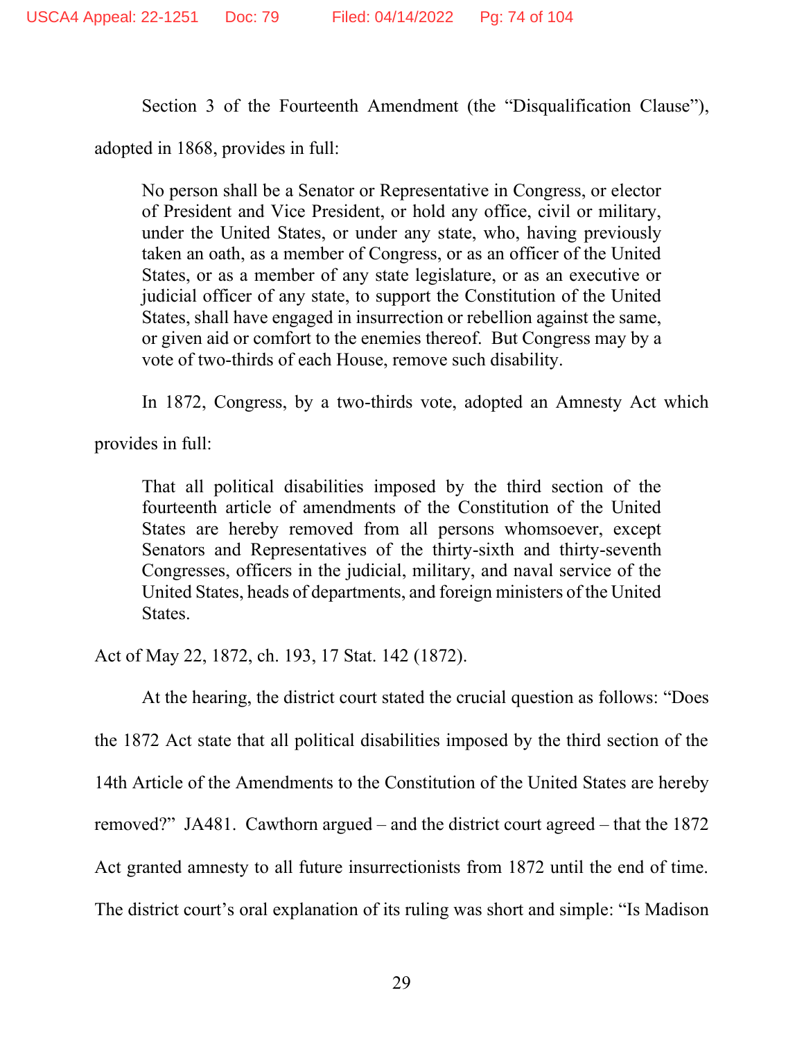Section 3 of the Fourteenth Amendment (the "Disqualification Clause"), adopted in 1868, provides in full:

> No person shall be a Senator or Representative in Congress, or elector of President and Vice President, or hold any office, civil or military, under the United States, or under any state, who, having previously taken an oath, as a member of Congress, or as an officer of the United States, or as a member of any state legislature, or as an executive or judicial officer of any state, to support the Constitution of the United States, shall have engaged in insurrection or rebellion against the same, or given aid or comfort to the enemies thereof. But Congress may by a vote of two-thirds of each House, remove such disability.

In 1872, Congress, by a two-thirds vote, adopted an Amnesty Act which provides in full:

> That all political disabilities imposed by the third section of the fourteenth article of amendments of the Constitution of the United States are hereby removed from all persons whomsoever, except Senators and Representatives of the thirty-sixth and thirty-seventh Congresses, officers in the judicial, military, and naval service of the United States, heads of departments, and foreign ministers of the United States.

Act of May 22, 1872, ch. 193, 17 Stat. 142 (1872).

At the hearing, the district court stated the crucial question as follows: "Does the 1872 Act state that all political disabilities imposed by the third section of the 14th Article of the Amendments to the Constitution of the United States are hereby removed?" JA481. Cawthorn argued – and the district court agreed – that the 1872 Act granted amnesty to all future insurrectionists from 1872 until the end of time. The district court's oral explanation of its ruling was short and simple: "Is Madison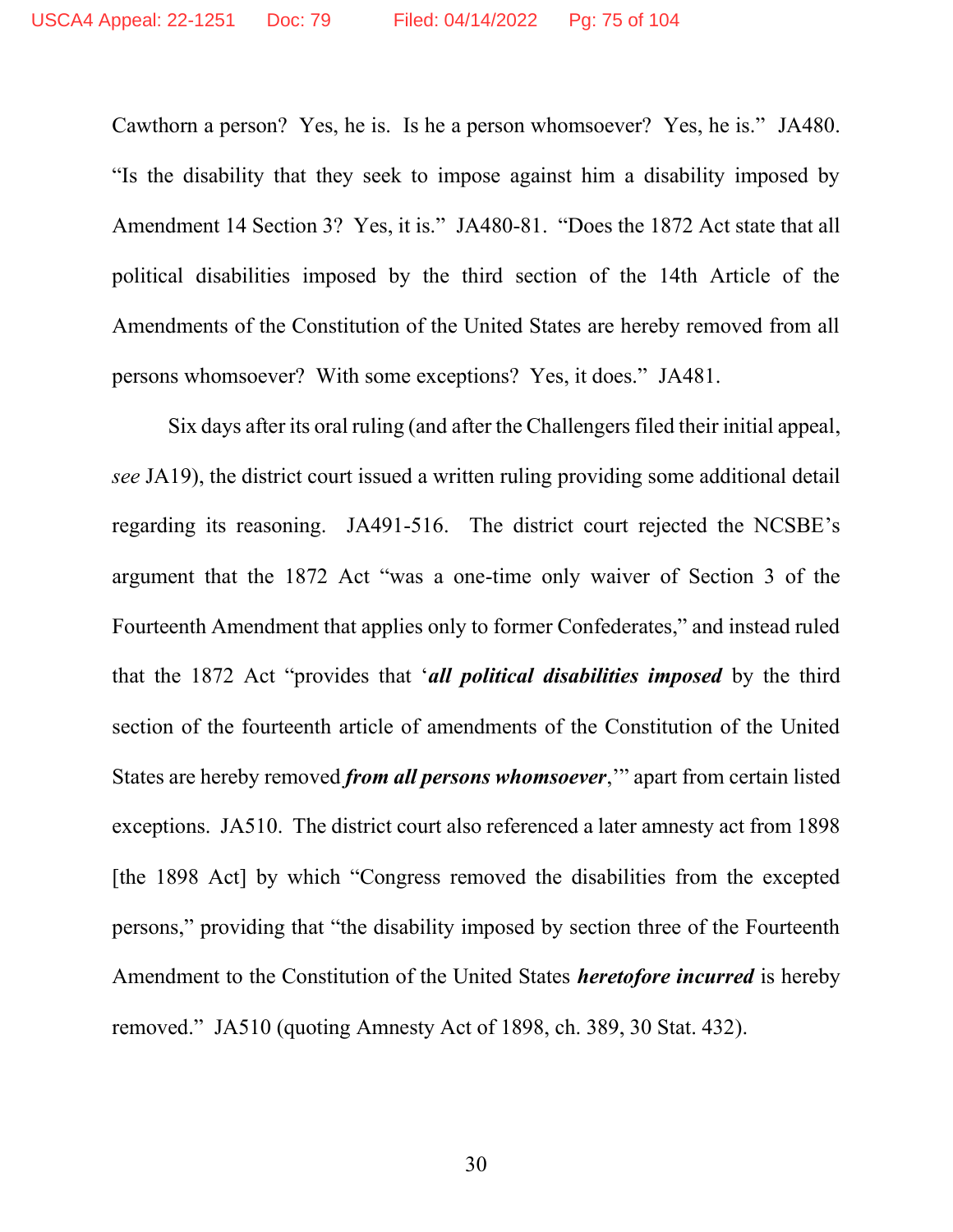Cawthorn a person? Yes, he is. Is he a person whomsoever? Yes, he is." JA480. "Is the disability that they seek to impose against him a disability imposed by Amendment 14 Section 3? Yes, it is." JA480-81. "Does the 1872 Act state that all political disabilities imposed by the third section of the 14th Article of the Amendments of the Constitution of the United States are hereby removed from all persons whomsoever? With some exceptions? Yes, it does." JA481.

Six days after its oral ruling (and after the Challengers filed their initial appeal, *see* JA19), the district court issued a written ruling providing some additional detail regarding its reasoning. JA491-516. The district court rejected the NCSBE's argument that the 1872 Act "was a one-time only waiver of Section 3 of the Fourteenth Amendment that applies only to former Confederates," and instead ruled that the 1872 Act "provides that '***all political disabilities imposed*** by the third section of the fourteenth article of amendments of the Constitution of the United States are hereby removed ***from all persons whomsoever***,'" apart from certain listed exceptions. JA510. The district court also referenced a later amnesty act from 1898 [the 1898 Act] by which "Congress removed the disabilities from the excepted persons," providing that "the disability imposed by section three of the Fourteenth Amendment to the Constitution of the United States ***heretofore incurred*** is hereby removed." JA510 (quoting Amnesty Act of 1898, ch. 389, 30 Stat. 432).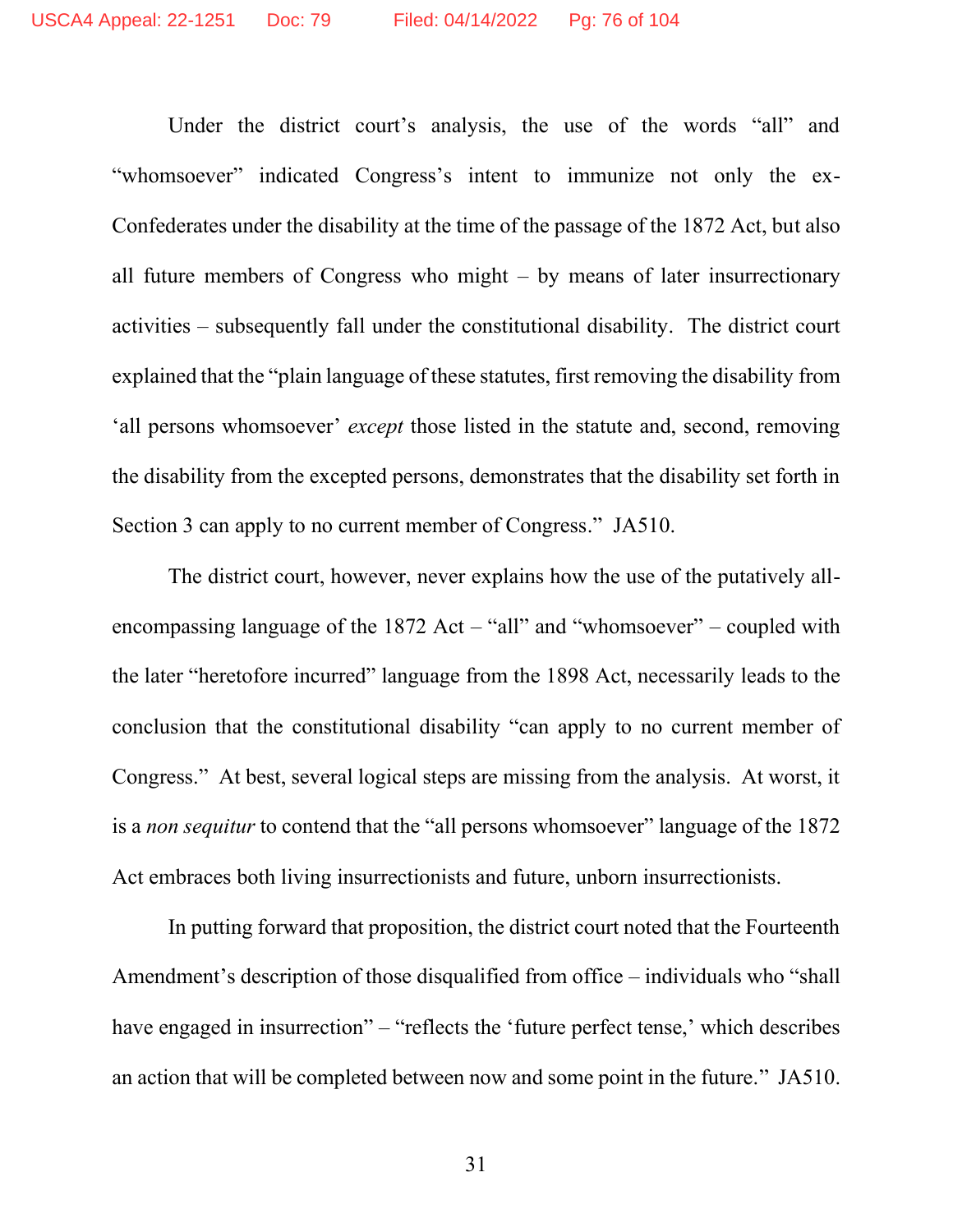Under the district court's analysis, the use of the words "all" and "whomsoever" indicated Congress's intent to immunize not only the ex-Confederates under the disability at the time of the passage of the 1872 Act, but also all future members of Congress who might – by means of later insurrectionary activities – subsequently fall under the constitutional disability. The district court explained that the "plain language of these statutes, first removing the disability from 'all persons whomsoever' *except* those listed in the statute and, second, removing the disability from the excepted persons, demonstrates that the disability set forth in Section 3 can apply to no current member of Congress." JA510.

The district court, however, never explains how the use of the putatively all-encompassing language of the 1872 Act – "all" and "whomsoever" – coupled with the later "heretofore incurred" language from the 1898 Act, necessarily leads to the conclusion that the constitutional disability "can apply to no current member of Congress." At best, several logical steps are missing from the analysis. At worst, it is a *non sequitur* to contend that the "all persons whomsoever" language of the 1872 Act embraces both living insurrectionists and future, unborn insurrectionists.

In putting forward that proposition, the district court noted that the Fourteenth Amendment's description of those disqualified from office – individuals who "shall have engaged in insurrection" – "reflects the 'future perfect tense,' which describes an action that will be completed between now and some point in the future." JA510.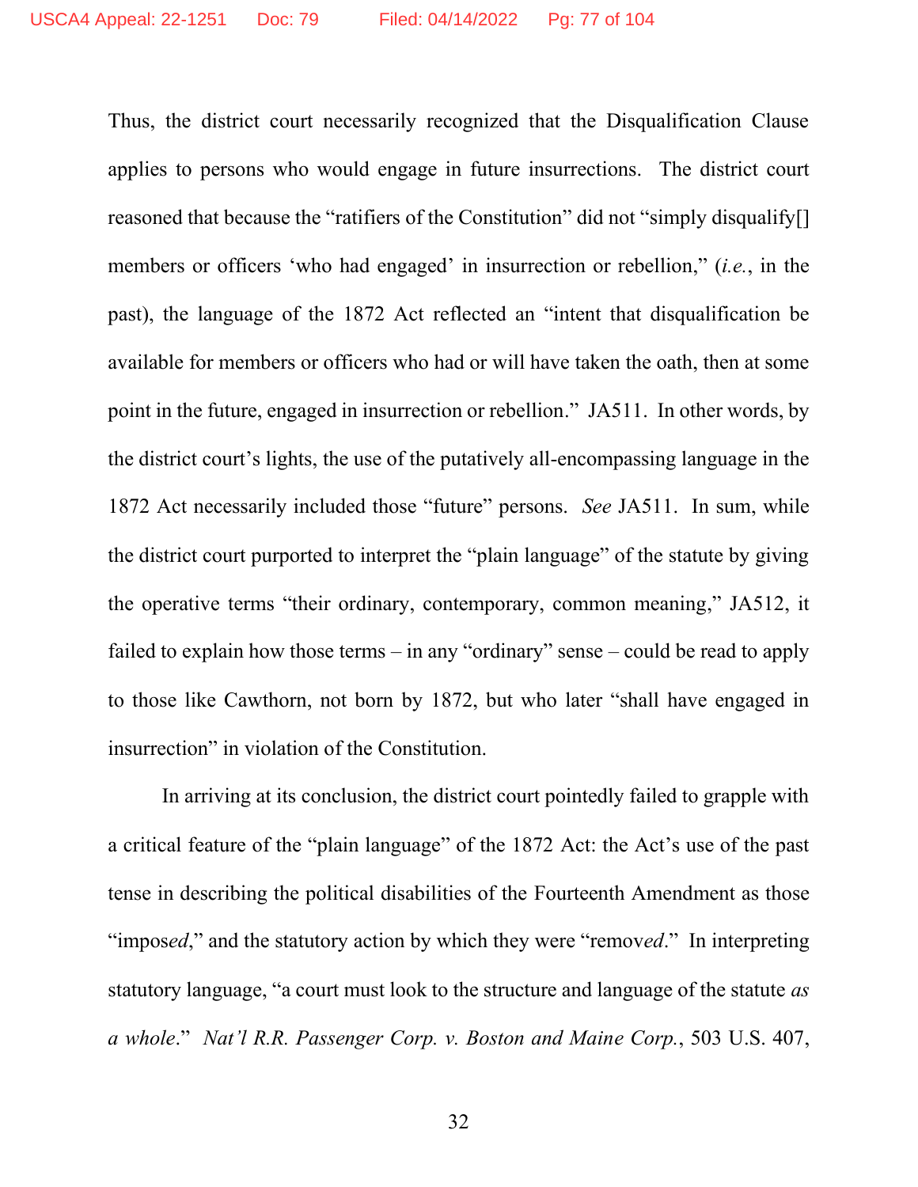Thus, the district court necessarily recognized that the Disqualification Clause applies to persons who would engage in future insurrections. The district court reasoned that because the "ratifiers of the Constitution" did not "simply disqualify[] members or officers 'who had engaged' in insurrection or rebellion," (*i.e.*, in the past), the language of the 1872 Act reflected an "intent that disqualification be available for members or officers who had or will have taken the oath, then at some point in the future, engaged in insurrection or rebellion." JA511. In other words, by the district court's lights, the use of the putatively all-encompassing language in the 1872 Act necessarily included those "future" persons. *See* JA511. In sum, while the district court purported to interpret the "plain language" of the statute by giving the operative terms "their ordinary, contemporary, common meaning," JA512, it failed to explain how those terms – in any "ordinary" sense – could be read to apply to those like Cawthorn, not born by 1872, but who later "shall have engaged in insurrection" in violation of the Constitution.

In arriving at its conclusion, the district court pointedly failed to grapple with a critical feature of the "plain language" of the 1872 Act: the Act's use of the past tense in describing the political disabilities of the Fourteenth Amendment as those "impos*ed*," and the statutory action by which they were "remov*ed*." In interpreting statutory language, "a court must look to the structure and language of the statute *as a whole*." *Nat'l R.R. Passenger Corp. v. Boston and Maine Corp.*, 503 U.S. 407,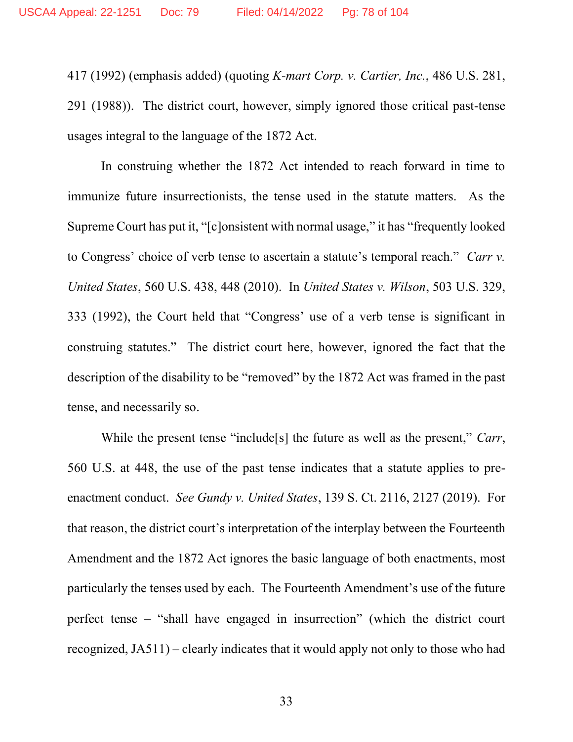417 (1992) (emphasis added) (quoting *K-mart Corp. v. Cartier, Inc.*, 486 U.S. 281, 291 (1988)). The district court, however, simply ignored those critical past-tense usages integral to the language of the 1872 Act.

In construing whether the 1872 Act intended to reach forward in time to immunize future insurrectionists, the tense used in the statute matters. As the Supreme Court has put it, "[c]onsistent with normal usage," it has "frequently looked to Congress' choice of verb tense to ascertain a statute's temporal reach." *Carr v. United States*, 560 U.S. 438, 448 (2010). In *United States v. Wilson*, 503 U.S. 329, 333 (1992), the Court held that "Congress' use of a verb tense is significant in construing statutes." The district court here, however, ignored the fact that the description of the disability to be "removed" by the 1872 Act was framed in the past tense, and necessarily so.

While the present tense "include[s] the future as well as the present," *Carr*, 560 U.S. at 448, the use of the past tense indicates that a statute applies to pre-enactment conduct. *See Gundy v. United States*, 139 S. Ct. 2116, 2127 (2019). For that reason, the district court's interpretation of the interplay between the Fourteenth Amendment and the 1872 Act ignores the basic language of both enactments, most particularly the tenses used by each. The Fourteenth Amendment's use of the future perfect tense – "shall have engaged in insurrection" (which the district court recognized, JA511) – clearly indicates that it would apply not only to those who had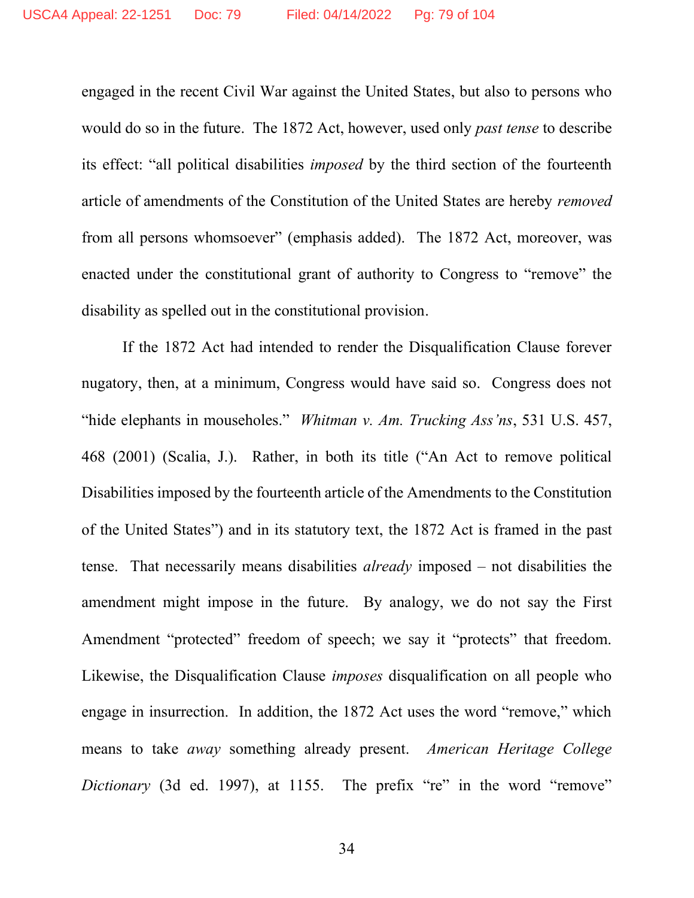engaged in the recent Civil War against the United States, but also to persons who would do so in the future. The 1872 Act, however, used only *past tense* to describe its effect: "all political disabilities *imposed* by the third section of the fourteenth article of amendments of the Constitution of the United States are hereby *removed* from all persons whomsoever" (emphasis added). The 1872 Act, moreover, was enacted under the constitutional grant of authority to Congress to "remove" the disability as spelled out in the constitutional provision.

If the 1872 Act had intended to render the Disqualification Clause forever nugatory, then, at a minimum, Congress would have said so. Congress does not "hide elephants in mouseholes." *Whitman v. Am. Trucking Ass'ns*, 531 U.S. 457, 468 (2001) (Scalia, J.). Rather, in both its title ("An Act to remove political Disabilities imposed by the fourteenth article of the Amendments to the Constitution of the United States") and in its statutory text, the 1872 Act is framed in the past tense. That necessarily means disabilities *already* imposed – not disabilities the amendment might impose in the future. By analogy, we do not say the First Amendment "protected" freedom of speech; we say it "protects" that freedom. Likewise, the Disqualification Clause *imposes* disqualification on all people who engage in insurrection. In addition, the 1872 Act uses the word "remove," which means to take *away* something already present. *American Heritage College Dictionary* (3d ed. 1997), at 1155. The prefix "re" in the word "remove"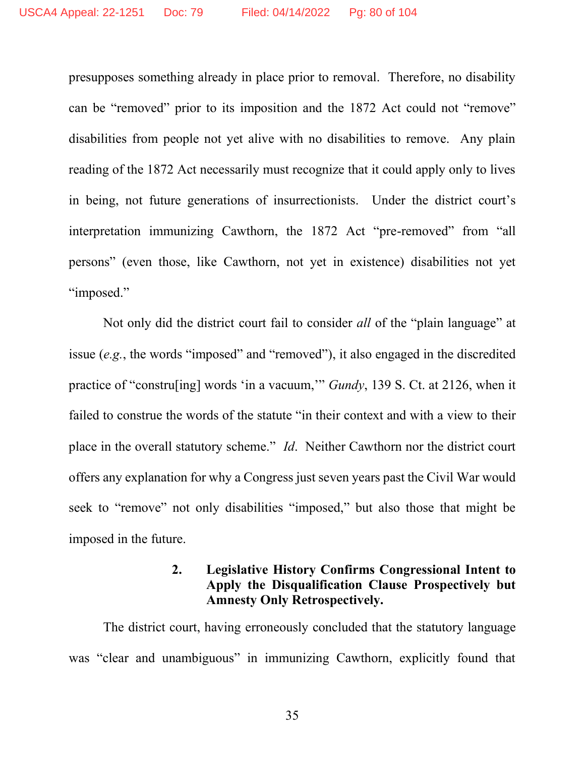presupposes something already in place prior to removal. Therefore, no disability can be "removed" prior to its imposition and the 1872 Act could not "remove" disabilities from people not yet alive with no disabilities to remove. Any plain reading of the 1872 Act necessarily must recognize that it could apply only to lives in being, not future generations of insurrectionists. Under the district court's interpretation immunizing Cawthorn, the 1872 Act "pre-removed" from "all persons" (even those, like Cawthorn, not yet in existence) disabilities not yet "imposed."

Not only did the district court fail to consider *all* of the "plain language" at issue (*e.g.*, the words "imposed" and "removed"), it also engaged in the discredited practice of "constru[ing] words 'in a vacuum,'" *Gundy*, 139 S. Ct. at 2126, when it failed to construe the words of the statute "in their context and with a view to their place in the overall statutory scheme." *Id*. Neither Cawthorn nor the district court offers any explanation for why a Congress just seven years past the Civil War would seek to "remove" not only disabilities "imposed," but also those that might be imposed in the future.

### 2. Legislative History Confirms Congressional Intent to Apply the Disqualification Clause Prospectively but Amnesty Only Retrospectively.

The district court, having erroneously concluded that the statutory language was "clear and unambiguous" in immunizing Cawthorn, explicitly found that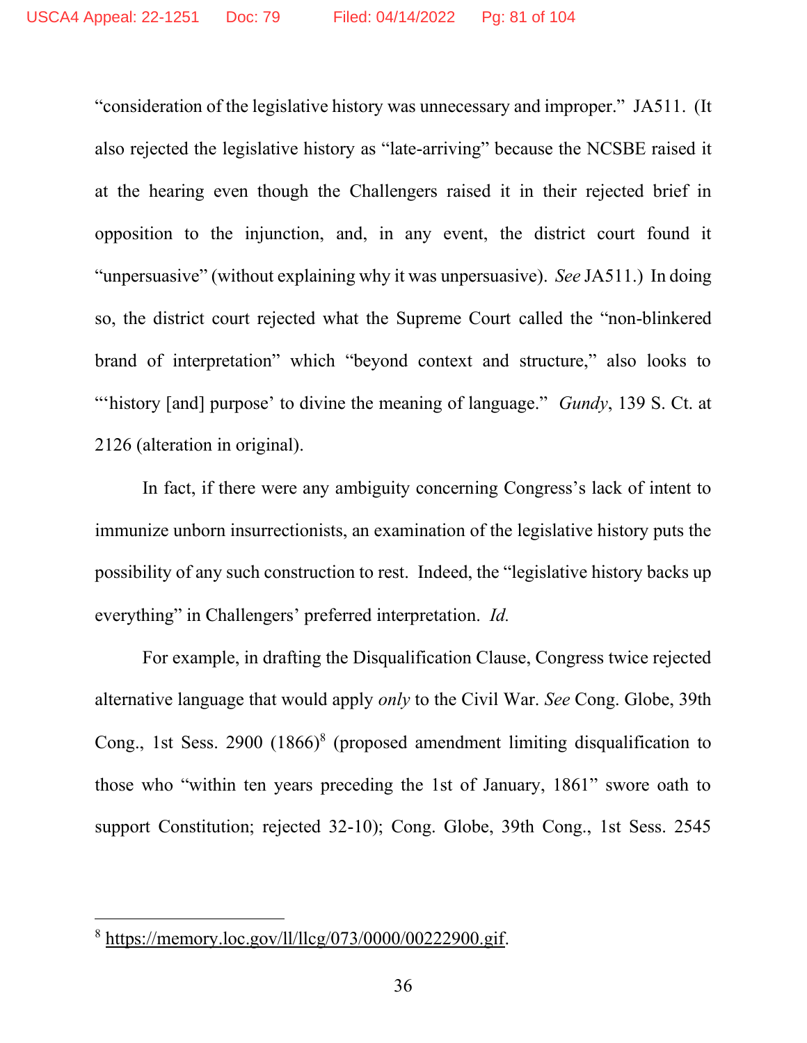"consideration of the legislative history was unnecessary and improper." JA511. (It also rejected the legislative history as "late-arriving" because the NCSBE raised it at the hearing even though the Challengers raised it in their rejected brief in opposition to the injunction, and, in any event, the district court found it "unpersuasive" (without explaining why it was unpersuasive). *See* JA511.) In doing so, the district court rejected what the Supreme Court called the "non-blinkered brand of interpretation" which "beyond context and structure," also looks to "'history [and] purpose' to divine the meaning of language." *Gundy*, 139 S. Ct. at 2126 (alteration in original).

In fact, if there were any ambiguity concerning Congress's lack of intent to immunize unborn insurrectionists, an examination of the legislative history puts the possibility of any such construction to rest. Indeed, the "legislative history backs up everything" in Challengers' preferred interpretation. *Id.*

For example, in drafting the Disqualification Clause, Congress twice rejected alternative language that would apply *only* to the Civil War. *See* Cong. Globe, 39th Cong., 1st Sess. 2900 (1866)[8] (proposed amendment limiting disqualification to those who "within ten years preceding the 1st of January, 1861" swore oath to support Constitution; rejected 32-10); Cong. Globe, 39th Cong., 1st Sess. 2545

---

[8] https://memory.loc.gov/ll/llcg/073/0000/00222900.gif.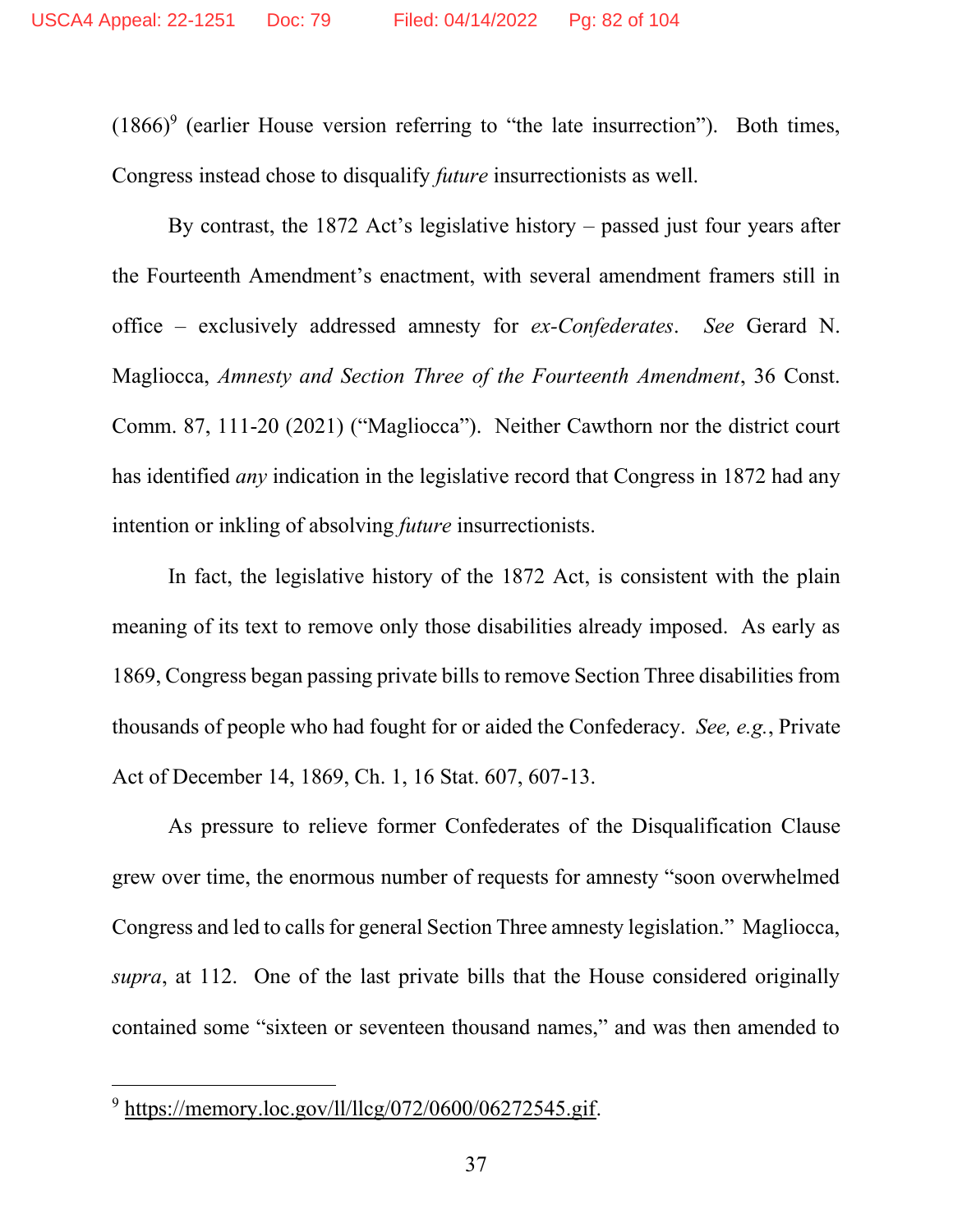(1866)[9] (earlier House version referring to "the late insurrection"). Both times, Congress instead chose to disqualify *future* insurrectionists as well.

By contrast, the 1872 Act's legislative history – passed just four years after the Fourteenth Amendment's enactment, with several amendment framers still in office – exclusively addressed amnesty for *ex-Confederates*. *See* Gerard N. Magliocca, *Amnesty and Section Three of the Fourteenth Amendment*, 36 Const. Comm. 87, 111-20 (2021) ("Magliocca"). Neither Cawthorn nor the district court has identified *any* indication in the legislative record that Congress in 1872 had any intention or inkling of absolving *future* insurrectionists.

In fact, the legislative history of the 1872 Act, is consistent with the plain meaning of its text to remove only those disabilities already imposed. As early as 1869, Congress began passing private bills to remove Section Three disabilities from thousands of people who had fought for or aided the Confederacy. *See, e.g.*, Private Act of December 14, 1869, Ch. 1, 16 Stat. 607, 607-13.

As pressure to relieve former Confederates of the Disqualification Clause grew over time, the enormous number of requests for amnesty "soon overwhelmed Congress and led to calls for general Section Three amnesty legislation." Magliocca, *supra*, at 112. One of the last private bills that the House considered originally contained some "sixteen or seventeen thousand names," and was then amended to

---

[9] https://memory.loc.gov/ll/llcg/072/0600/06272545.gif.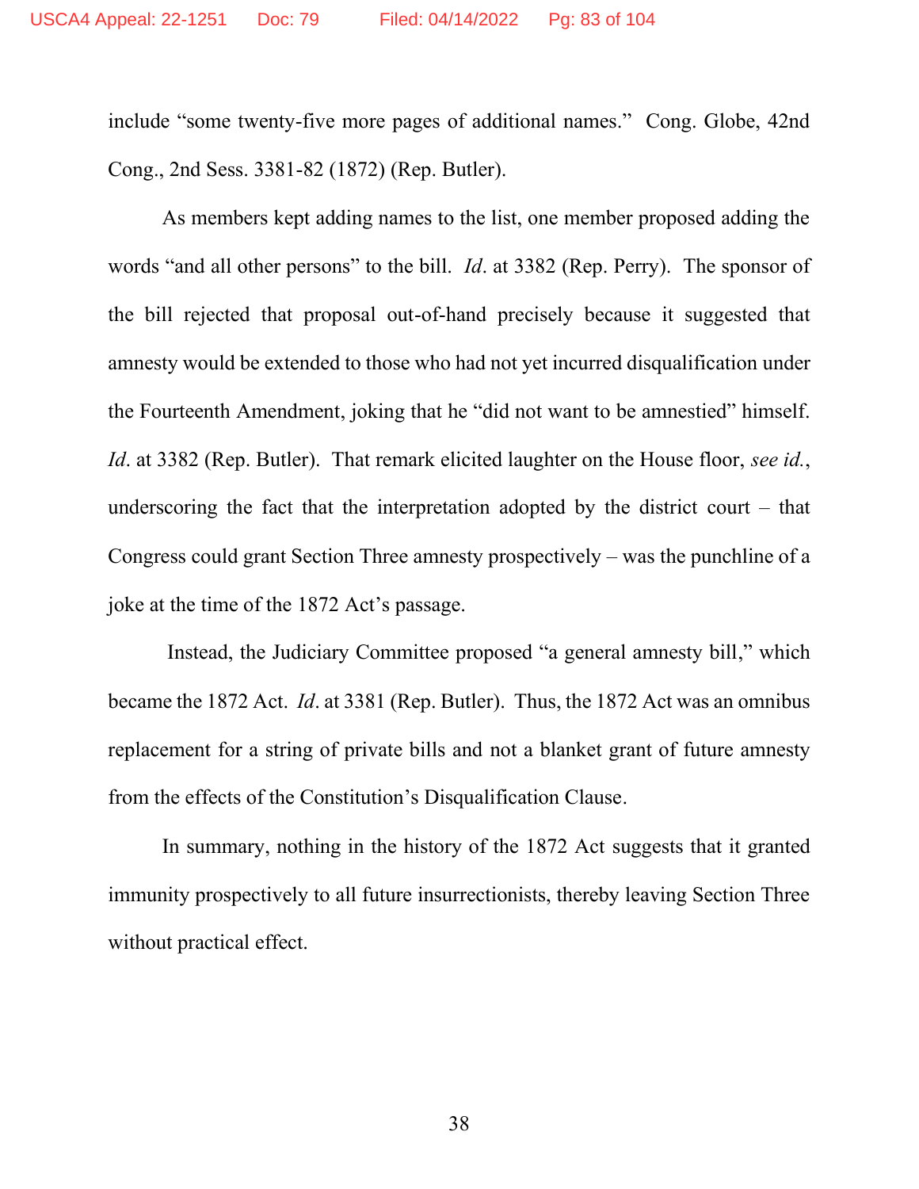include "some twenty-five more pages of additional names." Cong. Globe, 42nd Cong., 2nd Sess. 3381-82 (1872) (Rep. Butler).

As members kept adding names to the list, one member proposed adding the words "and all other persons" to the bill. *Id*. at 3382 (Rep. Perry). The sponsor of the bill rejected that proposal out-of-hand precisely because it suggested that amnesty would be extended to those who had not yet incurred disqualification under the Fourteenth Amendment, joking that he "did not want to be amnestied" himself. *Id*. at 3382 (Rep. Butler). That remark elicited laughter on the House floor, *see id.*, underscoring the fact that the interpretation adopted by the district court – that Congress could grant Section Three amnesty prospectively – was the punchline of a joke at the time of the 1872 Act's passage.

Instead, the Judiciary Committee proposed "a general amnesty bill," which became the 1872 Act. *Id*. at 3381 (Rep. Butler). Thus, the 1872 Act was an omnibus replacement for a string of private bills and not a blanket grant of future amnesty from the effects of the Constitution's Disqualification Clause.

In summary, nothing in the history of the 1872 Act suggests that it granted immunity prospectively to all future insurrectionists, thereby leaving Section Three without practical effect.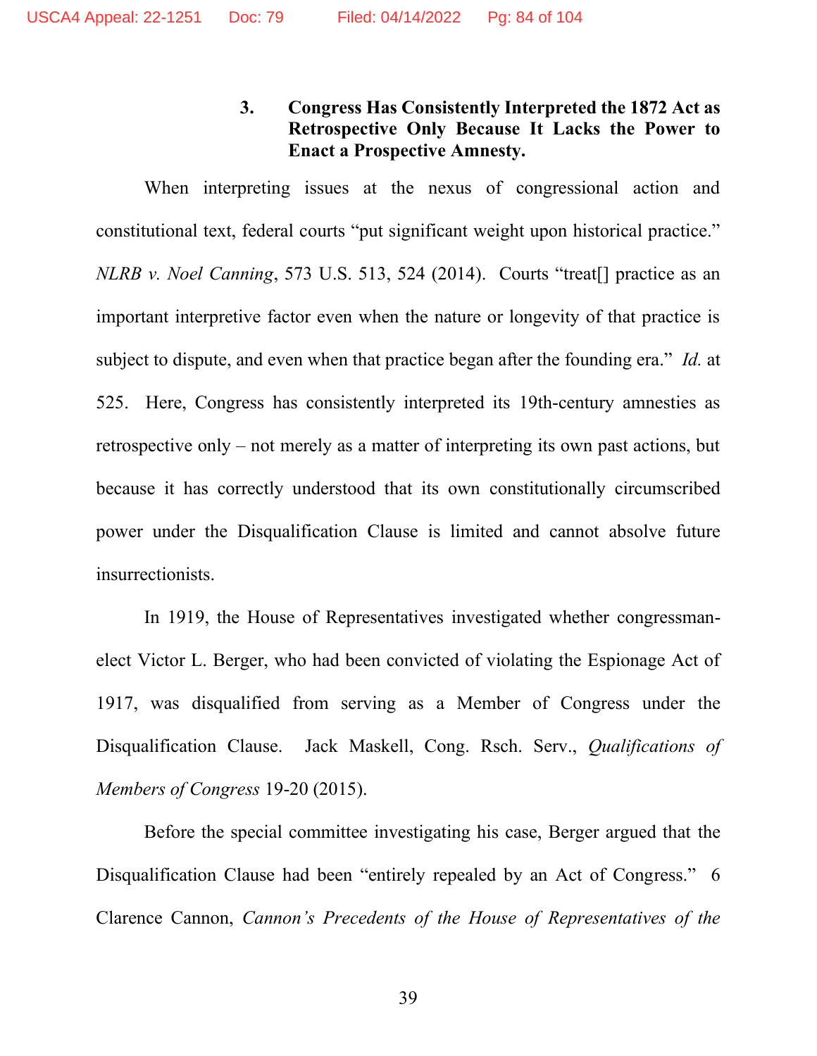### 3. Congress Has Consistently Interpreted the 1872 Act as Retrospective Only Because It Lacks the Power to Enact a Prospective Amnesty.

When interpreting issues at the nexus of congressional action and constitutional text, federal courts "put significant weight upon historical practice." *NLRB v. Noel Canning*, 573 U.S. 513, 524 (2014). Courts "treat[] practice as an important interpretive factor even when the nature or longevity of that practice is subject to dispute, and even when that practice began after the founding era." *Id.* at 525. Here, Congress has consistently interpreted its 19th-century amnesties as retrospective only – not merely as a matter of interpreting its own past actions, but because it has correctly understood that its own constitutionally circumscribed power under the Disqualification Clause is limited and cannot absolve future insurrectionists.

In 1919, the House of Representatives investigated whether congressman-elect Victor L. Berger, who had been convicted of violating the Espionage Act of 1917, was disqualified from serving as a Member of Congress under the Disqualification Clause. Jack Maskell, Cong. Rsch. Serv., *Qualifications of Members of Congress* 19-20 (2015).

Before the special committee investigating his case, Berger argued that the Disqualification Clause had been "entirely repealed by an Act of Congress." 6 Clarence Cannon, *Cannon's Precedents of the House of Representatives of the*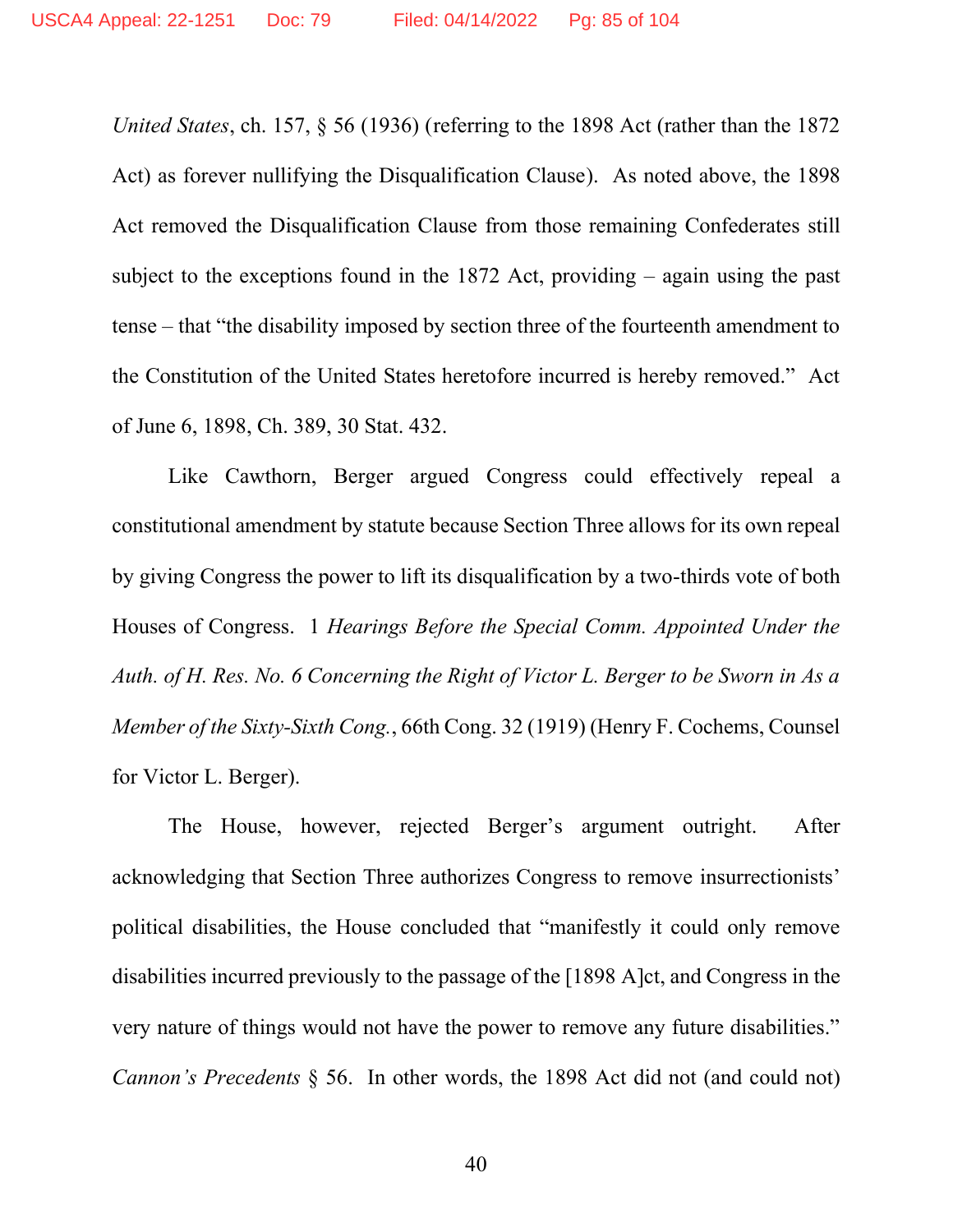*United States*, ch. 157, § 56 (1936) (referring to the 1898 Act (rather than the 1872 Act) as forever nullifying the Disqualification Clause). As noted above, the 1898 Act removed the Disqualification Clause from those remaining Confederates still subject to the exceptions found in the 1872 Act, providing – again using the past tense – that "the disability imposed by section three of the fourteenth amendment to the Constitution of the United States heretofore incurred is hereby removed." Act of June 6, 1898, Ch. 389, 30 Stat. 432.

Like Cawthorn, Berger argued Congress could effectively repeal a constitutional amendment by statute because Section Three allows for its own repeal by giving Congress the power to lift its disqualification by a two-thirds vote of both Houses of Congress. 1 *Hearings Before the Special Comm. Appointed Under the Auth. of H. Res. No. 6 Concerning the Right of Victor L. Berger to be Sworn in As a Member of the Sixty-Sixth Cong.*, 66th Cong. 32 (1919) (Henry F. Cochems, Counsel for Victor L. Berger).

The House, however, rejected Berger's argument outright. After acknowledging that Section Three authorizes Congress to remove insurrectionists' political disabilities, the House concluded that "manifestly it could only remove disabilities incurred previously to the passage of the [1898 A]ct, and Congress in the very nature of things would not have the power to remove any future disabilities." *Cannon's Precedents* § 56. In other words, the 1898 Act did not (and could not)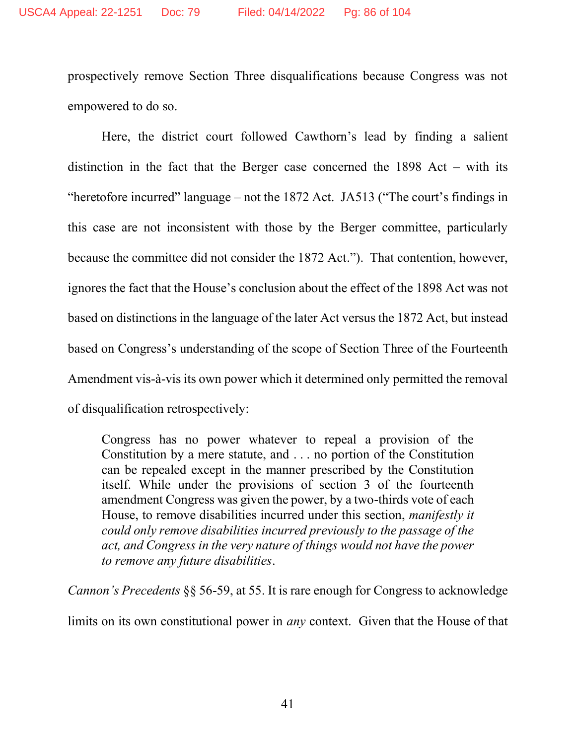prospectively remove Section Three disqualifications because Congress was not empowered to do so.

Here, the district court followed Cawthorn's lead by finding a salient distinction in the fact that the Berger case concerned the 1898 Act – with its "heretofore incurred" language – not the 1872 Act. JA513 ("The court's findings in this case are not inconsistent with those by the Berger committee, particularly because the committee did not consider the 1872 Act."). That contention, however, ignores the fact that the House's conclusion about the effect of the 1898 Act was not based on distinctions in the language of the later Act versus the 1872 Act, but instead based on Congress's understanding of the scope of Section Three of the Fourteenth Amendment vis-à-vis its own power which it determined only permitted the removal of disqualification retrospectively:

> Congress has no power whatever to repeal a provision of the Constitution by a mere statute, and . . . no portion of the Constitution can be repealed except in the manner prescribed by the Constitution itself. While under the provisions of section 3 of the fourteenth amendment Congress was given the power, by a two-thirds vote of each House, to remove disabilities incurred under this section, *manifestly it could only remove disabilities incurred previously to the passage of the act, and Congress in the very nature of things would not have the power to remove any future disabilities*.

*Cannon's Precedents* §§ 56-59, at 55. It is rare enough for Congress to acknowledge limits on its own constitutional power in *any* context. Given that the House of that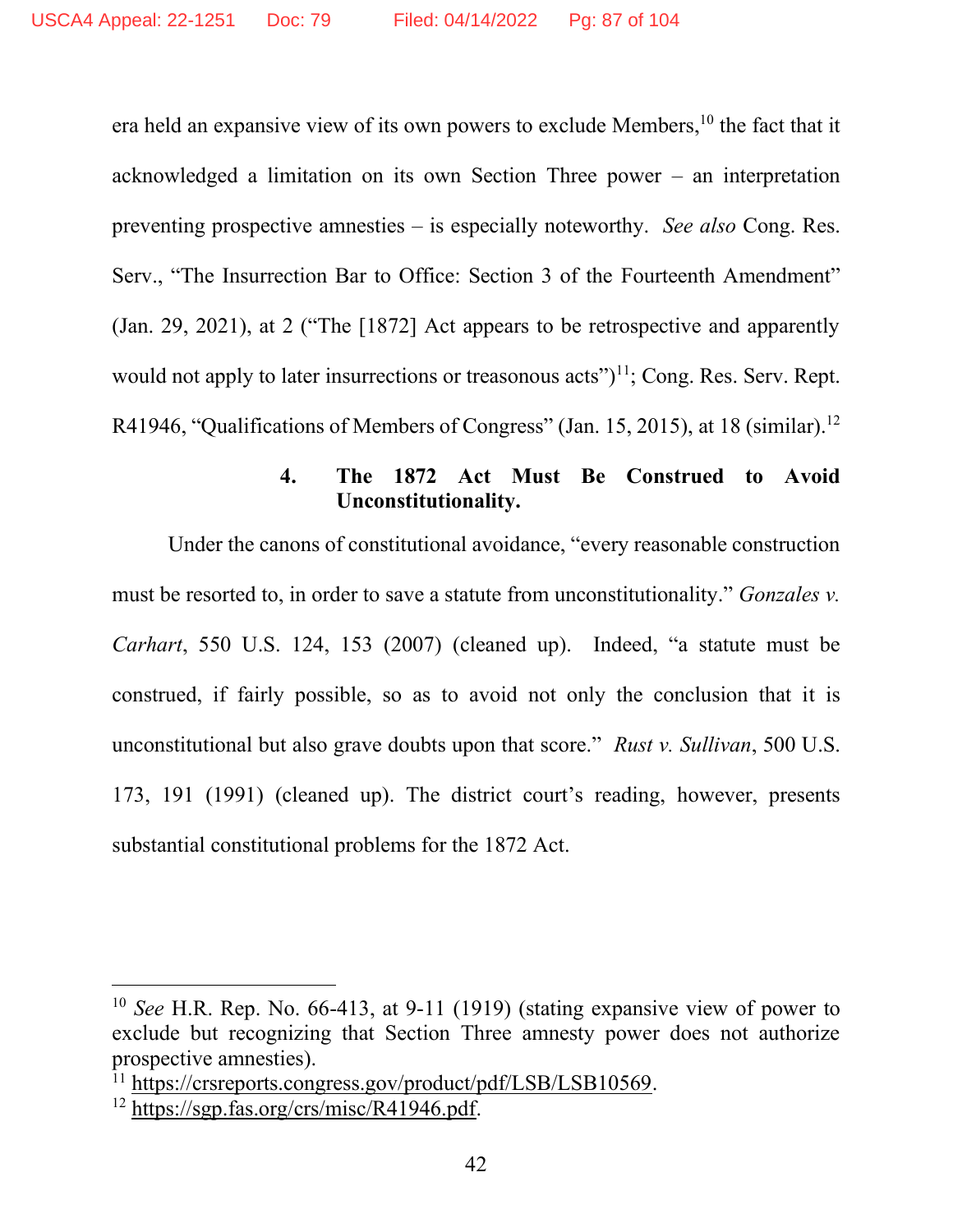era held an expansive view of its own powers to exclude Members,[10] the fact that it acknowledged a limitation on its own Section Three power – an interpretation preventing prospective amnesties – is especially noteworthy. *See also* Cong. Res. Serv., "The Insurrection Bar to Office: Section 3 of the Fourteenth Amendment" (Jan. 29, 2021), at 2 ("The [1872] Act appears to be retrospective and apparently would not apply to later insurrections or treasonous acts")[11]; Cong. Res. Serv. Rept. R41946, "Qualifications of Members of Congress" (Jan. 15, 2015), at 18 (similar).[12]

#### 4. The 1872 Act Must Be Construed to Avoid Unconstitutionality.

Under the canons of constitutional avoidance, "every reasonable construction must be resorted to, in order to save a statute from unconstitutionality." *Gonzales v. Carhart*, 550 U.S. 124, 153 (2007) (cleaned up). Indeed, "a statute must be construed, if fairly possible, so as to avoid not only the conclusion that it is unconstitutional but also grave doubts upon that score." *Rust v. Sullivan*, 500 U.S. 173, 191 (1991) (cleaned up). The district court's reading, however, presents substantial constitutional problems for the 1872 Act.

---

[10] *See* H.R. Rep. No. 66-413, at 9-11 (1919) (stating expansive view of power to exclude but recognizing that Section Three amnesty power does not authorize prospective amnesties).

[11] https://crsreports.congress.gov/product/pdf/LSB/LSB10569.

[12] https://sgp.fas.org/crs/misc/R41946.pdf.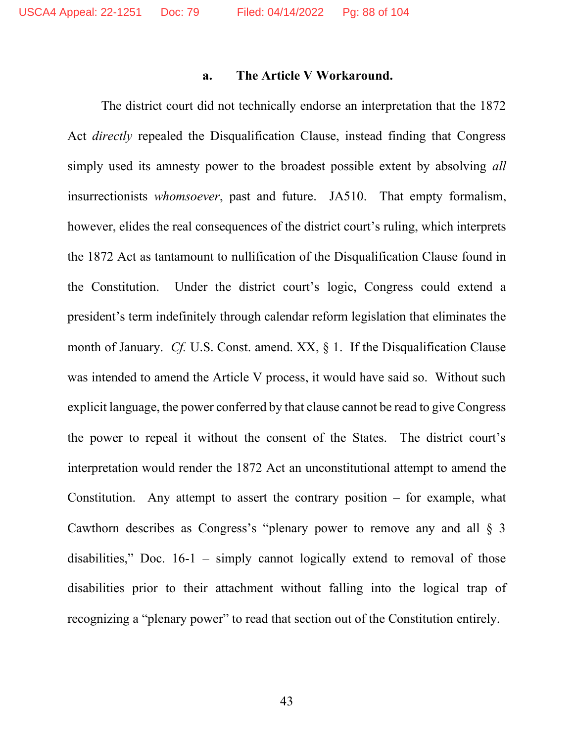#### a. The Article V Workaround.

The district court did not technically endorse an interpretation that the 1872 Act *directly* repealed the Disqualification Clause, instead finding that Congress simply used its amnesty power to the broadest possible extent by absolving *all* insurrectionists *whomsoever*, past and future. JA510. That empty formalism, however, elides the real consequences of the district court's ruling, which interprets the 1872 Act as tantamount to nullification of the Disqualification Clause found in the Constitution. Under the district court's logic, Congress could extend a president's term indefinitely through calendar reform legislation that eliminates the month of January. *Cf.* U.S. Const. amend. XX, § 1. If the Disqualification Clause was intended to amend the Article V process, it would have said so. Without such explicit language, the power conferred by that clause cannot be read to give Congress the power to repeal it without the consent of the States. The district court's interpretation would render the 1872 Act an unconstitutional attempt to amend the Constitution. Any attempt to assert the contrary position – for example, what Cawthorn describes as Congress's "plenary power to remove any and all § 3 disabilities," Doc. 16-1 – simply cannot logically extend to removal of those disabilities prior to their attachment without falling into the logical trap of recognizing a "plenary power" to read that section out of the Constitution entirely.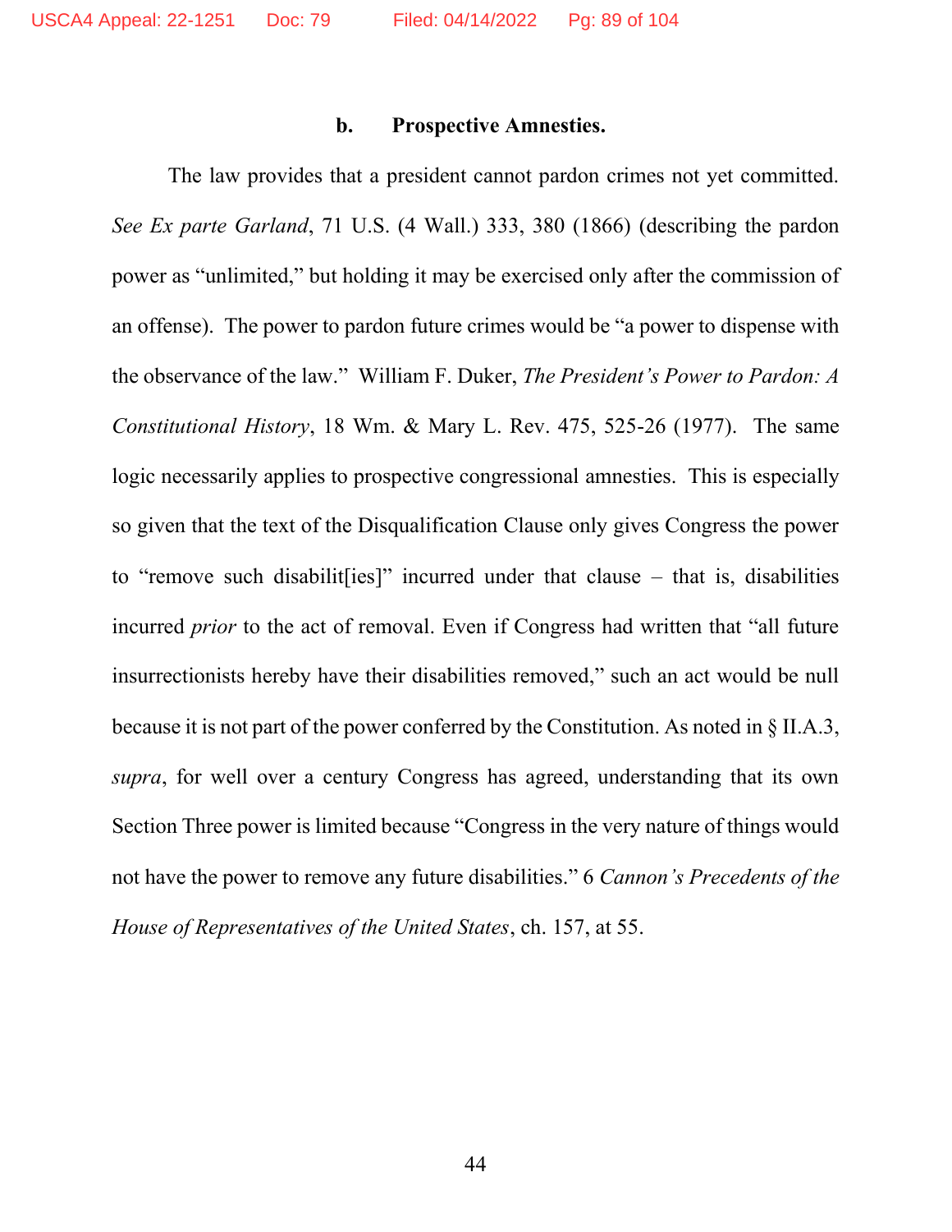### b. Prospective Amnesties.

The law provides that a president cannot pardon crimes not yet committed. *See Ex parte Garland*, 71 U.S. (4 Wall.) 333, 380 (1866) (describing the pardon power as "unlimited," but holding it may be exercised only after the commission of an offense). The power to pardon future crimes would be "a power to dispense with the observance of the law." William F. Duker, *The President's Power to Pardon: A Constitutional History*, 18 Wm. & Mary L. Rev. 475, 525-26 (1977). The same logic necessarily applies to prospective congressional amnesties. This is especially so given that the text of the Disqualification Clause only gives Congress the power to "remove such disabilit[ies]" incurred under that clause – that is, disabilities incurred *prior* to the act of removal. Even if Congress had written that "all future insurrectionists hereby have their disabilities removed," such an act would be null because it is not part of the power conferred by the Constitution. As noted in § II.A.3, *supra*, for well over a century Congress has agreed, understanding that its own Section Three power is limited because "Congress in the very nature of things would not have the power to remove any future disabilities." 6 *Cannon's Precedents of the House of Representatives of the United States*, ch. 157, at 55.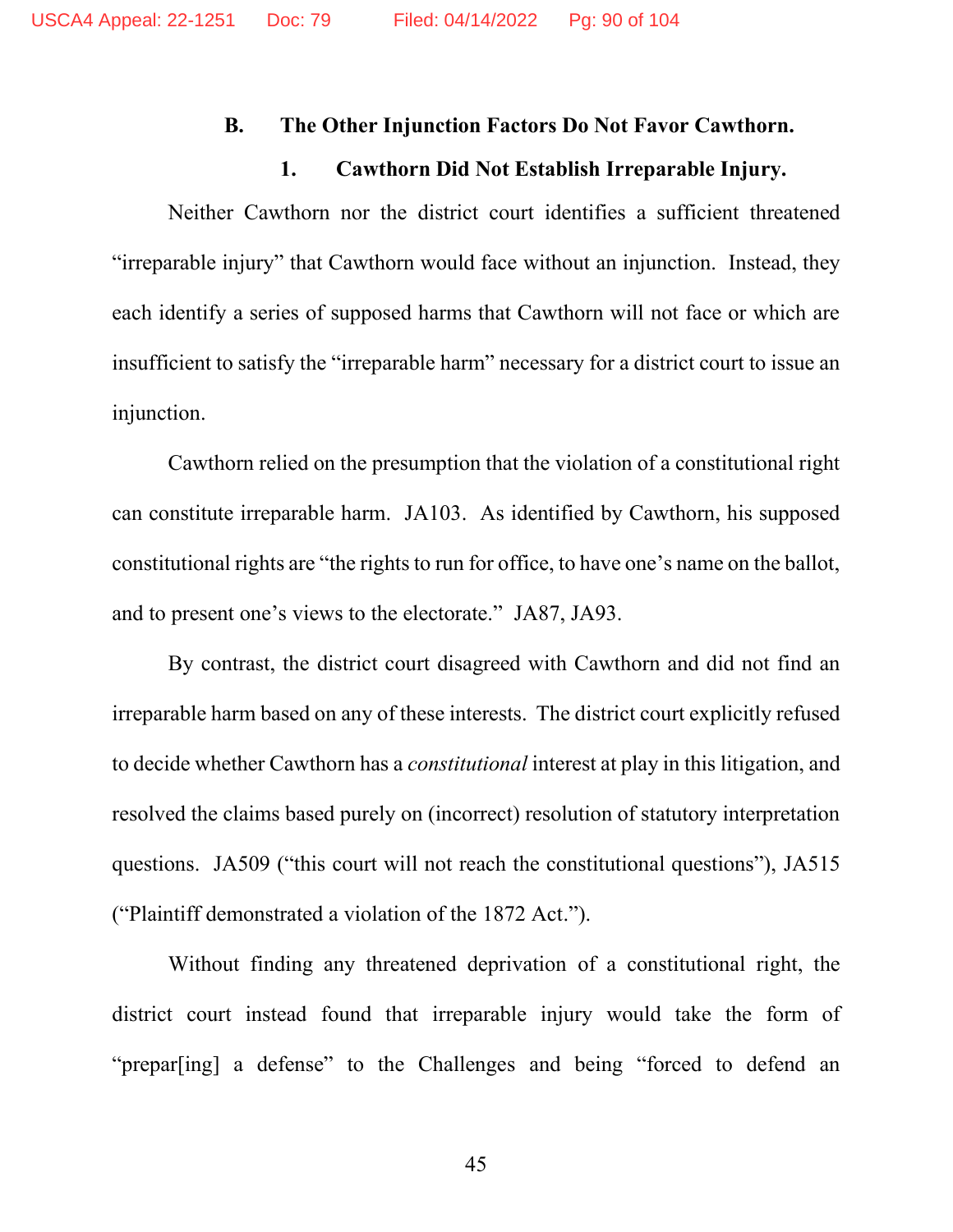### B. The Other Injunction Factors Do Not Favor Cawthorn.

#### 1. Cawthorn Did Not Establish Irreparable Injury.

Neither Cawthorn nor the district court identifies a sufficient threatened "irreparable injury" that Cawthorn would face without an injunction. Instead, they each identify a series of supposed harms that Cawthorn will not face or which are insufficient to satisfy the "irreparable harm" necessary for a district court to issue an injunction.

Cawthorn relied on the presumption that the violation of a constitutional right can constitute irreparable harm. JA103. As identified by Cawthorn, his supposed constitutional rights are "the rights to run for office, to have one's name on the ballot, and to present one's views to the electorate." JA87, JA93.

By contrast, the district court disagreed with Cawthorn and did not find an irreparable harm based on any of these interests. The district court explicitly refused to decide whether Cawthorn has a *constitutional* interest at play in this litigation, and resolved the claims based purely on (incorrect) resolution of statutory interpretation questions. JA509 ("this court will not reach the constitutional questions"), JA515 ("Plaintiff demonstrated a violation of the 1872 Act.").

Without finding any threatened deprivation of a constitutional right, the district court instead found that irreparable injury would take the form of "prepar[ing] a defense" to the Challenges and being "forced to defend an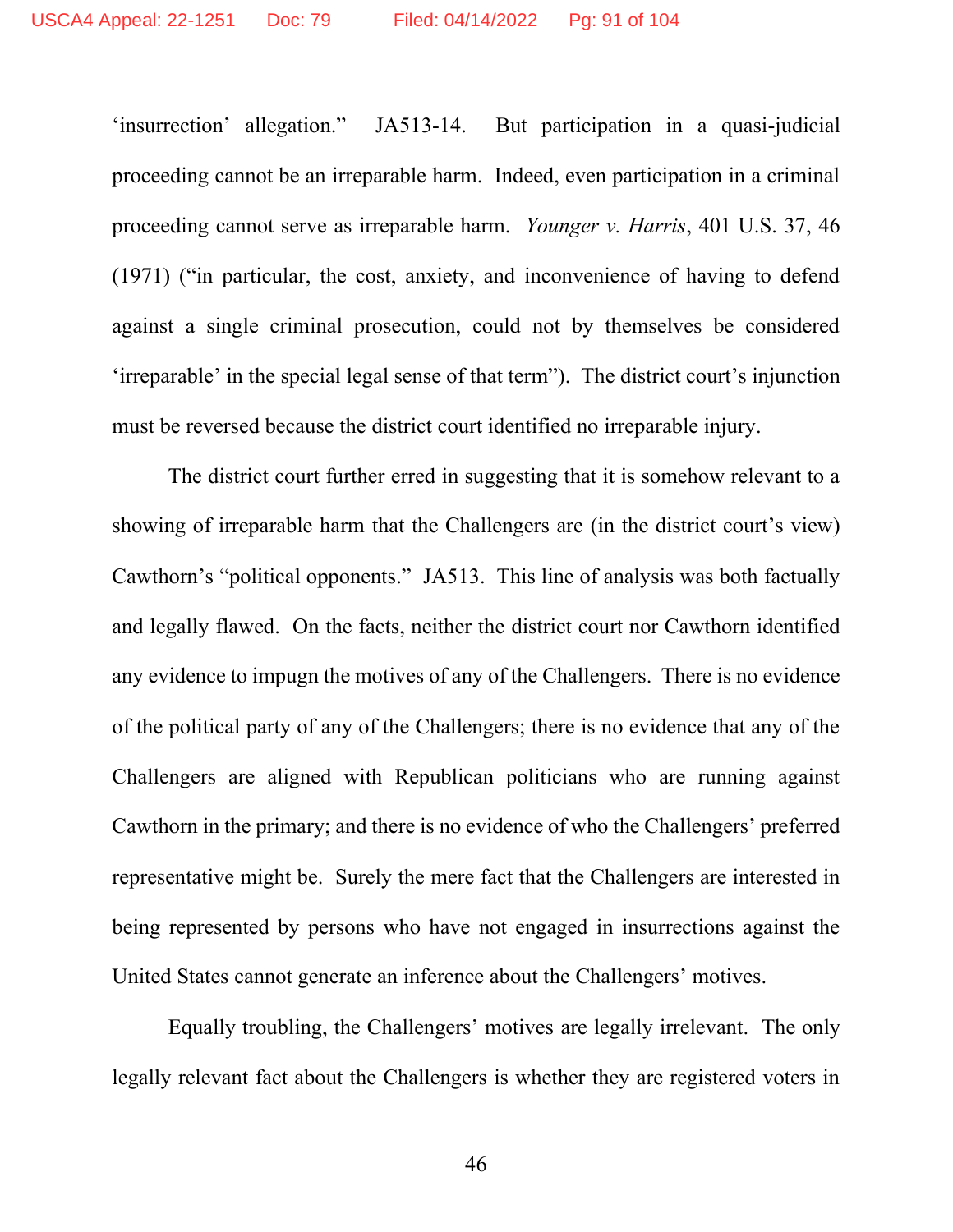'insurrection' allegation." JA513-14. But participation in a quasi-judicial proceeding cannot be an irreparable harm. Indeed, even participation in a criminal proceeding cannot serve as irreparable harm. *Younger v. Harris*, 401 U.S. 37, 46 (1971) ("in particular, the cost, anxiety, and inconvenience of having to defend against a single criminal prosecution, could not by themselves be considered 'irreparable' in the special legal sense of that term"). The district court's injunction must be reversed because the district court identified no irreparable injury.

The district court further erred in suggesting that it is somehow relevant to a showing of irreparable harm that the Challengers are (in the district court's view) Cawthorn's "political opponents." JA513. This line of analysis was both factually and legally flawed. On the facts, neither the district court nor Cawthorn identified any evidence to impugn the motives of any of the Challengers. There is no evidence of the political party of any of the Challengers; there is no evidence that any of the Challengers are aligned with Republican politicians who are running against Cawthorn in the primary; and there is no evidence of who the Challengers' preferred representative might be. Surely the mere fact that the Challengers are interested in being represented by persons who have not engaged in insurrections against the United States cannot generate an inference about the Challengers' motives.

Equally troubling, the Challengers' motives are legally irrelevant. The only legally relevant fact about the Challengers is whether they are registered voters in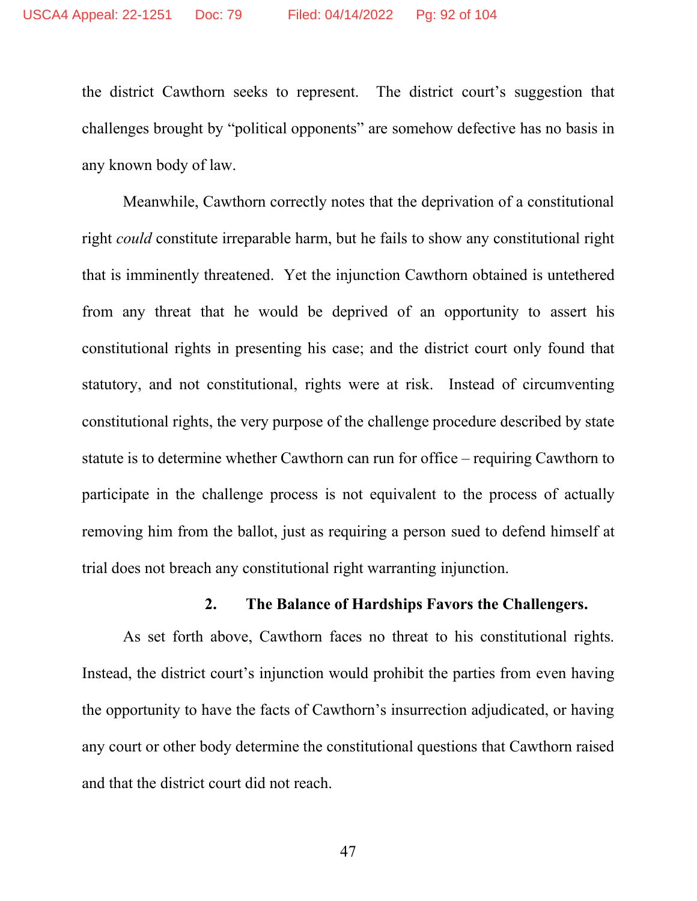the district Cawthorn seeks to represent. The district court's suggestion that challenges brought by "political opponents" are somehow defective has no basis in any known body of law.

Meanwhile, Cawthorn correctly notes that the deprivation of a constitutional right *could* constitute irreparable harm, but he fails to show any constitutional right that is imminently threatened. Yet the injunction Cawthorn obtained is untethered from any threat that he would be deprived of an opportunity to assert his constitutional rights in presenting his case; and the district court only found that statutory, and not constitutional, rights were at risk. Instead of circumventing constitutional rights, the very purpose of the challenge procedure described by state statute is to determine whether Cawthorn can run for office – requiring Cawthorn to participate in the challenge process is not equivalent to the process of actually removing him from the ballot, just as requiring a person sued to defend himself at trial does not breach any constitutional right warranting injunction.

### 2. The Balance of Hardships Favors the Challengers.

As set forth above, Cawthorn faces no threat to his constitutional rights. Instead, the district court's injunction would prohibit the parties from even having the opportunity to have the facts of Cawthorn's insurrection adjudicated, or having any court or other body determine the constitutional questions that Cawthorn raised and that the district court did not reach.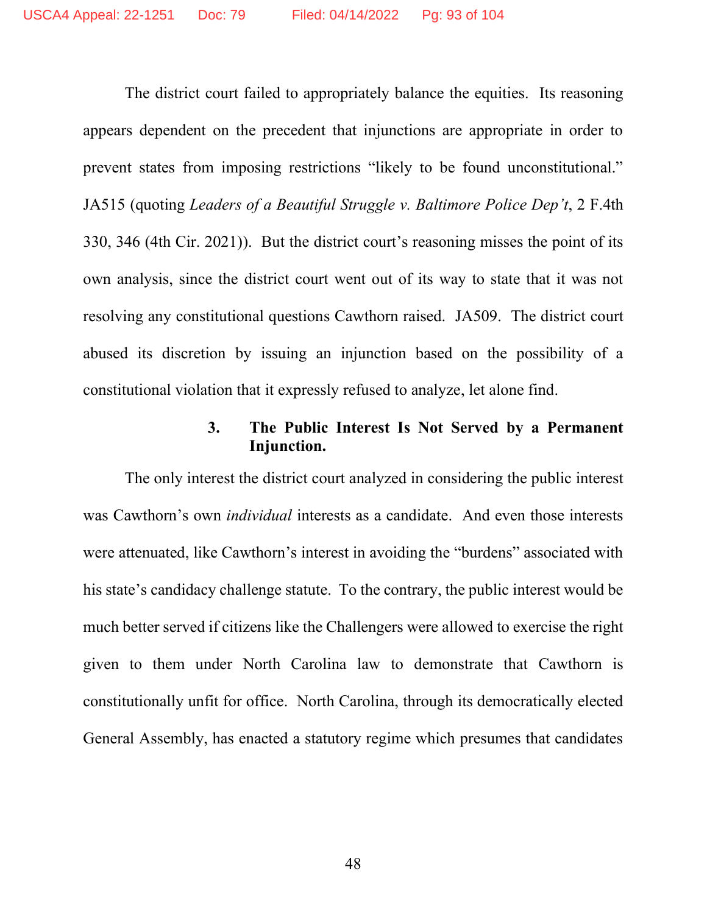The district court failed to appropriately balance the equities. Its reasoning appears dependent on the precedent that injunctions are appropriate in order to prevent states from imposing restrictions "likely to be found unconstitutional." JA515 (quoting *Leaders of a Beautiful Struggle v. Baltimore Police Dep't*, 2 F.4th 330, 346 (4th Cir. 2021)). But the district court's reasoning misses the point of its own analysis, since the district court went out of its way to state that it was not resolving any constitutional questions Cawthorn raised. JA509. The district court abused its discretion by issuing an injunction based on the possibility of a constitutional violation that it expressly refused to analyze, let alone find.

### 3. The Public Interest Is Not Served by a Permanent Injunction.

The only interest the district court analyzed in considering the public interest was Cawthorn's own *individual* interests as a candidate. And even those interests were attenuated, like Cawthorn's interest in avoiding the "burdens" associated with his state's candidacy challenge statute. To the contrary, the public interest would be much better served if citizens like the Challengers were allowed to exercise the right given to them under North Carolina law to demonstrate that Cawthorn is constitutionally unfit for office. North Carolina, through its democratically elected General Assembly, has enacted a statutory regime which presumes that candidates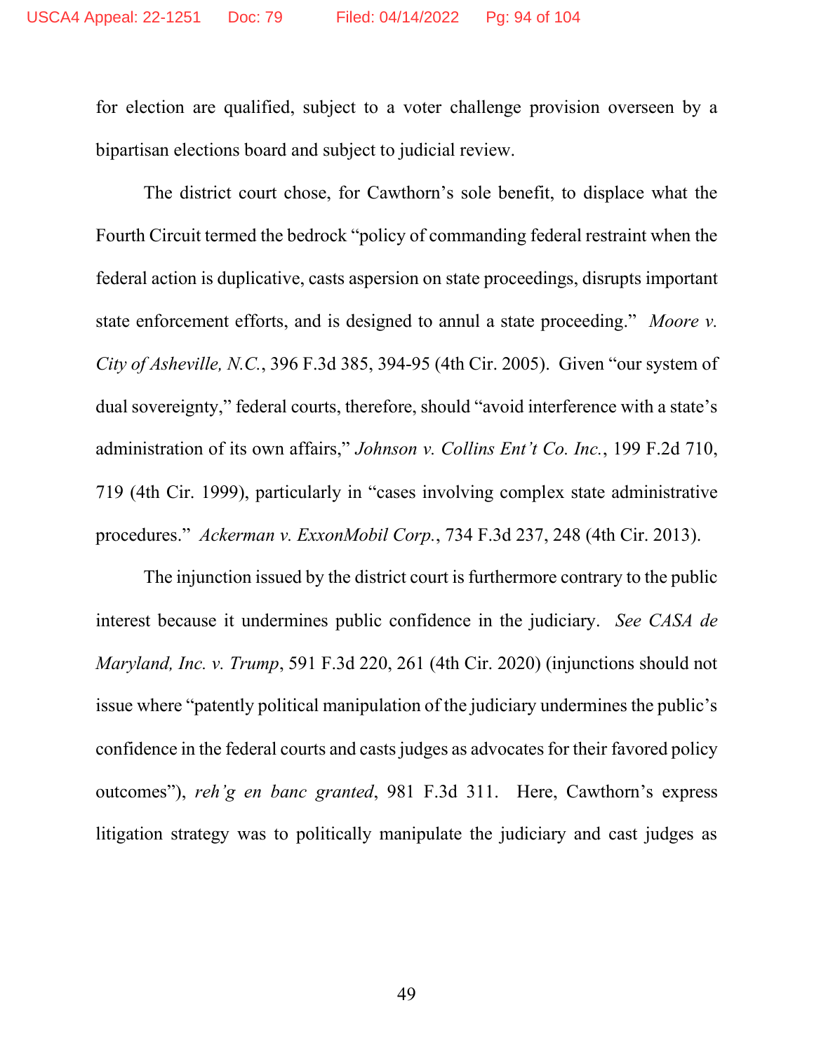for election are qualified, subject to a voter challenge provision overseen by a bipartisan elections board and subject to judicial review.

The district court chose, for Cawthorn's sole benefit, to displace what the Fourth Circuit termed the bedrock "policy of commanding federal restraint when the federal action is duplicative, casts aspersion on state proceedings, disrupts important state enforcement efforts, and is designed to annul a state proceeding." *Moore v. City of Asheville, N.C.*, 396 F.3d 385, 394-95 (4th Cir. 2005). Given "our system of dual sovereignty," federal courts, therefore, should "avoid interference with a state's administration of its own affairs," *Johnson v. Collins Ent't Co. Inc.*, 199 F.2d 710, 719 (4th Cir. 1999), particularly in "cases involving complex state administrative procedures." *Ackerman v. ExxonMobil Corp.*, 734 F.3d 237, 248 (4th Cir. 2013).

The injunction issued by the district court is furthermore contrary to the public interest because it undermines public confidence in the judiciary. *See CASA de Maryland, Inc. v. Trump*, 591 F.3d 220, 261 (4th Cir. 2020) (injunctions should not issue where "patently political manipulation of the judiciary undermines the public's confidence in the federal courts and casts judges as advocates for their favored policy outcomes"), *reh'g en banc granted*, 981 F.3d 311. Here, Cawthorn's express litigation strategy was to politically manipulate the judiciary and cast judges as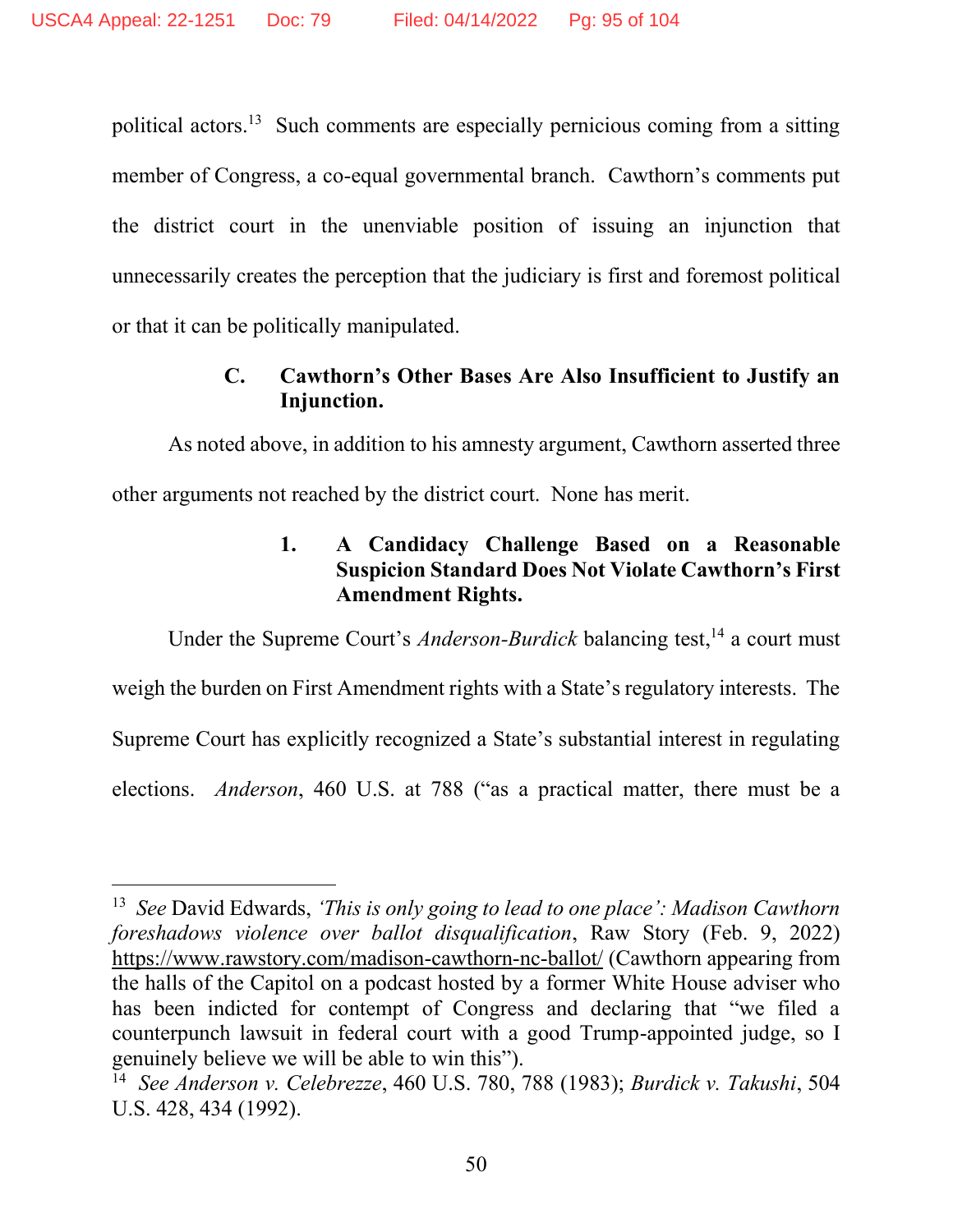political actors.[13] Such comments are especially pernicious coming from a sitting member of Congress, a co-equal governmental branch. Cawthorn's comments put the district court in the unenviable position of issuing an injunction that unnecessarily creates the perception that the judiciary is first and foremost political or that it can be politically manipulated.

### C. Cawthorn's Other Bases Are Also Insufficient to Justify an Injunction.

As noted above, in addition to his amnesty argument, Cawthorn asserted three other arguments not reached by the district court. None has merit.

#### 1. A Candidacy Challenge Based on a Reasonable Suspicion Standard Does Not Violate Cawthorn's First Amendment Rights.

Under the Supreme Court's *Anderson-Burdick* balancing test,[14] a court must weigh the burden on First Amendment rights with a State's regulatory interests. The Supreme Court has explicitly recognized a State's substantial interest in regulating elections. *Anderson*, 460 U.S. at 788 ("as a practical matter, there must be a

---

[13] *See* David Edwards, *'This is only going to lead to one place': Madison Cawthorn foreshadows violence over ballot disqualification*, Raw Story (Feb. 9, 2022) https://www.rawstory.com/madison-cawthorn-nc-ballot/ (Cawthorn appearing from the halls of the Capitol on a podcast hosted by a former White House adviser who has been indicted for contempt of Congress and declaring that "we filed a counterpunch lawsuit in federal court with a good Trump-appointed judge, so I genuinely believe we will be able to win this").

[14] *See Anderson v. Celebrezze*, 460 U.S. 780, 788 (1983); *Burdick v. Takushi*, 504 U.S. 428, 434 (1992).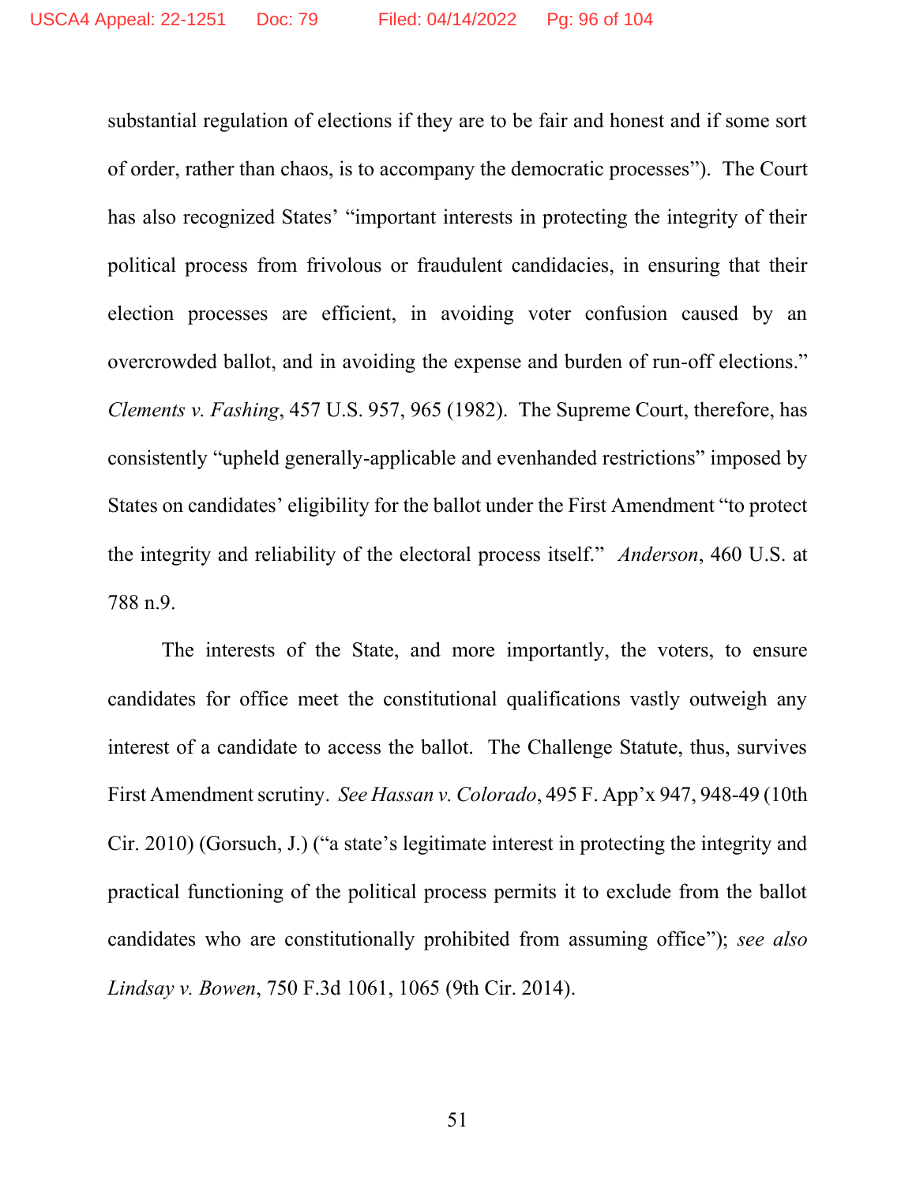substantial regulation of elections if they are to be fair and honest and if some sort of order, rather than chaos, is to accompany the democratic processes"). The Court has also recognized States' "important interests in protecting the integrity of their political process from frivolous or fraudulent candidacies, in ensuring that their election processes are efficient, in avoiding voter confusion caused by an overcrowded ballot, and in avoiding the expense and burden of run-off elections." *Clements v. Fashing*, 457 U.S. 957, 965 (1982). The Supreme Court, therefore, has consistently "upheld generally-applicable and evenhanded restrictions" imposed by States on candidates' eligibility for the ballot under the First Amendment "to protect the integrity and reliability of the electoral process itself." *Anderson*, 460 U.S. at 788 n.9.

The interests of the State, and more importantly, the voters, to ensure candidates for office meet the constitutional qualifications vastly outweigh any interest of a candidate to access the ballot. The Challenge Statute, thus, survives First Amendment scrutiny. *See Hassan v. Colorado*, 495 F. App'x 947, 948-49 (10th Cir. 2010) (Gorsuch, J.) ("a state's legitimate interest in protecting the integrity and practical functioning of the political process permits it to exclude from the ballot candidates who are constitutionally prohibited from assuming office"); *see also Lindsay v. Bowen*, 750 F.3d 1061, 1065 (9th Cir. 2014).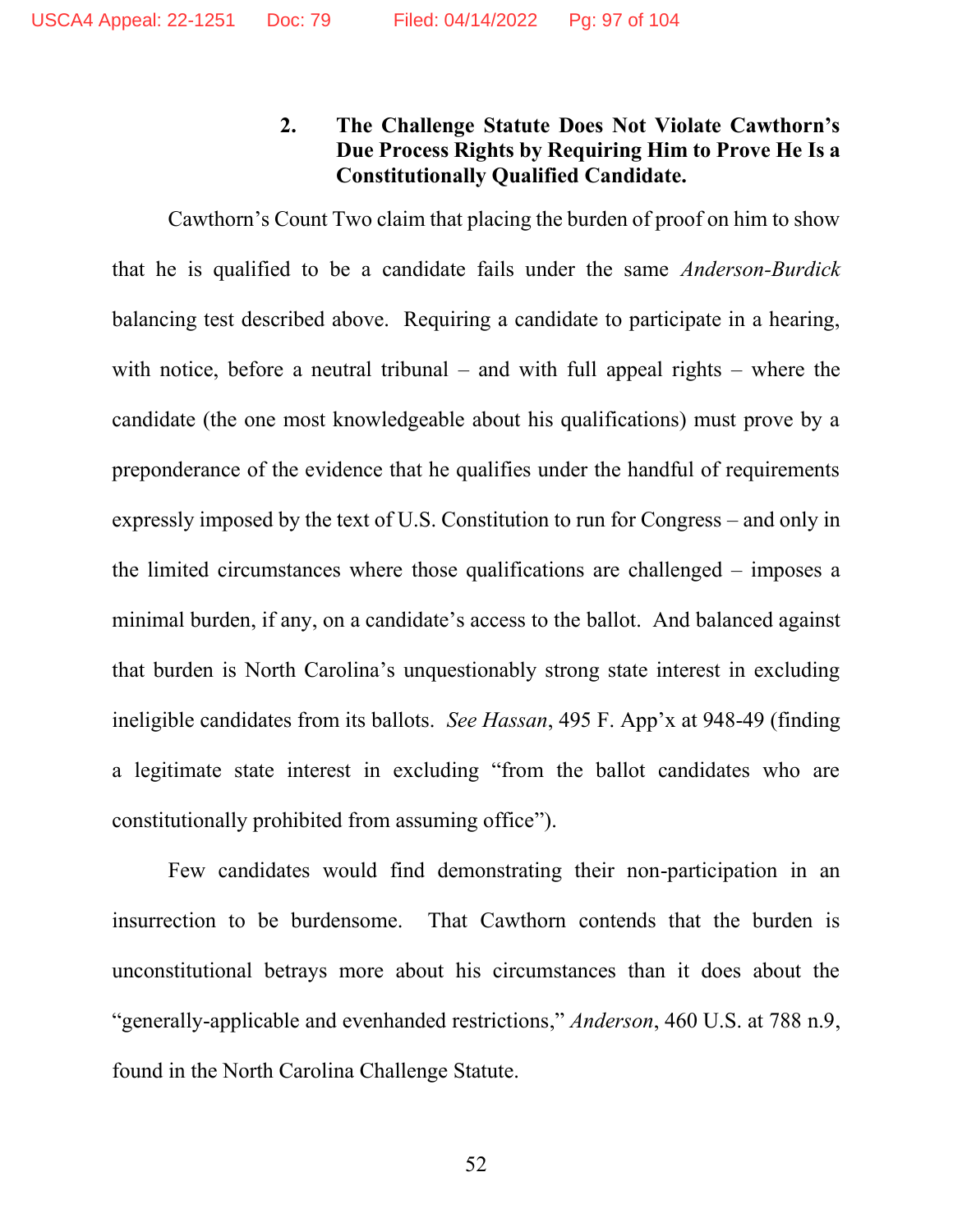### 2. The Challenge Statute Does Not Violate Cawthorn's Due Process Rights by Requiring Him to Prove He Is a Constitutionally Qualified Candidate.

Cawthorn's Count Two claim that placing the burden of proof on him to show that he is qualified to be a candidate fails under the same *Anderson-Burdick* balancing test described above. Requiring a candidate to participate in a hearing, with notice, before a neutral tribunal – and with full appeal rights – where the candidate (the one most knowledgeable about his qualifications) must prove by a preponderance of the evidence that he qualifies under the handful of requirements expressly imposed by the text of U.S. Constitution to run for Congress – and only in the limited circumstances where those qualifications are challenged – imposes a minimal burden, if any, on a candidate's access to the ballot. And balanced against that burden is North Carolina's unquestionably strong state interest in excluding ineligible candidates from its ballots. *See Hassan*, 495 F. App'x at 948-49 (finding a legitimate state interest in excluding "from the ballot candidates who are constitutionally prohibited from assuming office").

Few candidates would find demonstrating their non-participation in an insurrection to be burdensome. That Cawthorn contends that the burden is unconstitutional betrays more about his circumstances than it does about the "generally-applicable and evenhanded restrictions," *Anderson*, 460 U.S. at 788 n.9, found in the North Carolina Challenge Statute.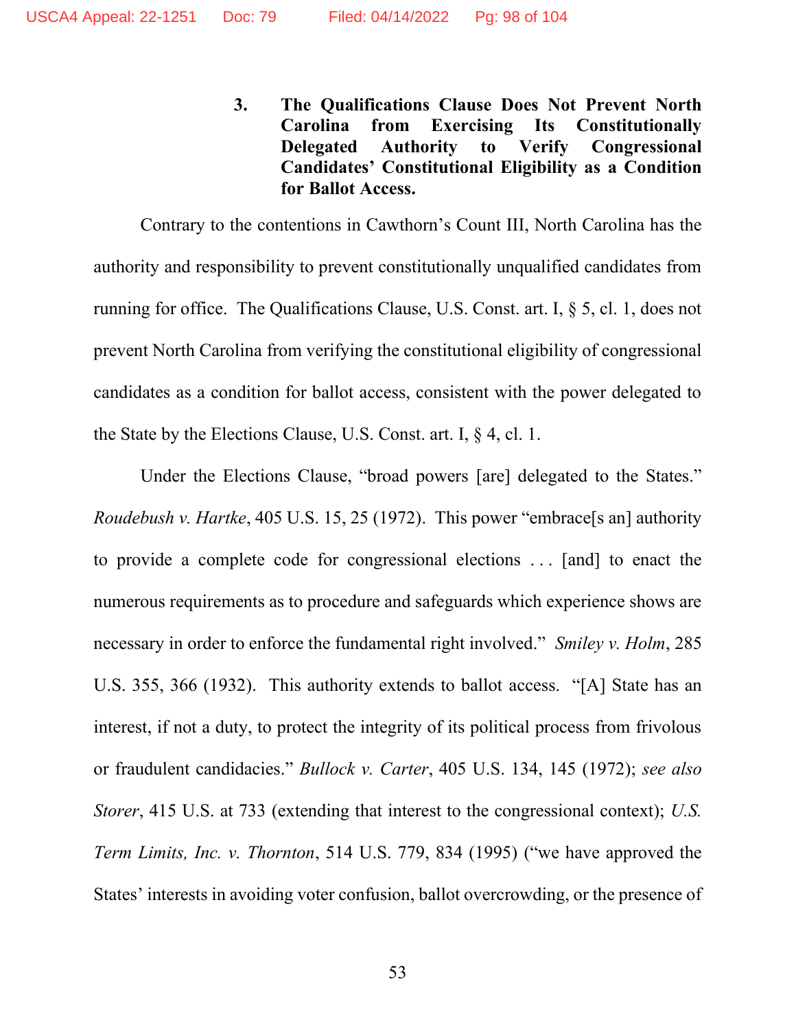### 3. The Qualifications Clause Does Not Prevent North Carolina from Exercising Its Constitutionally Delegated Authority to Verify Congressional Candidates' Constitutional Eligibility as a Condition for Ballot Access.

Contrary to the contentions in Cawthorn's Count III, North Carolina has the authority and responsibility to prevent constitutionally unqualified candidates from running for office. The Qualifications Clause, U.S. Const. art. I, § 5, cl. 1, does not prevent North Carolina from verifying the constitutional eligibility of congressional candidates as a condition for ballot access, consistent with the power delegated to the State by the Elections Clause, U.S. Const. art. I, § 4, cl. 1.

Under the Elections Clause, "broad powers [are] delegated to the States." *Roudebush v. Hartke*, 405 U.S. 15, 25 (1972). This power "embrace[s an] authority to provide a complete code for congressional elections . . . [and] to enact the numerous requirements as to procedure and safeguards which experience shows are necessary in order to enforce the fundamental right involved." *Smiley v. Holm*, 285 U.S. 355, 366 (1932). This authority extends to ballot access. "[A] State has an interest, if not a duty, to protect the integrity of its political process from frivolous or fraudulent candidacies." *Bullock v. Carter*, 405 U.S. 134, 145 (1972); *see also Storer*, 415 U.S. at 733 (extending that interest to the congressional context); *U.S. Term Limits, Inc. v. Thornton*, 514 U.S. 779, 834 (1995) ("we have approved the States' interests in avoiding voter confusion, ballot overcrowding, or the presence of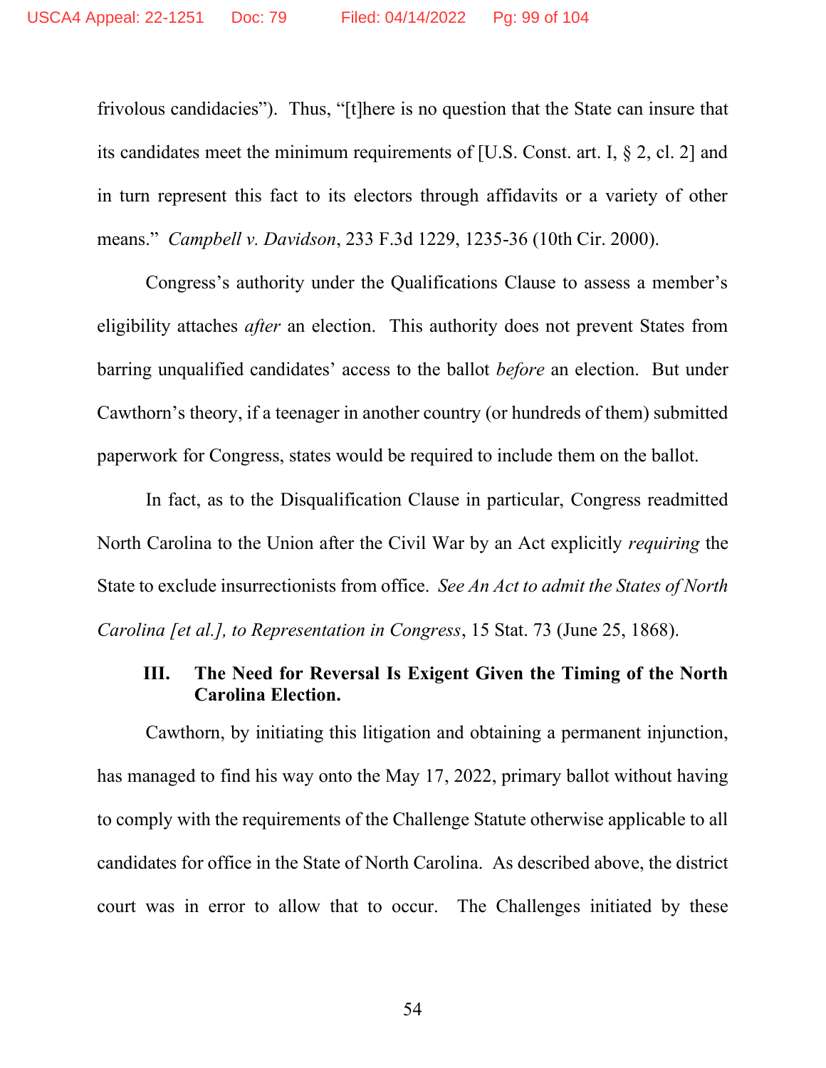frivolous candidacies"). Thus, "[t]here is no question that the State can insure that its candidates meet the minimum requirements of [U.S. Const. art. I, § 2, cl. 2] and in turn represent this fact to its electors through affidavits or a variety of other means." *Campbell v. Davidson*, 233 F.3d 1229, 1235-36 (10th Cir. 2000).

Congress's authority under the Qualifications Clause to assess a member's eligibility attaches *after* an election. This authority does not prevent States from barring unqualified candidates' access to the ballot *before* an election. But under Cawthorn's theory, if a teenager in another country (or hundreds of them) submitted paperwork for Congress, states would be required to include them on the ballot.

In fact, as to the Disqualification Clause in particular, Congress readmitted North Carolina to the Union after the Civil War by an Act explicitly *requiring* the State to exclude insurrectionists from office. *See An Act to admit the States of North Carolina [et al.], to Representation in Congress*, 15 Stat. 73 (June 25, 1868).

### III. The Need for Reversal Is Exigent Given the Timing of the North Carolina Election.

Cawthorn, by initiating this litigation and obtaining a permanent injunction, has managed to find his way onto the May 17, 2022, primary ballot without having to comply with the requirements of the Challenge Statute otherwise applicable to all candidates for office in the State of North Carolina. As described above, the district court was in error to allow that to occur. The Challenges initiated by these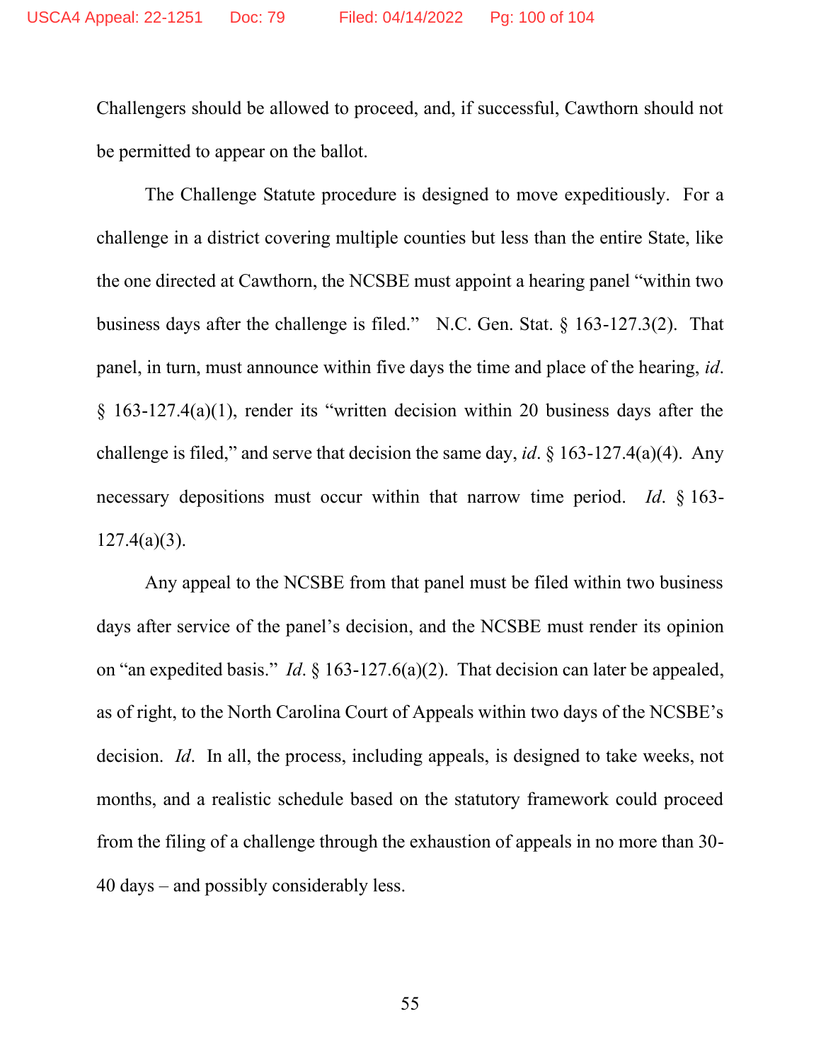Challengers should be allowed to proceed, and, if successful, Cawthorn should not be permitted to appear on the ballot.

The Challenge Statute procedure is designed to move expeditiously. For a challenge in a district covering multiple counties but less than the entire State, like the one directed at Cawthorn, the NCSBE must appoint a hearing panel "within two business days after the challenge is filed." N.C. Gen. Stat. § 163-127.3(2). That panel, in turn, must announce within five days the time and place of the hearing, *id*. § 163-127.4(a)(1), render its "written decision within 20 business days after the challenge is filed," and serve that decision the same day, *id*. § 163-127.4(a)(4). Any necessary depositions must occur within that narrow time period. *Id*. § 163-127.4(a)(3).

Any appeal to the NCSBE from that panel must be filed within two business days after service of the panel's decision, and the NCSBE must render its opinion on "an expedited basis." *Id*. § 163-127.6(a)(2). That decision can later be appealed, as of right, to the North Carolina Court of Appeals within two days of the NCSBE's decision. *Id*. In all, the process, including appeals, is designed to take weeks, not months, and a realistic schedule based on the statutory framework could proceed from the filing of a challenge through the exhaustion of appeals in no more than 30-40 days – and possibly considerably less.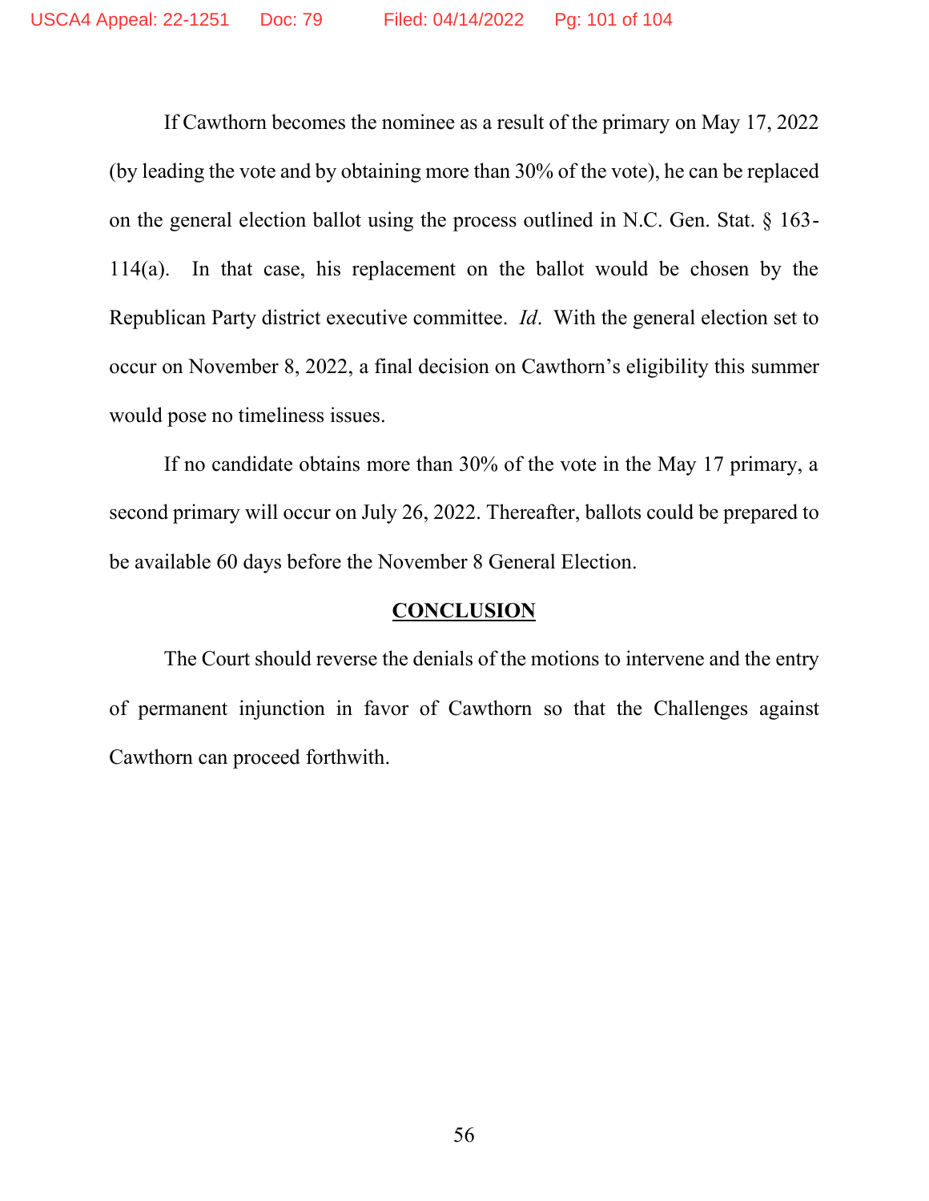If Cawthorn becomes the nominee as a result of the primary on May 17, 2022 (by leading the vote and by obtaining more than 30% of the vote), he can be replaced on the general election ballot using the process outlined in N.C. Gen. Stat. § 163-114(a). In that case, his replacement on the ballot would be chosen by the Republican Party district executive committee. *Id*. With the general election set to occur on November 8, 2022, a final decision on Cawthorn's eligibility this summer would pose no timeliness issues.

If no candidate obtains more than 30% of the vote in the May 17 primary, a second primary will occur on July 26, 2022. Thereafter, ballots could be prepared to be available 60 days before the November 8 General Election.

## CONCLUSION

The Court should reverse the denials of the motions to intervene and the entry of permanent injunction in favor of Cawthorn so that the Challenges against Cawthorn can proceed forthwith.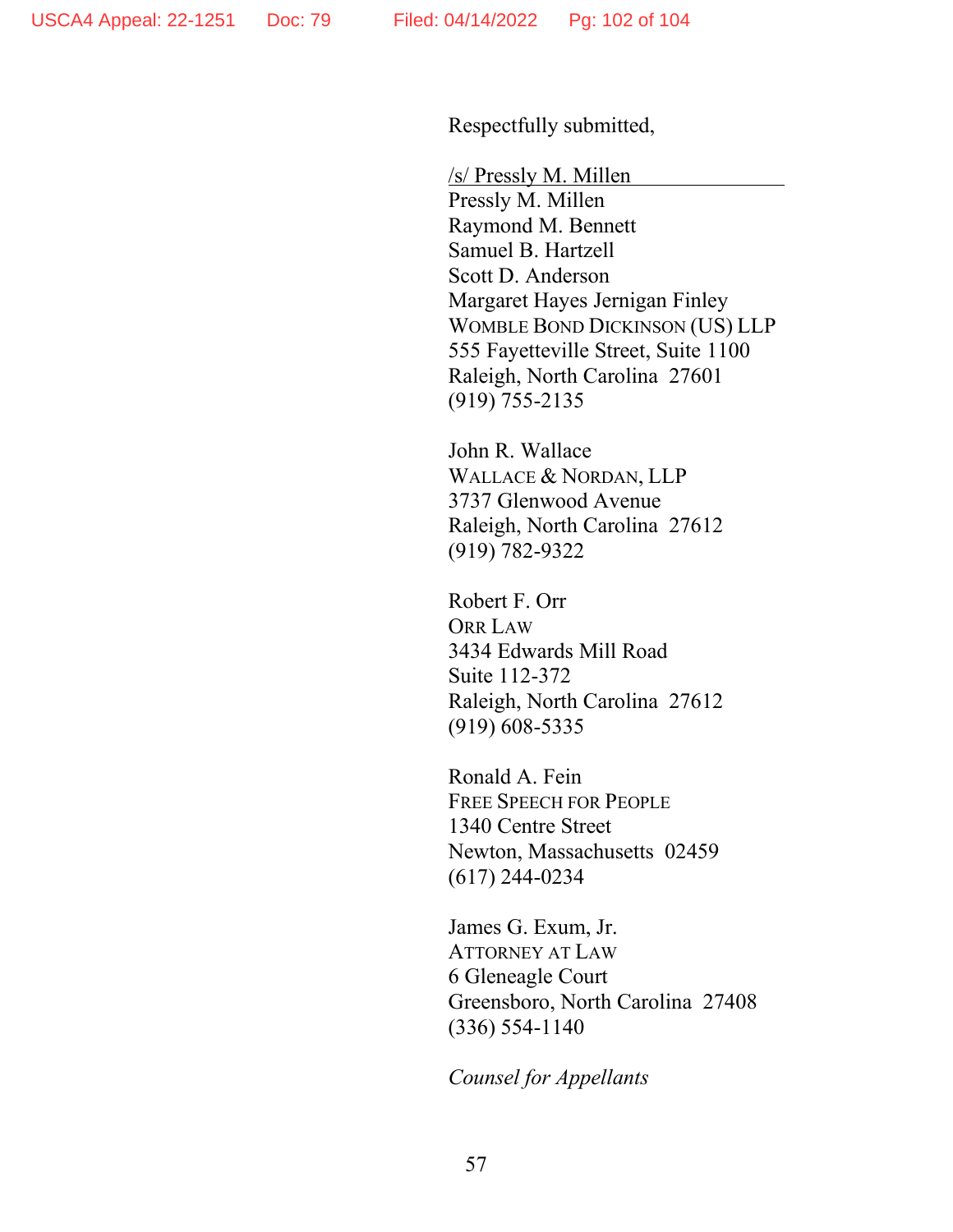Respectfully submitted,

/s/ Pressly M. Millen
Pressly M. Millen
Raymond M. Bennett
Samuel B. Hartzell
Scott D. Anderson
Margaret Hayes Jernigan Finley
WOMBLE BOND DICKINSON (US) LLP
555 Fayetteville Street, Suite 1100
Raleigh, North Carolina 27601
(919) 755-2135

John R. Wallace
WALLACE & NORDAN, LLP
3737 Glenwood Avenue
Raleigh, North Carolina 27612
(919) 782-9322

Robert F. Orr
ORR LAW
3434 Edwards Mill Road
Suite 112-372
Raleigh, North Carolina 27612
(919) 608-5335

Ronald A. Fein
FREE SPEECH FOR PEOPLE
1340 Centre Street
Newton, Massachusetts 02459
(617) 244-0234

James G. Exum, Jr.
ATTORNEY AT LAW
6 Gleneagle Court
Greensboro, North Carolina 27408
(336) 554-1140

*Counsel for Appellants*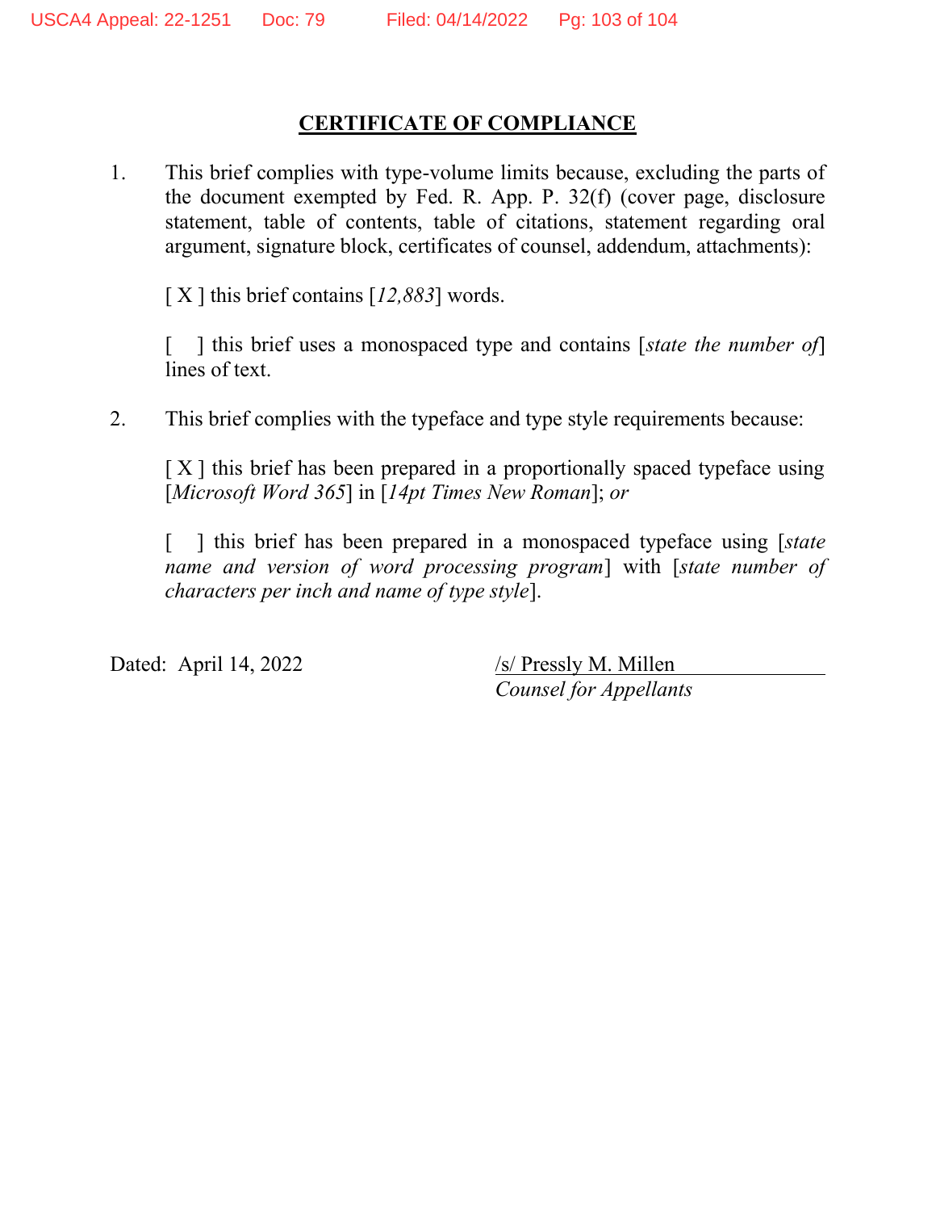## CERTIFICATE OF COMPLIANCE

1. This brief complies with type-volume limits because, excluding the parts of the document exempted by Fed. R. App. P. 32(f) (cover page, disclosure statement, table of contents, table of citations, statement regarding oral argument, signature block, certificates of counsel, addendum, attachments):

   [ X ] this brief contains [*12,883*] words.

   [ ] this brief uses a monospaced type and contains [*state the number of*] lines of text.

2. This brief complies with the typeface and type style requirements because:

   [ X ] this brief has been prepared in a proportionally spaced typeface using [*Microsoft Word 365*] in [*14pt Times New Roman*]; *or*

   [ ] this brief has been prepared in a monospaced typeface using [*state name and version of word processing program*] with [*state number of characters per inch and name of type style*].

Dated: April 14, 2022

/s/ Pressly M. Millen
*Counsel for Appellants*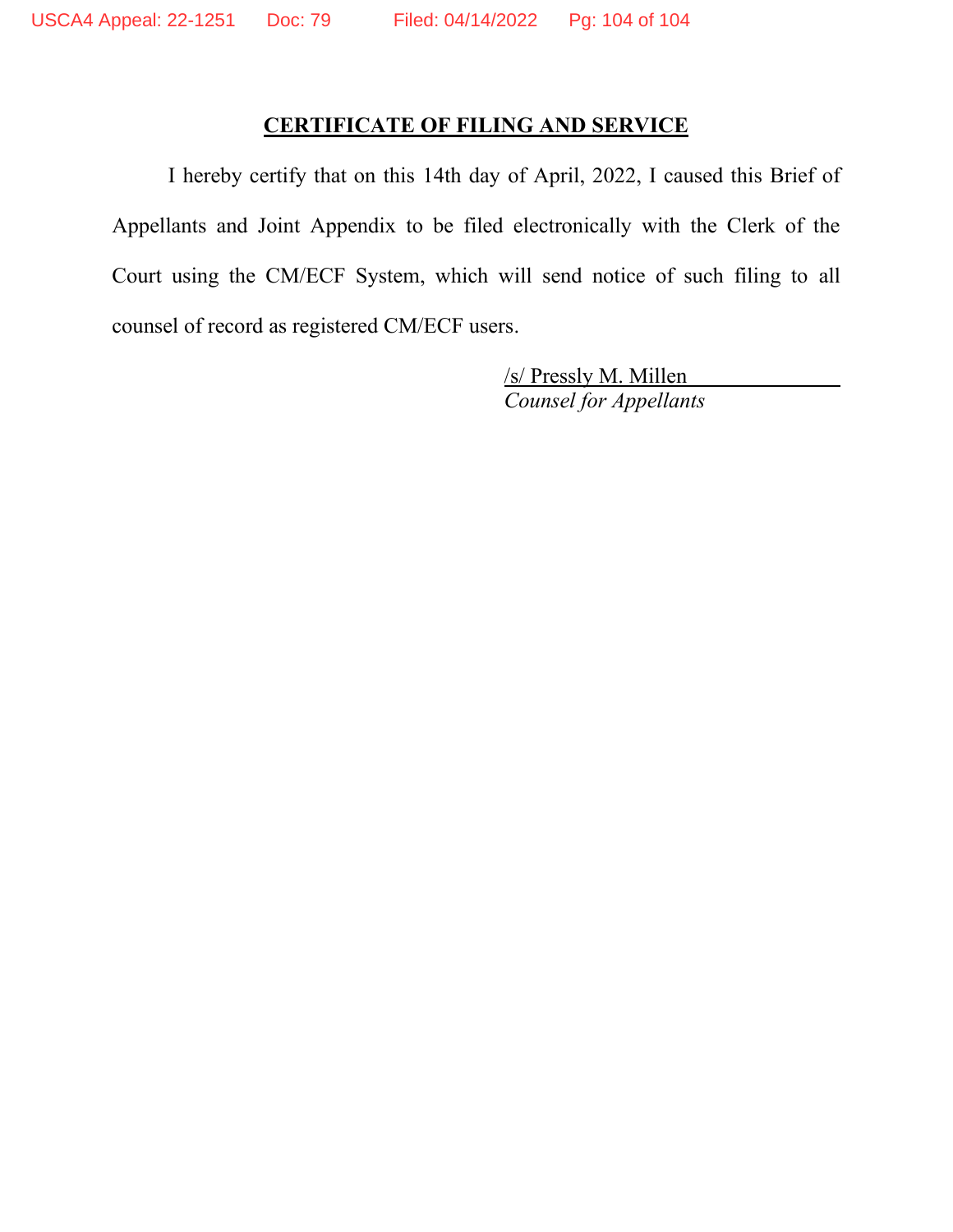## CERTIFICATE OF FILING AND SERVICE

I hereby certify that on this 14th day of April, 2022, I caused this Brief of Appellants and Joint Appendix to be filed electronically with the Clerk of the Court using the CM/ECF System, which will send notice of such filing to all counsel of record as registered CM/ECF users.

/s/ Pressly M. Millen
*Counsel for Appellants*